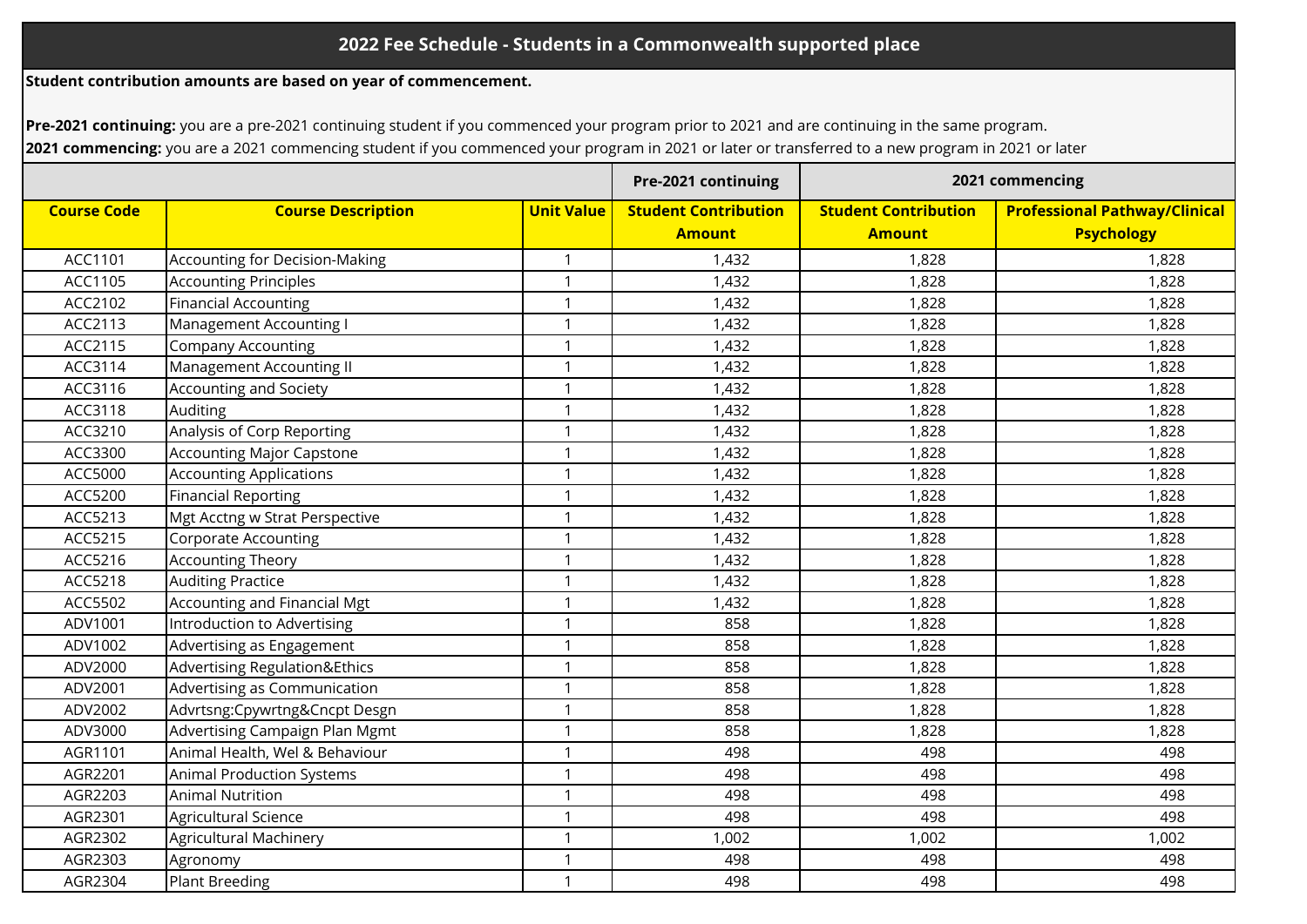## 2022 Fee Schedule - Students in a Commonwealth supported place

**Student contribution amounts are based on year of commencement.**

**Pre-2021 continuing:** you are a pre-2021 continuing student if you commenced your program prior to 2021 and are continuing in the same program.

**2021 commencing:** you are a 2021 commencing student if you commenced your program in 2021 or later or transferred to a new program in 2021 or later

| | | | Pre-2021 continuing | 2021 commencing | |
|---|---|---|---|---|---|
| **Course Code** | **Course Description** | **Unit Value** | **Student Contribution Amount** | **Student Contribution Amount** | **Professional Pathway/Clinical Psychology** |
| ACC1101 | Accounting for Decision-Making | 1 | 1,432 | 1,828 | 1,828 |
| ACC1105 | Accounting Principles | 1 | 1,432 | 1,828 | 1,828 |
| ACC2102 | Financial Accounting | 1 | 1,432 | 1,828 | 1,828 |
| ACC2113 | Management Accounting I | 1 | 1,432 | 1,828 | 1,828 |
| ACC2115 | Company Accounting | 1 | 1,432 | 1,828 | 1,828 |
| ACC3114 | Management Accounting II | 1 | 1,432 | 1,828 | 1,828 |
| ACC3116 | Accounting and Society | 1 | 1,432 | 1,828 | 1,828 |
| ACC3118 | Auditing | 1 | 1,432 | 1,828 | 1,828 |
| ACC3210 | Analysis of Corp Reporting | 1 | 1,432 | 1,828 | 1,828 |
| ACC3300 | Accounting Major Capstone | 1 | 1,432 | 1,828 | 1,828 |
| ACC5000 | Accounting Applications | 1 | 1,432 | 1,828 | 1,828 |
| ACC5200 | Financial Reporting | 1 | 1,432 | 1,828 | 1,828 |
| ACC5213 | Mgt Acctng w Strat Perspective | 1 | 1,432 | 1,828 | 1,828 |
| ACC5215 | Corporate Accounting | 1 | 1,432 | 1,828 | 1,828 |
| ACC5216 | Accounting Theory | 1 | 1,432 | 1,828 | 1,828 |
| ACC5218 | Auditing Practice | 1 | 1,432 | 1,828 | 1,828 |
| ACC5502 | Accounting and Financial Mgt | 1 | 1,432 | 1,828 | 1,828 |
| ADV1001 | Introduction to Advertising | 1 | 858 | 1,828 | 1,828 |
| ADV1002 | Advertising as Engagement | 1 | 858 | 1,828 | 1,828 |
| ADV2000 | Advertising Regulation&Ethics | 1 | 858 | 1,828 | 1,828 |
| ADV2001 | Advertising as Communication | 1 | 858 | 1,828 | 1,828 |
| ADV2002 | Advrtsng:Cpywrtng&Cncpt Desgn | 1 | 858 | 1,828 | 1,828 |
| ADV3000 | Advertising Campaign Plan Mgmt | 1 | 858 | 1,828 | 1,828 |
| AGR1101 | Animal Health, Wel & Behaviour | 1 | 498 | 498 | 498 |
| AGR2201 | Animal Production Systems | 1 | 498 | 498 | 498 |
| AGR2203 | Animal Nutrition | 1 | 498 | 498 | 498 |
| AGR2301 | Agricultural Science | 1 | 498 | 498 | 498 |
| AGR2302 | Agricultural Machinery | 1 | 1,002 | 1,002 | 1,002 |
| AGR2303 | Agronomy | 1 | 498 | 498 | 498 |
| AGR2304 | Plant Breeding | 1 | 498 | 498 | 498 |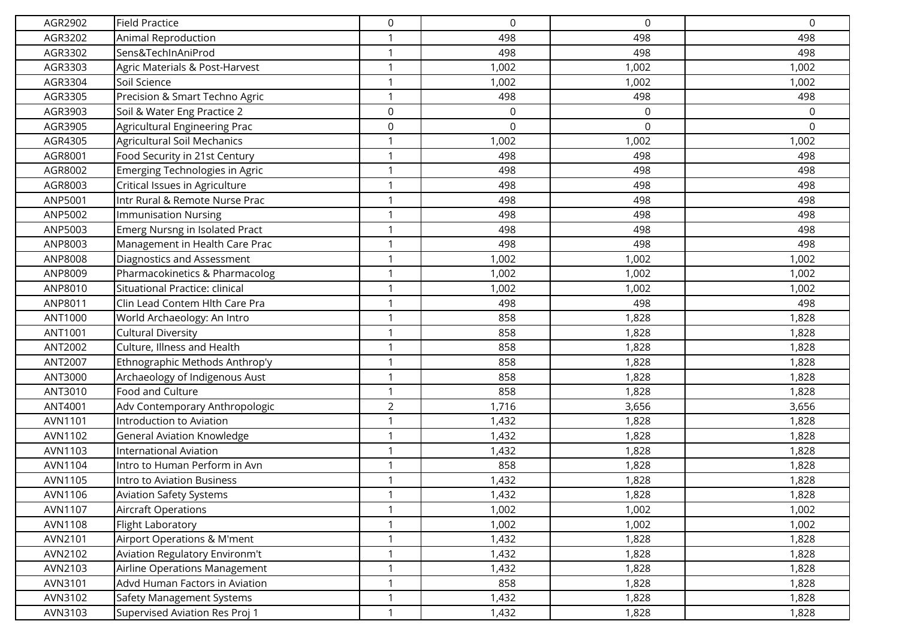| | | | | | |
|---|---|---|---|---|---|
| AGR2902 | Field Practice | 0 | 0 | 0 | 0 |
| AGR3202 | Animal Reproduction | 1 | 498 | 498 | 498 |
| AGR3302 | Sens&TechInAniProd | 1 | 498 | 498 | 498 |
| AGR3303 | Agric Materials & Post-Harvest | 1 | 1,002 | 1,002 | 1,002 |
| AGR3304 | Soil Science | 1 | 1,002 | 1,002 | 1,002 |
| AGR3305 | Precision & Smart Techno Agric | 1 | 498 | 498 | 498 |
| AGR3903 | Soil & Water Eng Practice 2 | 0 | 0 | 0 | 0 |
| AGR3905 | Agricultural Engineering Prac | 0 | 0 | 0 | 0 |
| AGR4305 | Agricultural Soil Mechanics | 1 | 1,002 | 1,002 | 1,002 |
| AGR8001 | Food Security in 21st Century | 1 | 498 | 498 | 498 |
| AGR8002 | Emerging Technologies in Agric | 1 | 498 | 498 | 498 |
| AGR8003 | Critical Issues in Agriculture | 1 | 498 | 498 | 498 |
| ANP5001 | Intr Rural & Remote Nurse Prac | 1 | 498 | 498 | 498 |
| ANP5002 | Immunisation Nursing | 1 | 498 | 498 | 498 |
| ANP5003 | Emerg Nursng in Isolated Pract | 1 | 498 | 498 | 498 |
| ANP8003 | Management in Health Care Prac | 1 | 498 | 498 | 498 |
| ANP8008 | Diagnostics and Assessment | 1 | 1,002 | 1,002 | 1,002 |
| ANP8009 | Pharmacokinetics & Pharmacolog | 1 | 1,002 | 1,002 | 1,002 |
| ANP8010 | Situational Practice: clinical | 1 | 1,002 | 1,002 | 1,002 |
| ANP8011 | Clin Lead Contem Hlth Care Pra | 1 | 498 | 498 | 498 |
| ANT1000 | World Archaeology: An Intro | 1 | 858 | 1,828 | 1,828 |
| ANT1001 | Cultural Diversity | 1 | 858 | 1,828 | 1,828 |
| ANT2002 | Culture, Illness and Health | 1 | 858 | 1,828 | 1,828 |
| ANT2007 | Ethnographic Methods Anthrop'y | 1 | 858 | 1,828 | 1,828 |
| ANT3000 | Archaeology of Indigenous Aust | 1 | 858 | 1,828 | 1,828 |
| ANT3010 | Food and Culture | 1 | 858 | 1,828 | 1,828 |
| ANT4001 | Adv Contemporary Anthropologic | 2 | 1,716 | 3,656 | 3,656 |
| AVN1101 | Introduction to Aviation | 1 | 1,432 | 1,828 | 1,828 |
| AVN1102 | General Aviation Knowledge | 1 | 1,432 | 1,828 | 1,828 |
| AVN1103 | International Aviation | 1 | 1,432 | 1,828 | 1,828 |
| AVN1104 | Intro to Human Perform in Avn | 1 | 858 | 1,828 | 1,828 |
| AVN1105 | Intro to Aviation Business | 1 | 1,432 | 1,828 | 1,828 |
| AVN1106 | Aviation Safety Systems | 1 | 1,432 | 1,828 | 1,828 |
| AVN1107 | Aircraft Operations | 1 | 1,002 | 1,002 | 1,002 |
| AVN1108 | Flight Laboratory | 1 | 1,002 | 1,002 | 1,002 |
| AVN2101 | Airport Operations & M'ment | 1 | 1,432 | 1,828 | 1,828 |
| AVN2102 | Aviation Regulatory Environm't | 1 | 1,432 | 1,828 | 1,828 |
| AVN2103 | Airline Operations Management | 1 | 1,432 | 1,828 | 1,828 |
| AVN3101 | Advd Human Factors in Aviation | 1 | 858 | 1,828 | 1,828 |
| AVN3102 | Safety Management Systems | 1 | 1,432 | 1,828 | 1,828 |
| AVN3103 | Supervised Aviation Res Proj 1 | 1 | 1,432 | 1,828 | 1,828 |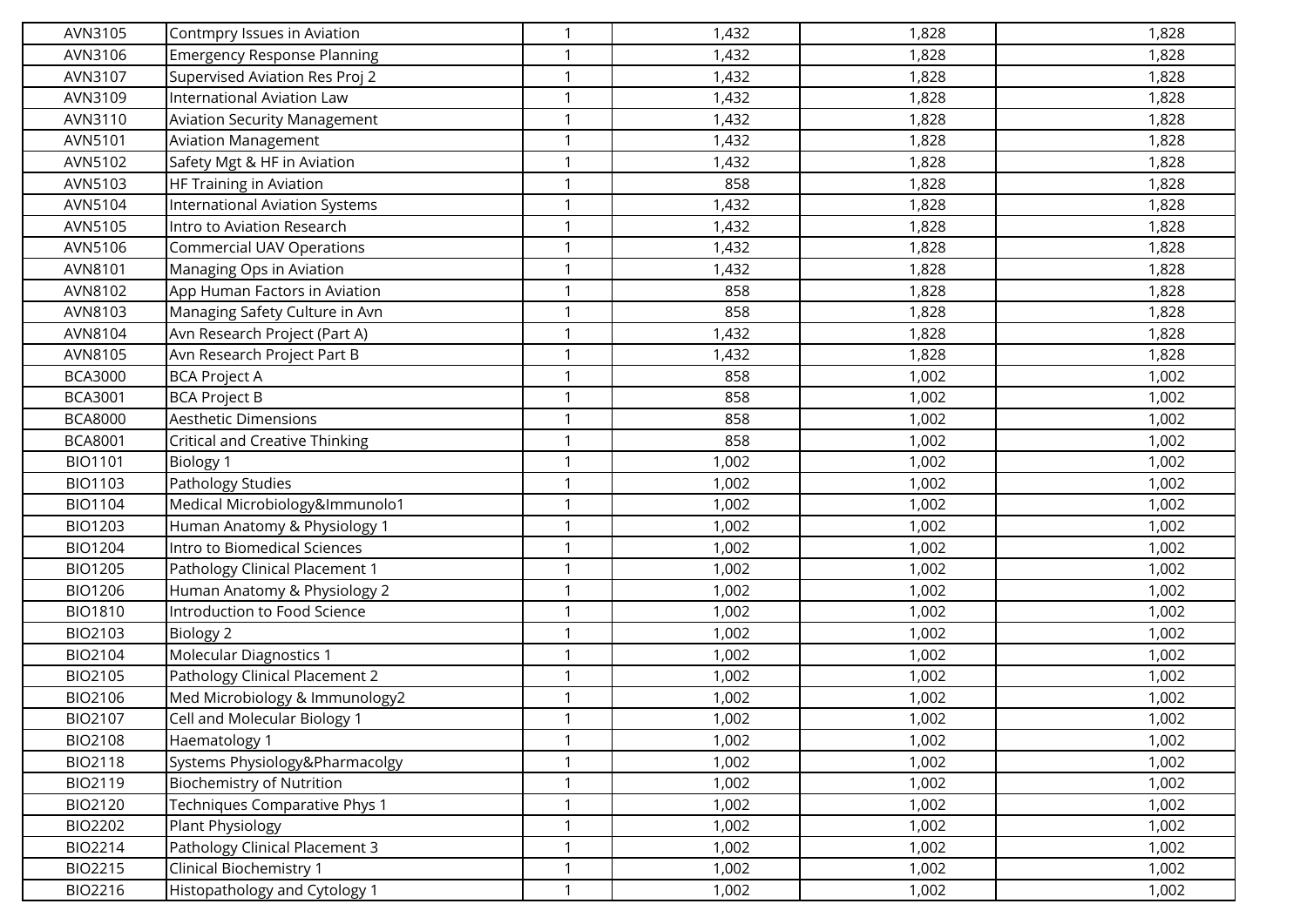| | | | | | |
|---|---|---|---|---|---|
| AVN3105 | Contmpry Issues in Aviation | 1 | 1,432 | 1,828 | 1,828 |
| AVN3106 | Emergency Response Planning | 1 | 1,432 | 1,828 | 1,828 |
| AVN3107 | Supervised Aviation Res Proj 2 | 1 | 1,432 | 1,828 | 1,828 |
| AVN3109 | International Aviation Law | 1 | 1,432 | 1,828 | 1,828 |
| AVN3110 | Aviation Security Management | 1 | 1,432 | 1,828 | 1,828 |
| AVN5101 | Aviation Management | 1 | 1,432 | 1,828 | 1,828 |
| AVN5102 | Safety Mgt & HF in Aviation | 1 | 1,432 | 1,828 | 1,828 |
| AVN5103 | HF Training in Aviation | 1 | 858 | 1,828 | 1,828 |
| AVN5104 | International Aviation Systems | 1 | 1,432 | 1,828 | 1,828 |
| AVN5105 | Intro to Aviation Research | 1 | 1,432 | 1,828 | 1,828 |
| AVN5106 | Commercial UAV Operations | 1 | 1,432 | 1,828 | 1,828 |
| AVN8101 | Managing Ops in Aviation | 1 | 1,432 | 1,828 | 1,828 |
| AVN8102 | App Human Factors in Aviation | 1 | 858 | 1,828 | 1,828 |
| AVN8103 | Managing Safety Culture in Avn | 1 | 858 | 1,828 | 1,828 |
| AVN8104 | Avn Research Project (Part A) | 1 | 1,432 | 1,828 | 1,828 |
| AVN8105 | Avn Research Project Part B | 1 | 1,432 | 1,828 | 1,828 |
| BCA3000 | BCA Project A | 1 | 858 | 1,002 | 1,002 |
| BCA3001 | BCA Project B | 1 | 858 | 1,002 | 1,002 |
| BCA8000 | Aesthetic Dimensions | 1 | 858 | 1,002 | 1,002 |
| BCA8001 | Critical and Creative Thinking | 1 | 858 | 1,002 | 1,002 |
| BIO1101 | Biology 1 | 1 | 1,002 | 1,002 | 1,002 |
| BIO1103 | Pathology Studies | 1 | 1,002 | 1,002 | 1,002 |
| BIO1104 | Medical Microbiology&Immunolo1 | 1 | 1,002 | 1,002 | 1,002 |
| BIO1203 | Human Anatomy & Physiology 1 | 1 | 1,002 | 1,002 | 1,002 |
| BIO1204 | Intro to Biomedical Sciences | 1 | 1,002 | 1,002 | 1,002 |
| BIO1205 | Pathology Clinical Placement 1 | 1 | 1,002 | 1,002 | 1,002 |
| BIO1206 | Human Anatomy & Physiology 2 | 1 | 1,002 | 1,002 | 1,002 |
| BIO1810 | Introduction to Food Science | 1 | 1,002 | 1,002 | 1,002 |
| BIO2103 | Biology 2 | 1 | 1,002 | 1,002 | 1,002 |
| BIO2104 | Molecular Diagnostics 1 | 1 | 1,002 | 1,002 | 1,002 |
| BIO2105 | Pathology Clinical Placement 2 | 1 | 1,002 | 1,002 | 1,002 |
| BIO2106 | Med Microbiology & Immunology2 | 1 | 1,002 | 1,002 | 1,002 |
| BIO2107 | Cell and Molecular Biology 1 | 1 | 1,002 | 1,002 | 1,002 |
| BIO2108 | Haematology 1 | 1 | 1,002 | 1,002 | 1,002 |
| BIO2118 | Systems Physiology&Pharmacolgy | 1 | 1,002 | 1,002 | 1,002 |
| BIO2119 | Biochemistry of Nutrition | 1 | 1,002 | 1,002 | 1,002 |
| BIO2120 | Techniques Comparative Phys 1 | 1 | 1,002 | 1,002 | 1,002 |
| BIO2202 | Plant Physiology | 1 | 1,002 | 1,002 | 1,002 |
| BIO2214 | Pathology Clinical Placement 3 | 1 | 1,002 | 1,002 | 1,002 |
| BIO2215 | Clinical Biochemistry 1 | 1 | 1,002 | 1,002 | 1,002 |
| BIO2216 | Histopathology and Cytology 1 | 1 | 1,002 | 1,002 | 1,002 |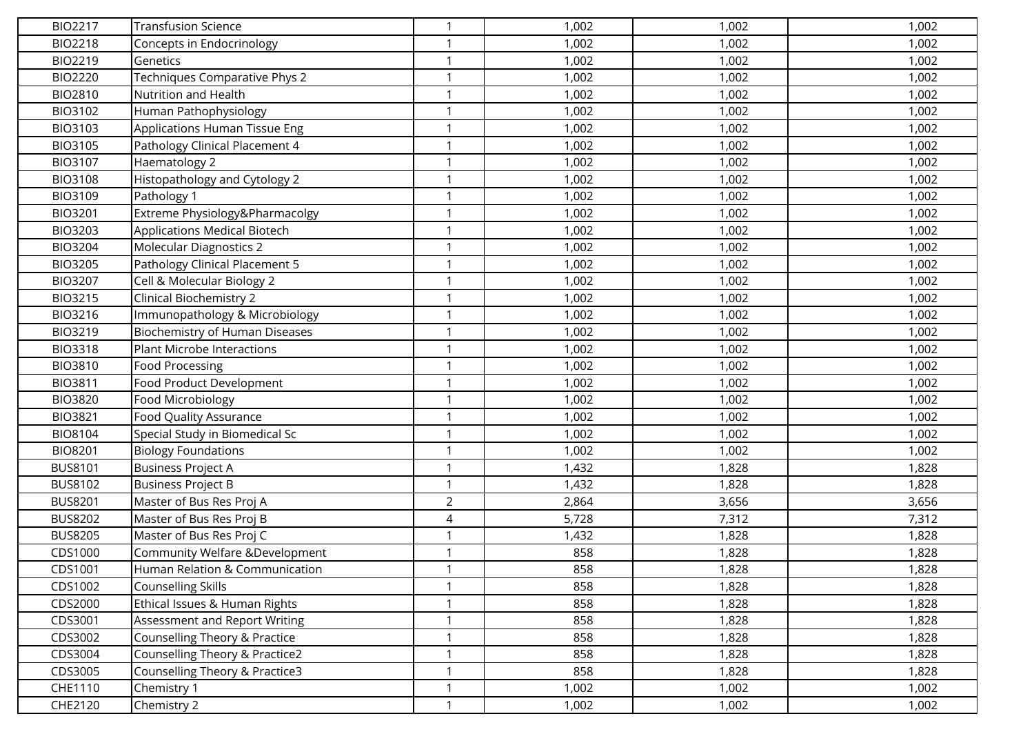| | | | | | |
|---|---|---|---|---|---|
| BIO2217 | Transfusion Science | 1 | 1,002 | 1,002 | 1,002 |
| BIO2218 | Concepts in Endocrinology | 1 | 1,002 | 1,002 | 1,002 |
| BIO2219 | Genetics | 1 | 1,002 | 1,002 | 1,002 |
| BIO2220 | Techniques Comparative Phys 2 | 1 | 1,002 | 1,002 | 1,002 |
| BIO2810 | Nutrition and Health | 1 | 1,002 | 1,002 | 1,002 |
| BIO3102 | Human Pathophysiology | 1 | 1,002 | 1,002 | 1,002 |
| BIO3103 | Applications Human Tissue Eng | 1 | 1,002 | 1,002 | 1,002 |
| BIO3105 | Pathology Clinical Placement 4 | 1 | 1,002 | 1,002 | 1,002 |
| BIO3107 | Haematology 2 | 1 | 1,002 | 1,002 | 1,002 |
| BIO3108 | Histopathology and Cytology 2 | 1 | 1,002 | 1,002 | 1,002 |
| BIO3109 | Pathology 1 | 1 | 1,002 | 1,002 | 1,002 |
| BIO3201 | Extreme Physiology&Pharmacolgy | 1 | 1,002 | 1,002 | 1,002 |
| BIO3203 | Applications Medical Biotech | 1 | 1,002 | 1,002 | 1,002 |
| BIO3204 | Molecular Diagnostics 2 | 1 | 1,002 | 1,002 | 1,002 |
| BIO3205 | Pathology Clinical Placement 5 | 1 | 1,002 | 1,002 | 1,002 |
| BIO3207 | Cell & Molecular Biology 2 | 1 | 1,002 | 1,002 | 1,002 |
| BIO3215 | Clinical Biochemistry 2 | 1 | 1,002 | 1,002 | 1,002 |
| BIO3216 | Immunopathology & Microbiology | 1 | 1,002 | 1,002 | 1,002 |
| BIO3219 | Biochemistry of Human Diseases | 1 | 1,002 | 1,002 | 1,002 |
| BIO3318 | Plant Microbe Interactions | 1 | 1,002 | 1,002 | 1,002 |
| BIO3810 | Food Processing | 1 | 1,002 | 1,002 | 1,002 |
| BIO3811 | Food Product Development | 1 | 1,002 | 1,002 | 1,002 |
| BIO3820 | Food Microbiology | 1 | 1,002 | 1,002 | 1,002 |
| BIO3821 | Food Quality Assurance | 1 | 1,002 | 1,002 | 1,002 |
| BIO8104 | Special Study in Biomedical Sc | 1 | 1,002 | 1,002 | 1,002 |
| BIO8201 | Biology Foundations | 1 | 1,002 | 1,002 | 1,002 |
| BUS8101 | Business Project A | 1 | 1,432 | 1,828 | 1,828 |
| BUS8102 | Business Project B | 1 | 1,432 | 1,828 | 1,828 |
| BUS8201 | Master of Bus Res Proj A | 2 | 2,864 | 3,656 | 3,656 |
| BUS8202 | Master of Bus Res Proj B | 4 | 5,728 | 7,312 | 7,312 |
| BUS8205 | Master of Bus Res Proj C | 1 | 1,432 | 1,828 | 1,828 |
| CDS1000 | Community Welfare &Development | 1 | 858 | 1,828 | 1,828 |
| CDS1001 | Human Relation & Communication | 1 | 858 | 1,828 | 1,828 |
| CDS1002 | Counselling Skills | 1 | 858 | 1,828 | 1,828 |
| CDS2000 | Ethical Issues & Human Rights | 1 | 858 | 1,828 | 1,828 |
| CDS3001 | Assessment and Report Writing | 1 | 858 | 1,828 | 1,828 |
| CDS3002 | Counselling Theory & Practice | 1 | 858 | 1,828 | 1,828 |
| CDS3004 | Counselling Theory & Practice2 | 1 | 858 | 1,828 | 1,828 |
| CDS3005 | Counselling Theory & Practice3 | 1 | 858 | 1,828 | 1,828 |
| CHE1110 | Chemistry 1 | 1 | 1,002 | 1,002 | 1,002 |
| CHE2120 | Chemistry 2 | 1 | 1,002 | 1,002 | 1,002 |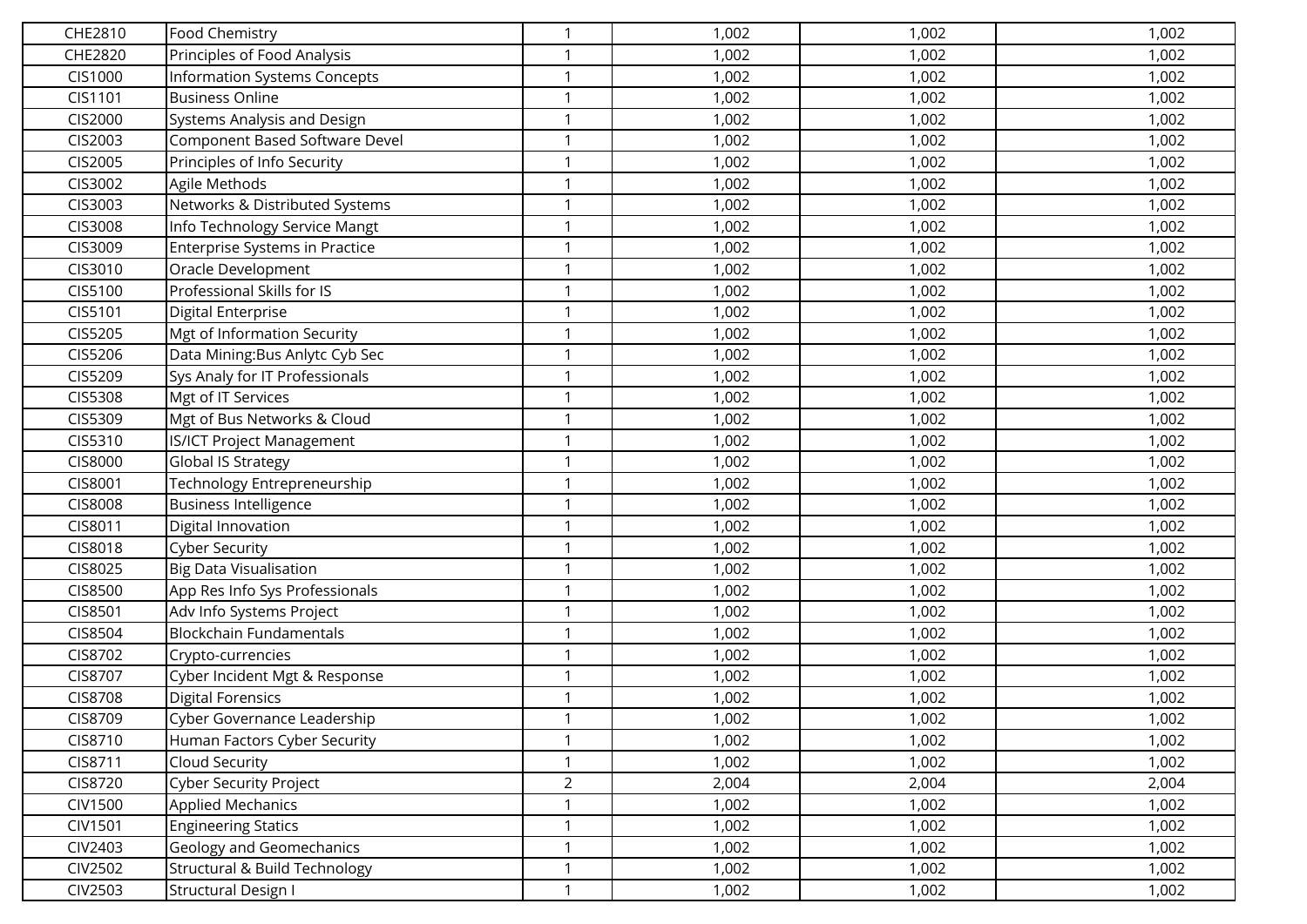| | | | | | |
|---|---|---|---|---|---|
| CHE2810 | Food Chemistry | 1 | 1,002 | 1,002 | 1,002 |
| CHE2820 | Principles of Food Analysis | 1 | 1,002 | 1,002 | 1,002 |
| CIS1000 | Information Systems Concepts | 1 | 1,002 | 1,002 | 1,002 |
| CIS1101 | Business Online | 1 | 1,002 | 1,002 | 1,002 |
| CIS2000 | Systems Analysis and Design | 1 | 1,002 | 1,002 | 1,002 |
| CIS2003 | Component Based Software Devel | 1 | 1,002 | 1,002 | 1,002 |
| CIS2005 | Principles of Info Security | 1 | 1,002 | 1,002 | 1,002 |
| CIS3002 | Agile Methods | 1 | 1,002 | 1,002 | 1,002 |
| CIS3003 | Networks & Distributed Systems | 1 | 1,002 | 1,002 | 1,002 |
| CIS3008 | Info Technology Service Mangt | 1 | 1,002 | 1,002 | 1,002 |
| CIS3009 | Enterprise Systems in Practice | 1 | 1,002 | 1,002 | 1,002 |
| CIS3010 | Oracle Development | 1 | 1,002 | 1,002 | 1,002 |
| CIS5100 | Professional Skills for IS | 1 | 1,002 | 1,002 | 1,002 |
| CIS5101 | Digital Enterprise | 1 | 1,002 | 1,002 | 1,002 |
| CIS5205 | Mgt of Information Security | 1 | 1,002 | 1,002 | 1,002 |
| CIS5206 | Data Mining:Bus Anlytc Cyb Sec | 1 | 1,002 | 1,002 | 1,002 |
| CIS5209 | Sys Analy for IT Professionals | 1 | 1,002 | 1,002 | 1,002 |
| CIS5308 | Mgt of IT Services | 1 | 1,002 | 1,002 | 1,002 |
| CIS5309 | Mgt of Bus Networks & Cloud | 1 | 1,002 | 1,002 | 1,002 |
| CIS5310 | IS/ICT Project Management | 1 | 1,002 | 1,002 | 1,002 |
| CIS8000 | Global IS Strategy | 1 | 1,002 | 1,002 | 1,002 |
| CIS8001 | Technology Entrepreneurship | 1 | 1,002 | 1,002 | 1,002 |
| CIS8008 | Business Intelligence | 1 | 1,002 | 1,002 | 1,002 |
| CIS8011 | Digital Innovation | 1 | 1,002 | 1,002 | 1,002 |
| CIS8018 | Cyber Security | 1 | 1,002 | 1,002 | 1,002 |
| CIS8025 | Big Data Visualisation | 1 | 1,002 | 1,002 | 1,002 |
| CIS8500 | App Res Info Sys Professionals | 1 | 1,002 | 1,002 | 1,002 |
| CIS8501 | Adv Info Systems Project | 1 | 1,002 | 1,002 | 1,002 |
| CIS8504 | Blockchain Fundamentals | 1 | 1,002 | 1,002 | 1,002 |
| CIS8702 | Crypto-currencies | 1 | 1,002 | 1,002 | 1,002 |
| CIS8707 | Cyber Incident Mgt & Response | 1 | 1,002 | 1,002 | 1,002 |
| CIS8708 | Digital Forensics | 1 | 1,002 | 1,002 | 1,002 |
| CIS8709 | Cyber Governance Leadership | 1 | 1,002 | 1,002 | 1,002 |
| CIS8710 | Human Factors Cyber Security | 1 | 1,002 | 1,002 | 1,002 |
| CIS8711 | Cloud Security | 1 | 1,002 | 1,002 | 1,002 |
| CIS8720 | Cyber Security Project | 2 | 2,004 | 2,004 | 2,004 |
| CIV1500 | Applied Mechanics | 1 | 1,002 | 1,002 | 1,002 |
| CIV1501 | Engineering Statics | 1 | 1,002 | 1,002 | 1,002 |
| CIV2403 | Geology and Geomechanics | 1 | 1,002 | 1,002 | 1,002 |
| CIV2502 | Structural & Build Technology | 1 | 1,002 | 1,002 | 1,002 |
| CIV2503 | Structural Design I | 1 | 1,002 | 1,002 | 1,002 |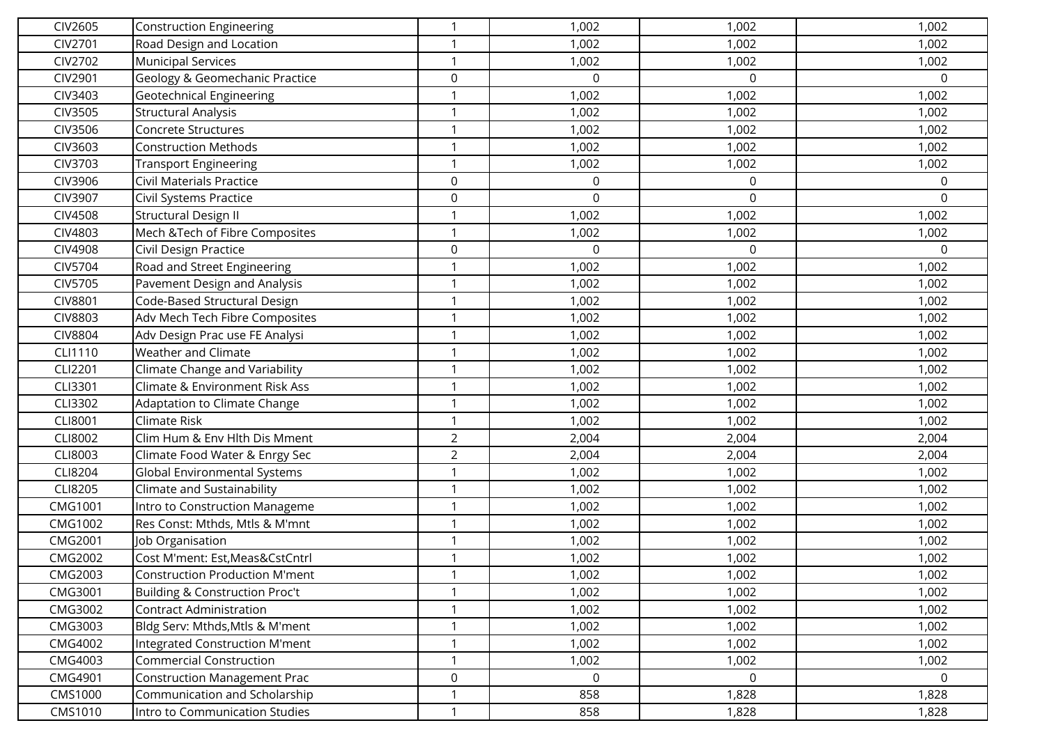| | | | | | |
|---|---|---|---|---|---|
| CIV2605 | Construction Engineering | 1 | 1,002 | 1,002 | 1,002 |
| CIV2701 | Road Design and Location | 1 | 1,002 | 1,002 | 1,002 |
| CIV2702 | Municipal Services | 1 | 1,002 | 1,002 | 1,002 |
| CIV2901 | Geology & Geomechanic Practice | 0 | 0 | 0 | 0 |
| CIV3403 | Geotechnical Engineering | 1 | 1,002 | 1,002 | 1,002 |
| CIV3505 | Structural Analysis | 1 | 1,002 | 1,002 | 1,002 |
| CIV3506 | Concrete Structures | 1 | 1,002 | 1,002 | 1,002 |
| CIV3603 | Construction Methods | 1 | 1,002 | 1,002 | 1,002 |
| CIV3703 | Transport Engineering | 1 | 1,002 | 1,002 | 1,002 |
| CIV3906 | Civil Materials Practice | 0 | 0 | 0 | 0 |
| CIV3907 | Civil Systems Practice | 0 | 0 | 0 | 0 |
| CIV4508 | Structural Design II | 1 | 1,002 | 1,002 | 1,002 |
| CIV4803 | Mech &Tech of Fibre Composites | 1 | 1,002 | 1,002 | 1,002 |
| CIV4908 | Civil Design Practice | 0 | 0 | 0 | 0 |
| CIV5704 | Road and Street Engineering | 1 | 1,002 | 1,002 | 1,002 |
| CIV5705 | Pavement Design and Analysis | 1 | 1,002 | 1,002 | 1,002 |
| CIV8801 | Code-Based Structural Design | 1 | 1,002 | 1,002 | 1,002 |
| CIV8803 | Adv Mech Tech Fibre Composites | 1 | 1,002 | 1,002 | 1,002 |
| CIV8804 | Adv Design Prac use FE Analysi | 1 | 1,002 | 1,002 | 1,002 |
| CLI1110 | Weather and Climate | 1 | 1,002 | 1,002 | 1,002 |
| CLI2201 | Climate Change and Variability | 1 | 1,002 | 1,002 | 1,002 |
| CLI3301 | Climate & Environment Risk Ass | 1 | 1,002 | 1,002 | 1,002 |
| CLI3302 | Adaptation to Climate Change | 1 | 1,002 | 1,002 | 1,002 |
| CLI8001 | Climate Risk | 1 | 1,002 | 1,002 | 1,002 |
| CLI8002 | Clim Hum & Env Hlth Dis Mment | 2 | 2,004 | 2,004 | 2,004 |
| CLI8003 | Climate Food Water & Enrgy Sec | 2 | 2,004 | 2,004 | 2,004 |
| CLI8204 | Global Environmental Systems | 1 | 1,002 | 1,002 | 1,002 |
| CLI8205 | Climate and Sustainability | 1 | 1,002 | 1,002 | 1,002 |
| CMG1001 | Intro to Construction Manageme | 1 | 1,002 | 1,002 | 1,002 |
| CMG1002 | Res Const: Mthds, Mtls & M'mnt | 1 | 1,002 | 1,002 | 1,002 |
| CMG2001 | Job Organisation | 1 | 1,002 | 1,002 | 1,002 |
| CMG2002 | Cost M'ment: Est,Meas&CstCntrl | 1 | 1,002 | 1,002 | 1,002 |
| CMG2003 | Construction Production M'ment | 1 | 1,002 | 1,002 | 1,002 |
| CMG3001 | Building & Construction Proc't | 1 | 1,002 | 1,002 | 1,002 |
| CMG3002 | Contract Administration | 1 | 1,002 | 1,002 | 1,002 |
| CMG3003 | Bldg Serv: Mthds,Mtls & M'ment | 1 | 1,002 | 1,002 | 1,002 |
| CMG4002 | Integrated Construction M'ment | 1 | 1,002 | 1,002 | 1,002 |
| CMG4003 | Commercial Construction | 1 | 1,002 | 1,002 | 1,002 |
| CMG4901 | Construction Management Prac | 0 | 0 | 0 | 0 |
| CMS1000 | Communication and Scholarship | 1 | 858 | 1,828 | 1,828 |
| CMS1010 | Intro to Communication Studies | 1 | 858 | 1,828 | 1,828 |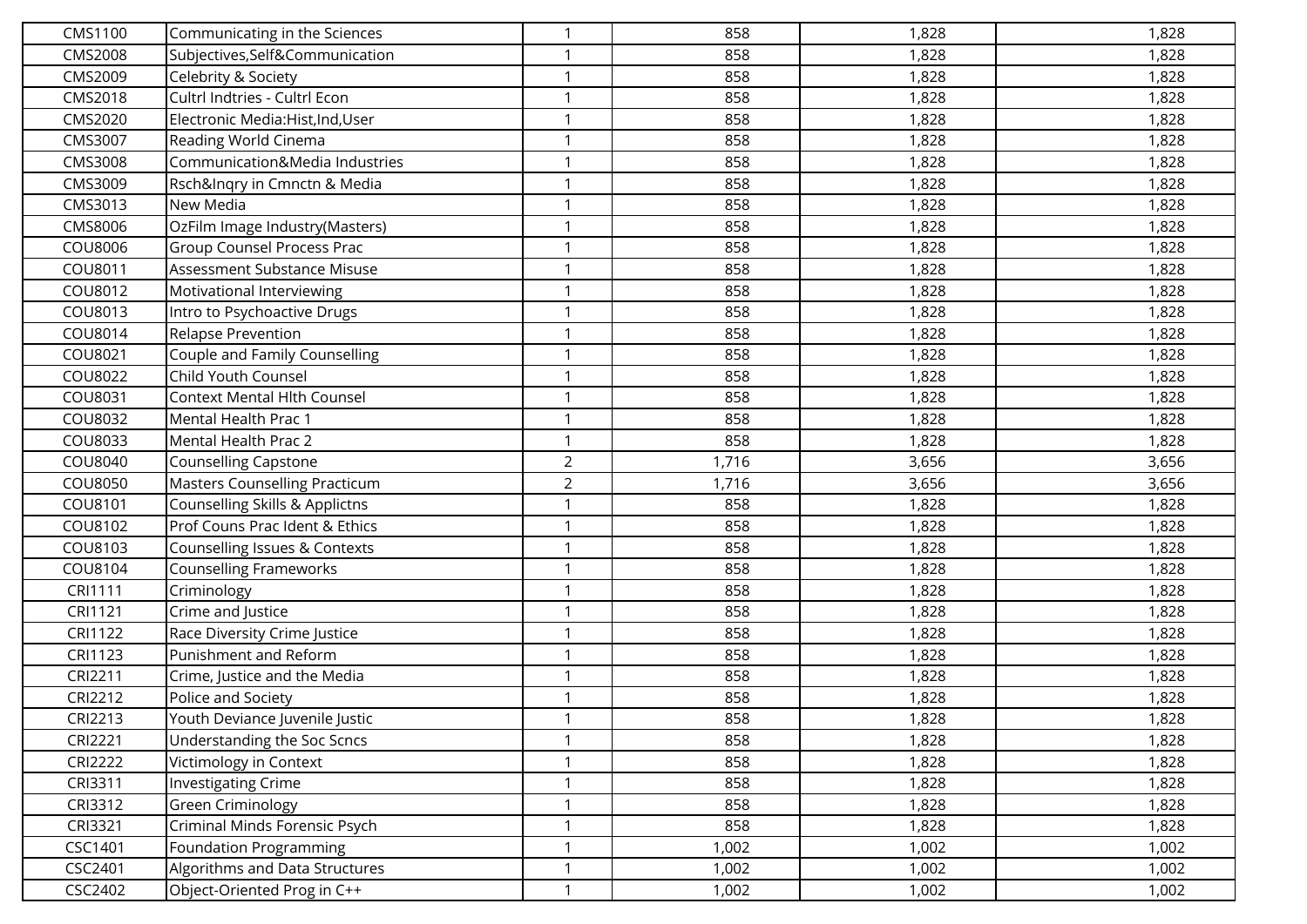| | | | | | |
|---|---|---|---|---|---|
| CMS1100 | Communicating in the Sciences | 1 | 858 | 1,828 | 1,828 |
| CMS2008 | Subjectives,Self&Communication | 1 | 858 | 1,828 | 1,828 |
| CMS2009 | Celebrity & Society | 1 | 858 | 1,828 | 1,828 |
| CMS2018 | Cultrl Indtries - Cultrl Econ | 1 | 858 | 1,828 | 1,828 |
| CMS2020 | Electronic Media:Hist,Ind,User | 1 | 858 | 1,828 | 1,828 |
| CMS3007 | Reading World Cinema | 1 | 858 | 1,828 | 1,828 |
| CMS3008 | Communication&Media Industries | 1 | 858 | 1,828 | 1,828 |
| CMS3009 | Rsch&Inqry in Cmnctn & Media | 1 | 858 | 1,828 | 1,828 |
| CMS3013 | New Media | 1 | 858 | 1,828 | 1,828 |
| CMS8006 | OzFilm Image Industry(Masters) | 1 | 858 | 1,828 | 1,828 |
| COU8006 | Group Counsel Process Prac | 1 | 858 | 1,828 | 1,828 |
| COU8011 | Assessment Substance Misuse | 1 | 858 | 1,828 | 1,828 |
| COU8012 | Motivational Interviewing | 1 | 858 | 1,828 | 1,828 |
| COU8013 | Intro to Psychoactive Drugs | 1 | 858 | 1,828 | 1,828 |
| COU8014 | Relapse Prevention | 1 | 858 | 1,828 | 1,828 |
| COU8021 | Couple and Family Counselling | 1 | 858 | 1,828 | 1,828 |
| COU8022 | Child Youth Counsel | 1 | 858 | 1,828 | 1,828 |
| COU8031 | Context Mental Hlth Counsel | 1 | 858 | 1,828 | 1,828 |
| COU8032 | Mental Health Prac 1 | 1 | 858 | 1,828 | 1,828 |
| COU8033 | Mental Health Prac 2 | 1 | 858 | 1,828 | 1,828 |
| COU8040 | Counselling Capstone | 2 | 1,716 | 3,656 | 3,656 |
| COU8050 | Masters Counselling Practicum | 2 | 1,716 | 3,656 | 3,656 |
| COU8101 | Counselling Skills & Applictns | 1 | 858 | 1,828 | 1,828 |
| COU8102 | Prof Couns Prac Ident & Ethics | 1 | 858 | 1,828 | 1,828 |
| COU8103 | Counselling Issues & Contexts | 1 | 858 | 1,828 | 1,828 |
| COU8104 | Counselling Frameworks | 1 | 858 | 1,828 | 1,828 |
| CRI1111 | Criminology | 1 | 858 | 1,828 | 1,828 |
| CRI1121 | Crime and Justice | 1 | 858 | 1,828 | 1,828 |
| CRI1122 | Race Diversity Crime Justice | 1 | 858 | 1,828 | 1,828 |
| CRI1123 | Punishment and Reform | 1 | 858 | 1,828 | 1,828 |
| CRI2211 | Crime, Justice and the Media | 1 | 858 | 1,828 | 1,828 |
| CRI2212 | Police and Society | 1 | 858 | 1,828 | 1,828 |
| CRI2213 | Youth Deviance Juvenile Justic | 1 | 858 | 1,828 | 1,828 |
| CRI2221 | Understanding the Soc Scncs | 1 | 858 | 1,828 | 1,828 |
| CRI2222 | Victimology in Context | 1 | 858 | 1,828 | 1,828 |
| CRI3311 | Investigating Crime | 1 | 858 | 1,828 | 1,828 |
| CRI3312 | Green Criminology | 1 | 858 | 1,828 | 1,828 |
| CRI3321 | Criminal Minds Forensic Psych | 1 | 858 | 1,828 | 1,828 |
| CSC1401 | Foundation Programming | 1 | 1,002 | 1,002 | 1,002 |
| CSC2401 | Algorithms and Data Structures | 1 | 1,002 | 1,002 | 1,002 |
| CSC2402 | Object-Oriented Prog in C++ | 1 | 1,002 | 1,002 | 1,002 |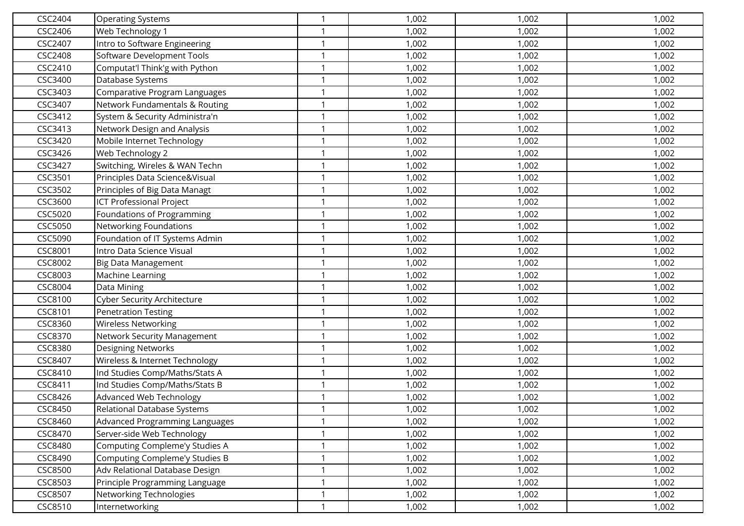| | | | | | |
|---|---|---|---|---|---|
| CSC2404 | Operating Systems | 1 | 1,002 | 1,002 | 1,002 |
| CSC2406 | Web Technology 1 | 1 | 1,002 | 1,002 | 1,002 |
| CSC2407 | Intro to Software Engineering | 1 | 1,002 | 1,002 | 1,002 |
| CSC2408 | Software Development Tools | 1 | 1,002 | 1,002 | 1,002 |
| CSC2410 | Computat'l Think'g with Python | 1 | 1,002 | 1,002 | 1,002 |
| CSC3400 | Database Systems | 1 | 1,002 | 1,002 | 1,002 |
| CSC3403 | Comparative Program Languages | 1 | 1,002 | 1,002 | 1,002 |
| CSC3407 | Network Fundamentals & Routing | 1 | 1,002 | 1,002 | 1,002 |
| CSC3412 | System & Security Administra'n | 1 | 1,002 | 1,002 | 1,002 |
| CSC3413 | Network Design and Analysis | 1 | 1,002 | 1,002 | 1,002 |
| CSC3420 | Mobile Internet Technology | 1 | 1,002 | 1,002 | 1,002 |
| CSC3426 | Web Technology 2 | 1 | 1,002 | 1,002 | 1,002 |
| CSC3427 | Switching, Wireles & WAN Techn | 1 | 1,002 | 1,002 | 1,002 |
| CSC3501 | Principles Data Science&Visual | 1 | 1,002 | 1,002 | 1,002 |
| CSC3502 | Principles of Big Data Managt | 1 | 1,002 | 1,002 | 1,002 |
| CSC3600 | ICT Professional Project | 1 | 1,002 | 1,002 | 1,002 |
| CSC5020 | Foundations of Programming | 1 | 1,002 | 1,002 | 1,002 |
| CSC5050 | Networking Foundations | 1 | 1,002 | 1,002 | 1,002 |
| CSC5090 | Foundation of IT Systems Admin | 1 | 1,002 | 1,002 | 1,002 |
| CSC8001 | Intro Data Science Visual | 1 | 1,002 | 1,002 | 1,002 |
| CSC8002 | Big Data Management | 1 | 1,002 | 1,002 | 1,002 |
| CSC8003 | Machine Learning | 1 | 1,002 | 1,002 | 1,002 |
| CSC8004 | Data Mining | 1 | 1,002 | 1,002 | 1,002 |
| CSC8100 | Cyber Security Architecture | 1 | 1,002 | 1,002 | 1,002 |
| CSC8101 | Penetration Testing | 1 | 1,002 | 1,002 | 1,002 |
| CSC8360 | Wireless Networking | 1 | 1,002 | 1,002 | 1,002 |
| CSC8370 | Network Security Management | 1 | 1,002 | 1,002 | 1,002 |
| CSC8380 | Designing Networks | 1 | 1,002 | 1,002 | 1,002 |
| CSC8407 | Wireless & Internet Technology | 1 | 1,002 | 1,002 | 1,002 |
| CSC8410 | Ind Studies Comp/Maths/Stats A | 1 | 1,002 | 1,002 | 1,002 |
| CSC8411 | Ind Studies Comp/Maths/Stats B | 1 | 1,002 | 1,002 | 1,002 |
| CSC8426 | Advanced Web Technology | 1 | 1,002 | 1,002 | 1,002 |
| CSC8450 | Relational Database Systems | 1 | 1,002 | 1,002 | 1,002 |
| CSC8460 | Advanced Programming Languages | 1 | 1,002 | 1,002 | 1,002 |
| CSC8470 | Server-side Web Technology | 1 | 1,002 | 1,002 | 1,002 |
| CSC8480 | Computing Compleme'y Studies A | 1 | 1,002 | 1,002 | 1,002 |
| CSC8490 | Computing Compleme'y Studies B | 1 | 1,002 | 1,002 | 1,002 |
| CSC8500 | Adv Relational Database Design | 1 | 1,002 | 1,002 | 1,002 |
| CSC8503 | Principle Programming Language | 1 | 1,002 | 1,002 | 1,002 |
| CSC8507 | Networking Technologies | 1 | 1,002 | 1,002 | 1,002 |
| CSC8510 | Internetworking | 1 | 1,002 | 1,002 | 1,002 |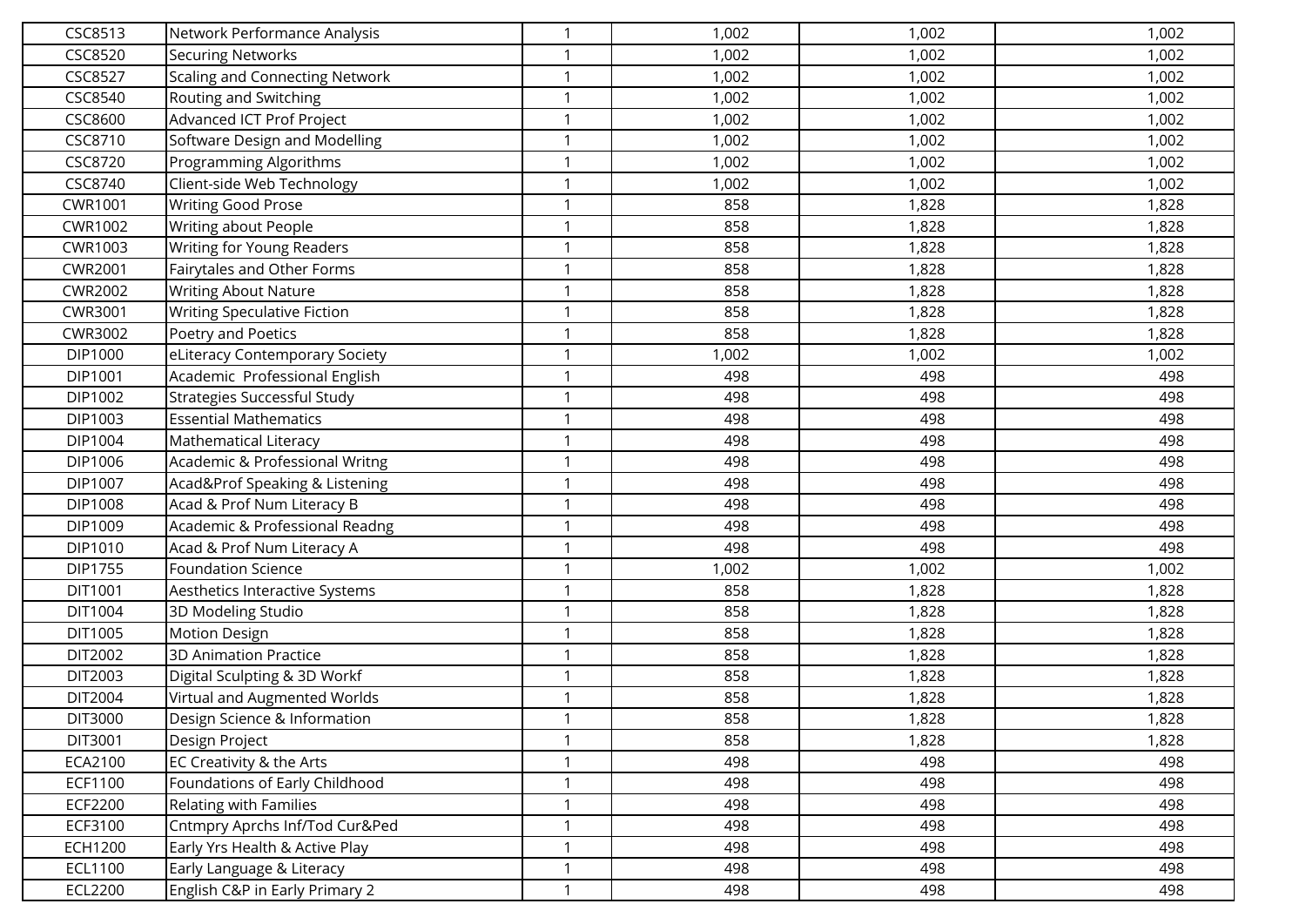| | | | | | |
|---|---|---|---|---|---|
| CSC8513 | Network Performance Analysis | 1 | 1,002 | 1,002 | 1,002 |
| CSC8520 | Securing Networks | 1 | 1,002 | 1,002 | 1,002 |
| CSC8527 | Scaling and Connecting Network | 1 | 1,002 | 1,002 | 1,002 |
| CSC8540 | Routing and Switching | 1 | 1,002 | 1,002 | 1,002 |
| CSC8600 | Advanced ICT Prof Project | 1 | 1,002 | 1,002 | 1,002 |
| CSC8710 | Software Design and Modelling | 1 | 1,002 | 1,002 | 1,002 |
| CSC8720 | Programming Algorithms | 1 | 1,002 | 1,002 | 1,002 |
| CSC8740 | Client-side Web Technology | 1 | 1,002 | 1,002 | 1,002 |
| CWR1001 | Writing Good Prose | 1 | 858 | 1,828 | 1,828 |
| CWR1002 | Writing about People | 1 | 858 | 1,828 | 1,828 |
| CWR1003 | Writing for Young Readers | 1 | 858 | 1,828 | 1,828 |
| CWR2001 | Fairytales and Other Forms | 1 | 858 | 1,828 | 1,828 |
| CWR2002 | Writing About Nature | 1 | 858 | 1,828 | 1,828 |
| CWR3001 | Writing Speculative Fiction | 1 | 858 | 1,828 | 1,828 |
| CWR3002 | Poetry and Poetics | 1 | 858 | 1,828 | 1,828 |
| DIP1000 | eLiteracy Contemporary Society | 1 | 1,002 | 1,002 | 1,002 |
| DIP1001 | Academic Professional English | 1 | 498 | 498 | 498 |
| DIP1002 | Strategies Successful Study | 1 | 498 | 498 | 498 |
| DIP1003 | Essential Mathematics | 1 | 498 | 498 | 498 |
| DIP1004 | Mathematical Literacy | 1 | 498 | 498 | 498 |
| DIP1006 | Academic & Professional Writng | 1 | 498 | 498 | 498 |
| DIP1007 | Acad&Prof Speaking & Listening | 1 | 498 | 498 | 498 |
| DIP1008 | Acad & Prof Num Literacy B | 1 | 498 | 498 | 498 |
| DIP1009 | Academic & Professional Readng | 1 | 498 | 498 | 498 |
| DIP1010 | Acad & Prof Num Literacy A | 1 | 498 | 498 | 498 |
| DIP1755 | Foundation Science | 1 | 1,002 | 1,002 | 1,002 |
| DIT1001 | Aesthetics Interactive Systems | 1 | 858 | 1,828 | 1,828 |
| DIT1004 | 3D Modeling Studio | 1 | 858 | 1,828 | 1,828 |
| DIT1005 | Motion Design | 1 | 858 | 1,828 | 1,828 |
| DIT2002 | 3D Animation Practice | 1 | 858 | 1,828 | 1,828 |
| DIT2003 | Digital Sculpting & 3D Workf | 1 | 858 | 1,828 | 1,828 |
| DIT2004 | Virtual and Augmented Worlds | 1 | 858 | 1,828 | 1,828 |
| DIT3000 | Design Science & Information | 1 | 858 | 1,828 | 1,828 |
| DIT3001 | Design Project | 1 | 858 | 1,828 | 1,828 |
| ECA2100 | EC Creativity & the Arts | 1 | 498 | 498 | 498 |
| ECF1100 | Foundations of Early Childhood | 1 | 498 | 498 | 498 |
| ECF2200 | Relating with Families | 1 | 498 | 498 | 498 |
| ECF3100 | Cntmpry Aprchs Inf/Tod Cur&Ped | 1 | 498 | 498 | 498 |
| ECH1200 | Early Yrs Health & Active Play | 1 | 498 | 498 | 498 |
| ECL1100 | Early Language & Literacy | 1 | 498 | 498 | 498 |
| ECL2200 | English C&P in Early Primary 2 | 1 | 498 | 498 | 498 |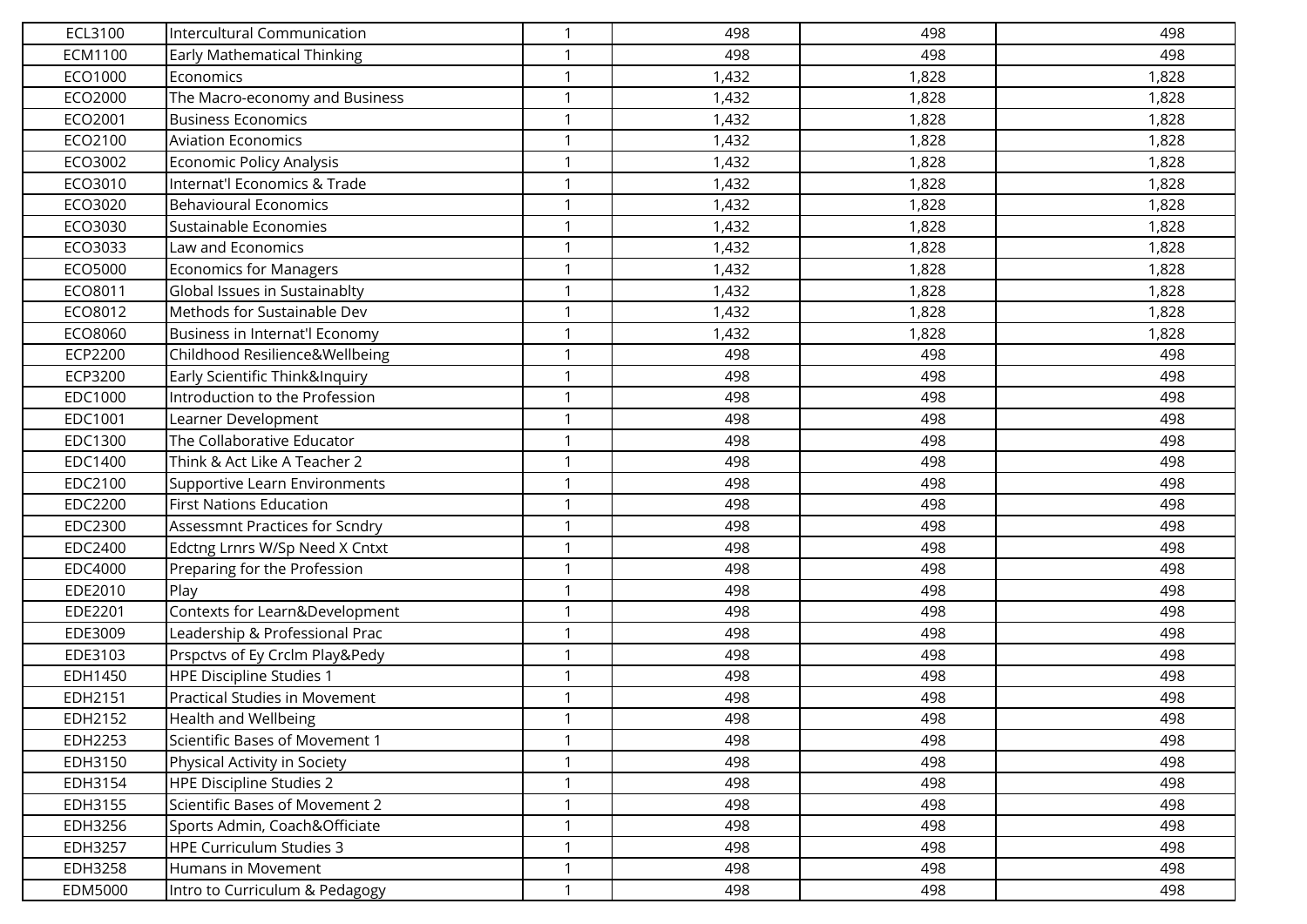| ECL3100 | Intercultural Communication | 1 | 498 | 498 | 498 |
|---|---|---|---|---|---|
| ECM1100 | Early Mathematical Thinking | 1 | 498 | 498 | 498 |
| ECO1000 | Economics | 1 | 1,432 | 1,828 | 1,828 |
| ECO2000 | The Macro-economy and Business | 1 | 1,432 | 1,828 | 1,828 |
| ECO2001 | Business Economics | 1 | 1,432 | 1,828 | 1,828 |
| ECO2100 | Aviation Economics | 1 | 1,432 | 1,828 | 1,828 |
| ECO3002 | Economic Policy Analysis | 1 | 1,432 | 1,828 | 1,828 |
| ECO3010 | Internat'l Economics & Trade | 1 | 1,432 | 1,828 | 1,828 |
| ECO3020 | Behavioural Economics | 1 | 1,432 | 1,828 | 1,828 |
| ECO3030 | Sustainable Economies | 1 | 1,432 | 1,828 | 1,828 |
| ECO3033 | Law and Economics | 1 | 1,432 | 1,828 | 1,828 |
| ECO5000 | Economics for Managers | 1 | 1,432 | 1,828 | 1,828 |
| ECO8011 | Global Issues in Sustainablty | 1 | 1,432 | 1,828 | 1,828 |
| ECO8012 | Methods for Sustainable Dev | 1 | 1,432 | 1,828 | 1,828 |
| ECO8060 | Business in Internat'l Economy | 1 | 1,432 | 1,828 | 1,828 |
| ECP2200 | Childhood Resilience&Wellbeing | 1 | 498 | 498 | 498 |
| ECP3200 | Early Scientific Think&Inquiry | 1 | 498 | 498 | 498 |
| EDC1000 | Introduction to the Profession | 1 | 498 | 498 | 498 |
| EDC1001 | Learner Development | 1 | 498 | 498 | 498 |
| EDC1300 | The Collaborative Educator | 1 | 498 | 498 | 498 |
| EDC1400 | Think & Act Like A Teacher 2 | 1 | 498 | 498 | 498 |
| EDC2100 | Supportive Learn Environments | 1 | 498 | 498 | 498 |
| EDC2200 | First Nations Education | 1 | 498 | 498 | 498 |
| EDC2300 | Assessmnt Practices for Scndry | 1 | 498 | 498 | 498 |
| EDC2400 | Edctng Lrnrs W/Sp Need X Cntxt | 1 | 498 | 498 | 498 |
| EDC4000 | Preparing for the Profession | 1 | 498 | 498 | 498 |
| EDE2010 | Play | 1 | 498 | 498 | 498 |
| EDE2201 | Contexts for Learn&Development | 1 | 498 | 498 | 498 |
| EDE3009 | Leadership & Professional Prac | 1 | 498 | 498 | 498 |
| EDE3103 | Prspctvs of Ey Crclm Play&Pedy | 1 | 498 | 498 | 498 |
| EDH1450 | HPE Discipline Studies 1 | 1 | 498 | 498 | 498 |
| EDH2151 | Practical Studies in Movement | 1 | 498 | 498 | 498 |
| EDH2152 | Health and Wellbeing | 1 | 498 | 498 | 498 |
| EDH2253 | Scientific Bases of Movement 1 | 1 | 498 | 498 | 498 |
| EDH3150 | Physical Activity in Society | 1 | 498 | 498 | 498 |
| EDH3154 | HPE Discipline Studies 2 | 1 | 498 | 498 | 498 |
| EDH3155 | Scientific Bases of Movement 2 | 1 | 498 | 498 | 498 |
| EDH3256 | Sports Admin, Coach&Officiate | 1 | 498 | 498 | 498 |
| EDH3257 | HPE Curriculum Studies 3 | 1 | 498 | 498 | 498 |
| EDH3258 | Humans in Movement | 1 | 498 | 498 | 498 |
| EDM5000 | Intro to Curriculum & Pedagogy | 1 | 498 | 498 | 498 |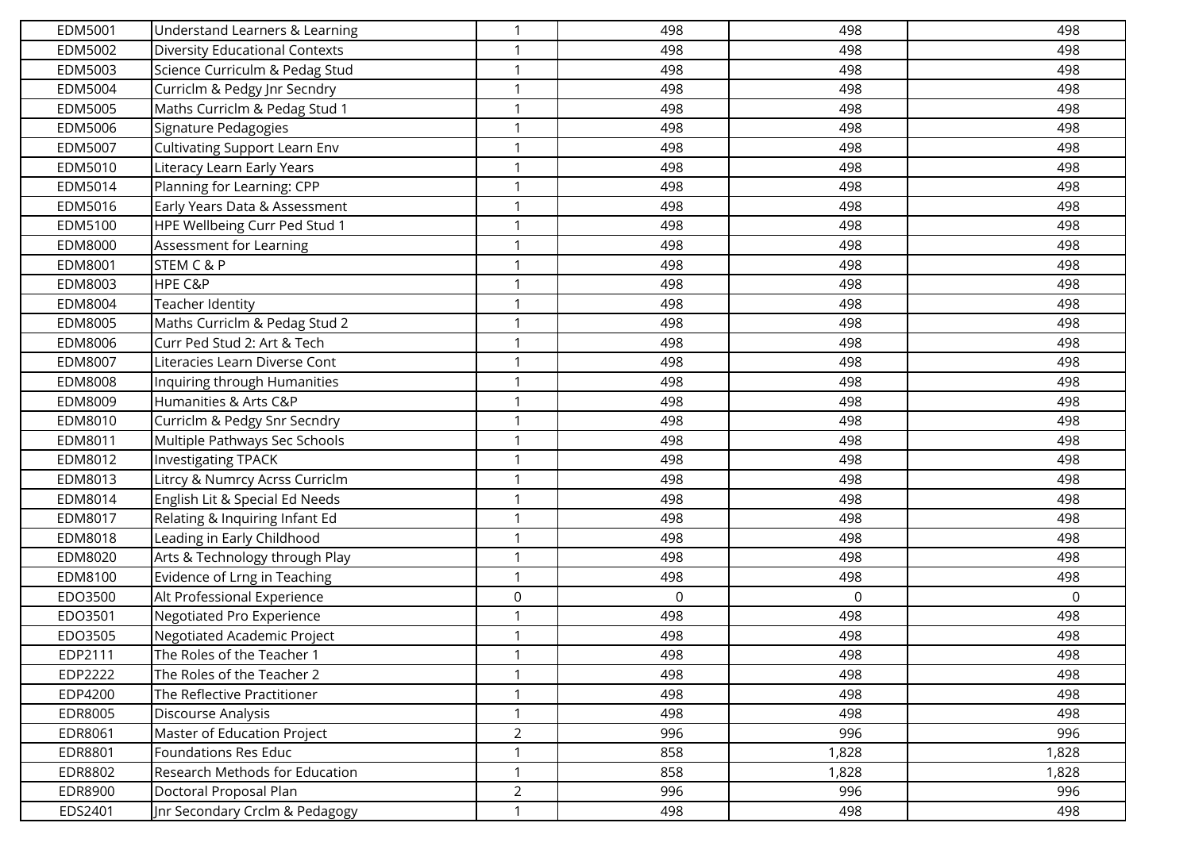| | | | | | |
|---|---|---|---|---|---|
| EDM5001 | Understand Learners & Learning | 1 | 498 | 498 | 498 |
| EDM5002 | Diversity Educational Contexts | 1 | 498 | 498 | 498 |
| EDM5003 | Science Curriculm & Pedag Stud | 1 | 498 | 498 | 498 |
| EDM5004 | Curriclm & Pedgy Jnr Secndry | 1 | 498 | 498 | 498 |
| EDM5005 | Maths Curriclm & Pedag Stud 1 | 1 | 498 | 498 | 498 |
| EDM5006 | Signature Pedagogies | 1 | 498 | 498 | 498 |
| EDM5007 | Cultivating Support Learn Env | 1 | 498 | 498 | 498 |
| EDM5010 | Literacy Learn Early Years | 1 | 498 | 498 | 498 |
| EDM5014 | Planning for Learning: CPP | 1 | 498 | 498 | 498 |
| EDM5016 | Early Years Data & Assessment | 1 | 498 | 498 | 498 |
| EDM5100 | HPE Wellbeing Curr Ped Stud 1 | 1 | 498 | 498 | 498 |
| EDM8000 | Assessment for Learning | 1 | 498 | 498 | 498 |
| EDM8001 | STEM C & P | 1 | 498 | 498 | 498 |
| EDM8003 | HPE C&P | 1 | 498 | 498 | 498 |
| EDM8004 | Teacher Identity | 1 | 498 | 498 | 498 |
| EDM8005 | Maths Curriclm & Pedag Stud 2 | 1 | 498 | 498 | 498 |
| EDM8006 | Curr Ped Stud 2: Art & Tech | 1 | 498 | 498 | 498 |
| EDM8007 | Literacies Learn Diverse Cont | 1 | 498 | 498 | 498 |
| EDM8008 | Inquiring through Humanities | 1 | 498 | 498 | 498 |
| EDM8009 | Humanities & Arts C&P | 1 | 498 | 498 | 498 |
| EDM8010 | Curriclm & Pedgy Snr Secndry | 1 | 498 | 498 | 498 |
| EDM8011 | Multiple Pathways Sec Schools | 1 | 498 | 498 | 498 |
| EDM8012 | Investigating TPACK | 1 | 498 | 498 | 498 |
| EDM8013 | Litrcy & Numrcy Acrss Curriclm | 1 | 498 | 498 | 498 |
| EDM8014 | English Lit & Special Ed Needs | 1 | 498 | 498 | 498 |
| EDM8017 | Relating & Inquiring Infant Ed | 1 | 498 | 498 | 498 |
| EDM8018 | Leading in Early Childhood | 1 | 498 | 498 | 498 |
| EDM8020 | Arts & Technology through Play | 1 | 498 | 498 | 498 |
| EDM8100 | Evidence of Lrng in Teaching | 1 | 498 | 498 | 498 |
| EDO3500 | Alt Professional Experience | 0 | 0 | 0 | 0 |
| EDO3501 | Negotiated Pro Experience | 1 | 498 | 498 | 498 |
| EDO3505 | Negotiated Academic Project | 1 | 498 | 498 | 498 |
| EDP2111 | The Roles of the Teacher 1 | 1 | 498 | 498 | 498 |
| EDP2222 | The Roles of the Teacher 2 | 1 | 498 | 498 | 498 |
| EDP4200 | The Reflective Practitioner | 1 | 498 | 498 | 498 |
| EDR8005 | Discourse Analysis | 1 | 498 | 498 | 498 |
| EDR8061 | Master of Education Project | 2 | 996 | 996 | 996 |
| EDR8801 | Foundations Res Educ | 1 | 858 | 1,828 | 1,828 |
| EDR8802 | Research Methods for Education | 1 | 858 | 1,828 | 1,828 |
| EDR8900 | Doctoral Proposal Plan | 2 | 996 | 996 | 996 |
| EDS2401 | Jnr Secondary Crclm & Pedagogy | 1 | 498 | 498 | 498 |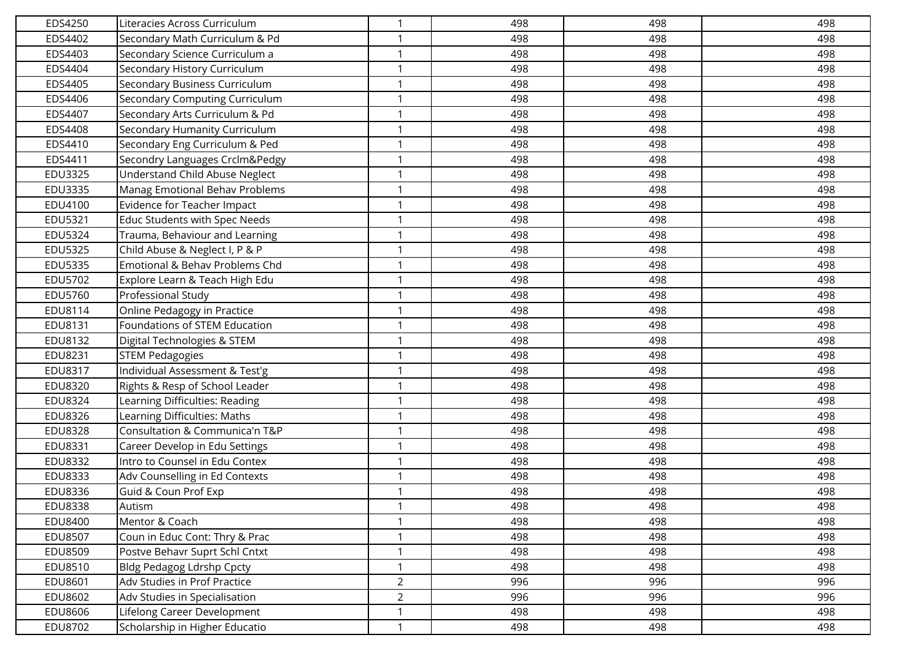| | | | | | |
|---|---|---|---|---|---|
| EDS4250 | Literacies Across Curriculum | 1 | 498 | 498 | 498 |
| EDS4402 | Secondary Math Curriculum & Pd | 1 | 498 | 498 | 498 |
| EDS4403 | Secondary Science Curriculum a | 1 | 498 | 498 | 498 |
| EDS4404 | Secondary History Curriculum | 1 | 498 | 498 | 498 |
| EDS4405 | Secondary Business Curriculum | 1 | 498 | 498 | 498 |
| EDS4406 | Secondary Computing Curriculum | 1 | 498 | 498 | 498 |
| EDS4407 | Secondary Arts Curriculum & Pd | 1 | 498 | 498 | 498 |
| EDS4408 | Secondary Humanity Curriculum | 1 | 498 | 498 | 498 |
| EDS4410 | Secondary Eng Curriculum & Ped | 1 | 498 | 498 | 498 |
| EDS4411 | Secondry Languages Crclm&Pedgy | 1 | 498 | 498 | 498 |
| EDU3325 | Understand Child Abuse Neglect | 1 | 498 | 498 | 498 |
| EDU3335 | Manag Emotional Behav Problems | 1 | 498 | 498 | 498 |
| EDU4100 | Evidence for Teacher Impact | 1 | 498 | 498 | 498 |
| EDU5321 | Educ Students with Spec Needs | 1 | 498 | 498 | 498 |
| EDU5324 | Trauma, Behaviour and Learning | 1 | 498 | 498 | 498 |
| EDU5325 | Child Abuse & Neglect I, P & P | 1 | 498 | 498 | 498 |
| EDU5335 | Emotional & Behav Problems Chd | 1 | 498 | 498 | 498 |
| EDU5702 | Explore Learn & Teach High Edu | 1 | 498 | 498 | 498 |
| EDU5760 | Professional Study | 1 | 498 | 498 | 498 |
| EDU8114 | Online Pedagogy in Practice | 1 | 498 | 498 | 498 |
| EDU8131 | Foundations of STEM Education | 1 | 498 | 498 | 498 |
| EDU8132 | Digital Technologies & STEM | 1 | 498 | 498 | 498 |
| EDU8231 | STEM Pedagogies | 1 | 498 | 498 | 498 |
| EDU8317 | Individual Assessment & Test'g | 1 | 498 | 498 | 498 |
| EDU8320 | Rights & Resp of School Leader | 1 | 498 | 498 | 498 |
| EDU8324 | Learning Difficulties: Reading | 1 | 498 | 498 | 498 |
| EDU8326 | Learning Difficulties: Maths | 1 | 498 | 498 | 498 |
| EDU8328 | Consultation & Communica'n T&P | 1 | 498 | 498 | 498 |
| EDU8331 | Career Develop in Edu Settings | 1 | 498 | 498 | 498 |
| EDU8332 | Intro to Counsel in Edu Contex | 1 | 498 | 498 | 498 |
| EDU8333 | Adv Counselling in Ed Contexts | 1 | 498 | 498 | 498 |
| EDU8336 | Guid & Coun Prof Exp | 1 | 498 | 498 | 498 |
| EDU8338 | Autism | 1 | 498 | 498 | 498 |
| EDU8400 | Mentor & Coach | 1 | 498 | 498 | 498 |
| EDU8507 | Coun in Educ Cont: Thry & Prac | 1 | 498 | 498 | 498 |
| EDU8509 | Postve Behavr Suprt Schl Cntxt | 1 | 498 | 498 | 498 |
| EDU8510 | Bldg Pedagog Ldrshp Cpcty | 1 | 498 | 498 | 498 |
| EDU8601 | Adv Studies in Prof Practice | 2 | 996 | 996 | 996 |
| EDU8602 | Adv Studies in Specialisation | 2 | 996 | 996 | 996 |
| EDU8606 | Lifelong Career Development | 1 | 498 | 498 | 498 |
| EDU8702 | Scholarship in Higher Educatio | 1 | 498 | 498 | 498 |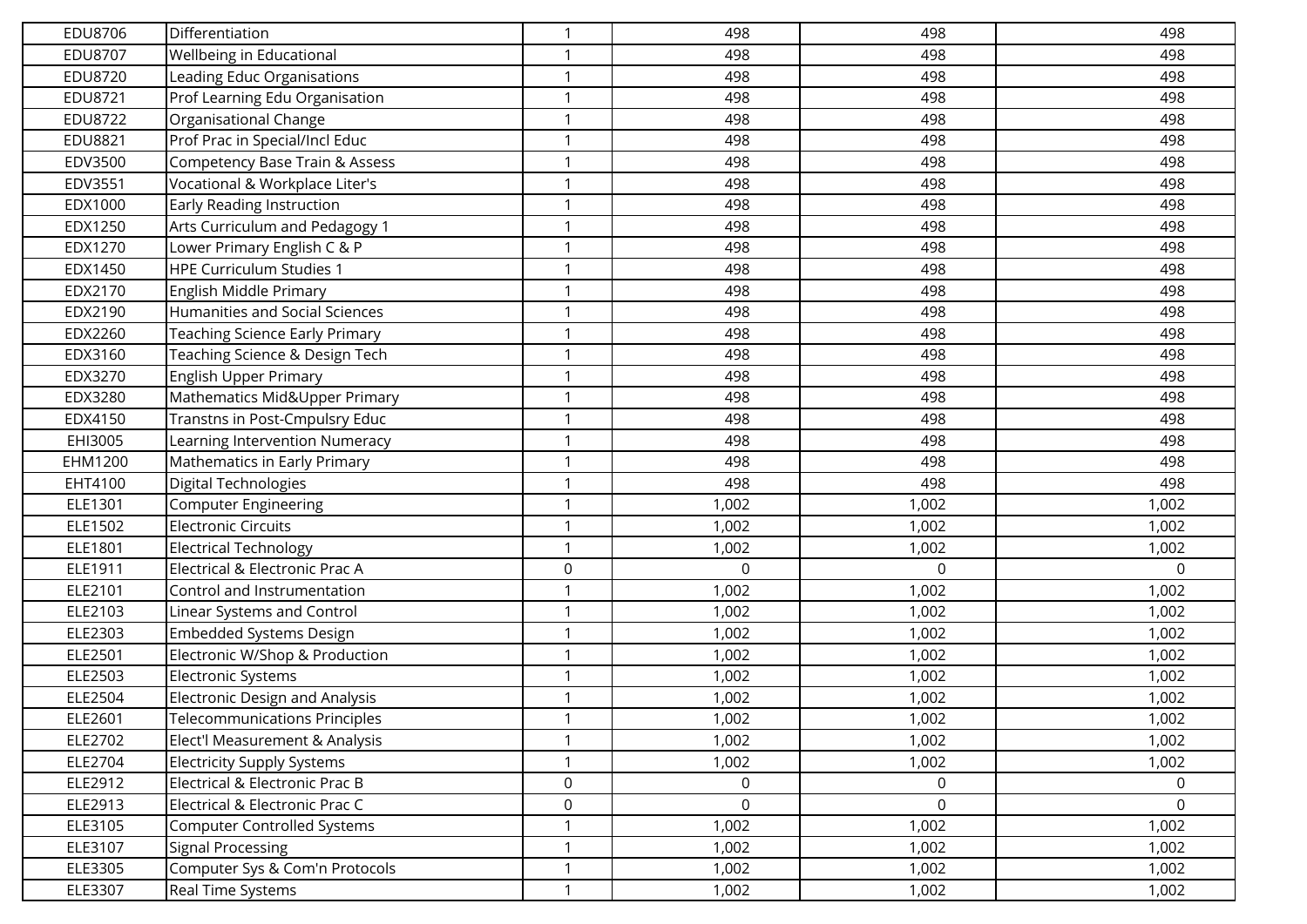| | | | | | |
|---|---|---|---|---|---|
| EDU8706 | Differentiation | 1 | 498 | 498 | 498 |
| EDU8707 | Wellbeing in Educational | 1 | 498 | 498 | 498 |
| EDU8720 | Leading Educ Organisations | 1 | 498 | 498 | 498 |
| EDU8721 | Prof Learning Edu Organisation | 1 | 498 | 498 | 498 |
| EDU8722 | Organisational Change | 1 | 498 | 498 | 498 |
| EDU8821 | Prof Prac in Special/Incl Educ | 1 | 498 | 498 | 498 |
| EDV3500 | Competency Base Train & Assess | 1 | 498 | 498 | 498 |
| EDV3551 | Vocational & Workplace Liter's | 1 | 498 | 498 | 498 |
| EDX1000 | Early Reading Instruction | 1 | 498 | 498 | 498 |
| EDX1250 | Arts Curriculum and Pedagogy 1 | 1 | 498 | 498 | 498 |
| EDX1270 | Lower Primary English C & P | 1 | 498 | 498 | 498 |
| EDX1450 | HPE Curriculum Studies 1 | 1 | 498 | 498 | 498 |
| EDX2170 | English Middle Primary | 1 | 498 | 498 | 498 |
| EDX2190 | Humanities and Social Sciences | 1 | 498 | 498 | 498 |
| EDX2260 | Teaching Science Early Primary | 1 | 498 | 498 | 498 |
| EDX3160 | Teaching Science & Design Tech | 1 | 498 | 498 | 498 |
| EDX3270 | English Upper Primary | 1 | 498 | 498 | 498 |
| EDX3280 | Mathematics Mid&Upper Primary | 1 | 498 | 498 | 498 |
| EDX4150 | Transtns in Post-Cmpulsry Educ | 1 | 498 | 498 | 498 |
| EHI3005 | Learning Intervention Numeracy | 1 | 498 | 498 | 498 |
| EHM1200 | Mathematics in Early Primary | 1 | 498 | 498 | 498 |
| EHT4100 | Digital Technologies | 1 | 498 | 498 | 498 |
| ELE1301 | Computer Engineering | 1 | 1,002 | 1,002 | 1,002 |
| ELE1502 | Electronic Circuits | 1 | 1,002 | 1,002 | 1,002 |
| ELE1801 | Electrical Technology | 1 | 1,002 | 1,002 | 1,002 |
| ELE1911 | Electrical & Electronic Prac A | 0 | 0 | 0 | 0 |
| ELE2101 | Control and Instrumentation | 1 | 1,002 | 1,002 | 1,002 |
| ELE2103 | Linear Systems and Control | 1 | 1,002 | 1,002 | 1,002 |
| ELE2303 | Embedded Systems Design | 1 | 1,002 | 1,002 | 1,002 |
| ELE2501 | Electronic W/Shop & Production | 1 | 1,002 | 1,002 | 1,002 |
| ELE2503 | Electronic Systems | 1 | 1,002 | 1,002 | 1,002 |
| ELE2504 | Electronic Design and Analysis | 1 | 1,002 | 1,002 | 1,002 |
| ELE2601 | Telecommunications Principles | 1 | 1,002 | 1,002 | 1,002 |
| ELE2702 | Elect'l Measurement & Analysis | 1 | 1,002 | 1,002 | 1,002 |
| ELE2704 | Electricity Supply Systems | 1 | 1,002 | 1,002 | 1,002 |
| ELE2912 | Electrical & Electronic Prac B | 0 | 0 | 0 | 0 |
| ELE2913 | Electrical & Electronic Prac C | 0 | 0 | 0 | 0 |
| ELE3105 | Computer Controlled Systems | 1 | 1,002 | 1,002 | 1,002 |
| ELE3107 | Signal Processing | 1 | 1,002 | 1,002 | 1,002 |
| ELE3305 | Computer Sys & Com'n Protocols | 1 | 1,002 | 1,002 | 1,002 |
| ELE3307 | Real Time Systems | 1 | 1,002 | 1,002 | 1,002 |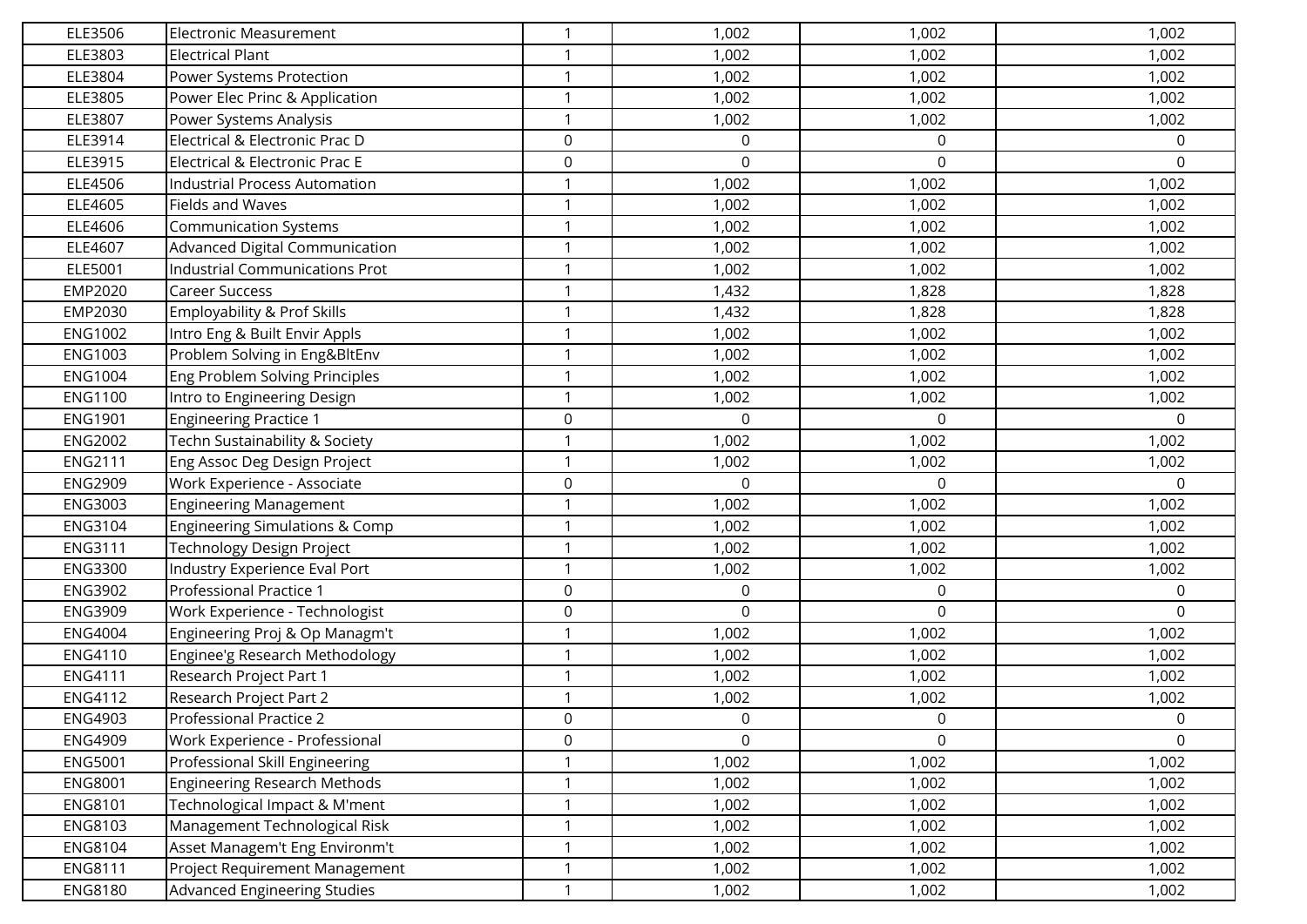| | | | | | |
|---|---|---|---|---|---|
| ELE3506 | Electronic Measurement | 1 | 1,002 | 1,002 | 1,002 |
| ELE3803 | Electrical Plant | 1 | 1,002 | 1,002 | 1,002 |
| ELE3804 | Power Systems Protection | 1 | 1,002 | 1,002 | 1,002 |
| ELE3805 | Power Elec Princ & Application | 1 | 1,002 | 1,002 | 1,002 |
| ELE3807 | Power Systems Analysis | 1 | 1,002 | 1,002 | 1,002 |
| ELE3914 | Electrical & Electronic Prac D | 0 | 0 | 0 | 0 |
| ELE3915 | Electrical & Electronic Prac E | 0 | 0 | 0 | 0 |
| ELE4506 | Industrial Process Automation | 1 | 1,002 | 1,002 | 1,002 |
| ELE4605 | Fields and Waves | 1 | 1,002 | 1,002 | 1,002 |
| ELE4606 | Communication Systems | 1 | 1,002 | 1,002 | 1,002 |
| ELE4607 | Advanced Digital Communication | 1 | 1,002 | 1,002 | 1,002 |
| ELE5001 | Industrial Communications Prot | 1 | 1,002 | 1,002 | 1,002 |
| EMP2020 | Career Success | 1 | 1,432 | 1,828 | 1,828 |
| EMP2030 | Employability & Prof Skills | 1 | 1,432 | 1,828 | 1,828 |
| ENG1002 | Intro Eng & Built Envir Appls | 1 | 1,002 | 1,002 | 1,002 |
| ENG1003 | Problem Solving in Eng&BltEnv | 1 | 1,002 | 1,002 | 1,002 |
| ENG1004 | Eng Problem Solving Principles | 1 | 1,002 | 1,002 | 1,002 |
| ENG1100 | Intro to Engineering Design | 1 | 1,002 | 1,002 | 1,002 |
| ENG1901 | Engineering Practice 1 | 0 | 0 | 0 | 0 |
| ENG2002 | Techn Sustainability & Society | 1 | 1,002 | 1,002 | 1,002 |
| ENG2111 | Eng Assoc Deg Design Project | 1 | 1,002 | 1,002 | 1,002 |
| ENG2909 | Work Experience - Associate | 0 | 0 | 0 | 0 |
| ENG3003 | Engineering Management | 1 | 1,002 | 1,002 | 1,002 |
| ENG3104 | Engineering Simulations & Comp | 1 | 1,002 | 1,002 | 1,002 |
| ENG3111 | Technology Design Project | 1 | 1,002 | 1,002 | 1,002 |
| ENG3300 | Industry Experience Eval Port | 1 | 1,002 | 1,002 | 1,002 |
| ENG3902 | Professional Practice 1 | 0 | 0 | 0 | 0 |
| ENG3909 | Work Experience - Technologist | 0 | 0 | 0 | 0 |
| ENG4004 | Engineering Proj & Op Managm't | 1 | 1,002 | 1,002 | 1,002 |
| ENG4110 | Enginee'g Research Methodology | 1 | 1,002 | 1,002 | 1,002 |
| ENG4111 | Research Project Part 1 | 1 | 1,002 | 1,002 | 1,002 |
| ENG4112 | Research Project Part 2 | 1 | 1,002 | 1,002 | 1,002 |
| ENG4903 | Professional Practice 2 | 0 | 0 | 0 | 0 |
| ENG4909 | Work Experience - Professional | 0 | 0 | 0 | 0 |
| ENG5001 | Professional Skill Engineering | 1 | 1,002 | 1,002 | 1,002 |
| ENG8001 | Engineering Research Methods | 1 | 1,002 | 1,002 | 1,002 |
| ENG8101 | Technological Impact & M'ment | 1 | 1,002 | 1,002 | 1,002 |
| ENG8103 | Management Technological Risk | 1 | 1,002 | 1,002 | 1,002 |
| ENG8104 | Asset Managem't Eng Environm't | 1 | 1,002 | 1,002 | 1,002 |
| ENG8111 | Project Requirement Management | 1 | 1,002 | 1,002 | 1,002 |
| ENG8180 | Advanced Engineering Studies | 1 | 1,002 | 1,002 | 1,002 |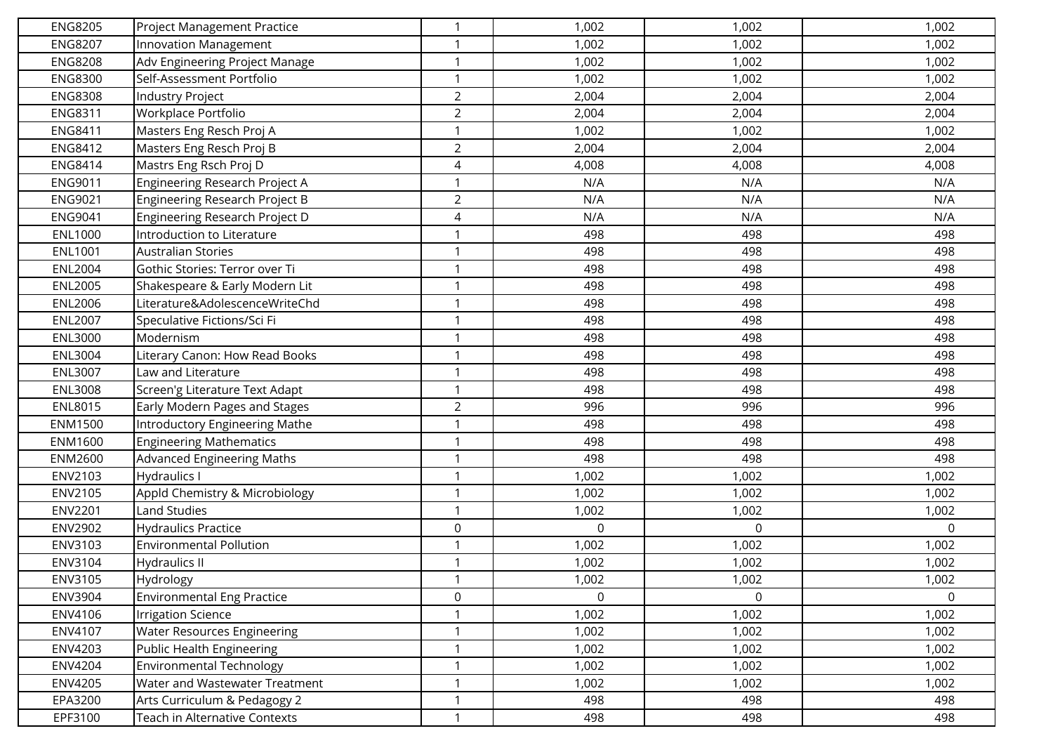| | | | | | |
|---|---|---|---|---|---|
| ENG8205 | Project Management Practice | 1 | 1,002 | 1,002 | 1,002 |
| ENG8207 | Innovation Management | 1 | 1,002 | 1,002 | 1,002 |
| ENG8208 | Adv Engineering Project Manage | 1 | 1,002 | 1,002 | 1,002 |
| ENG8300 | Self-Assessment Portfolio | 1 | 1,002 | 1,002 | 1,002 |
| ENG8308 | Industry Project | 2 | 2,004 | 2,004 | 2,004 |
| ENG8311 | Workplace Portfolio | 2 | 2,004 | 2,004 | 2,004 |
| ENG8411 | Masters Eng Resch Proj A | 1 | 1,002 | 1,002 | 1,002 |
| ENG8412 | Masters Eng Resch Proj B | 2 | 2,004 | 2,004 | 2,004 |
| ENG8414 | Mastrs Eng Rsch Proj D | 4 | 4,008 | 4,008 | 4,008 |
| ENG9011 | Engineering Research Project A | 1 | N/A | N/A | N/A |
| ENG9021 | Engineering Research Project B | 2 | N/A | N/A | N/A |
| ENG9041 | Engineering Research Project D | 4 | N/A | N/A | N/A |
| ENL1000 | Introduction to Literature | 1 | 498 | 498 | 498 |
| ENL1001 | Australian Stories | 1 | 498 | 498 | 498 |
| ENL2004 | Gothic Stories: Terror over Ti | 1 | 498 | 498 | 498 |
| ENL2005 | Shakespeare & Early Modern Lit | 1 | 498 | 498 | 498 |
| ENL2006 | Literature&AdolescenceWriteChd | 1 | 498 | 498 | 498 |
| ENL2007 | Speculative Fictions/Sci Fi | 1 | 498 | 498 | 498 |
| ENL3000 | Modernism | 1 | 498 | 498 | 498 |
| ENL3004 | Literary Canon: How Read Books | 1 | 498 | 498 | 498 |
| ENL3007 | Law and Literature | 1 | 498 | 498 | 498 |
| ENL3008 | Screen'g Literature Text Adapt | 1 | 498 | 498 | 498 |
| ENL8015 | Early Modern Pages and Stages | 2 | 996 | 996 | 996 |
| ENM1500 | Introductory Engineering Mathe | 1 | 498 | 498 | 498 |
| ENM1600 | Engineering Mathematics | 1 | 498 | 498 | 498 |
| ENM2600 | Advanced Engineering Maths | 1 | 498 | 498 | 498 |
| ENV2103 | Hydraulics I | 1 | 1,002 | 1,002 | 1,002 |
| ENV2105 | Appld Chemistry & Microbiology | 1 | 1,002 | 1,002 | 1,002 |
| ENV2201 | Land Studies | 1 | 1,002 | 1,002 | 1,002 |
| ENV2902 | Hydraulics Practice | 0 | 0 | 0 | 0 |
| ENV3103 | Environmental Pollution | 1 | 1,002 | 1,002 | 1,002 |
| ENV3104 | Hydraulics II | 1 | 1,002 | 1,002 | 1,002 |
| ENV3105 | Hydrology | 1 | 1,002 | 1,002 | 1,002 |
| ENV3904 | Environmental Eng Practice | 0 | 0 | 0 | 0 |
| ENV4106 | Irrigation Science | 1 | 1,002 | 1,002 | 1,002 |
| ENV4107 | Water Resources Engineering | 1 | 1,002 | 1,002 | 1,002 |
| ENV4203 | Public Health Engineering | 1 | 1,002 | 1,002 | 1,002 |
| ENV4204 | Environmental Technology | 1 | 1,002 | 1,002 | 1,002 |
| ENV4205 | Water and Wastewater Treatment | 1 | 1,002 | 1,002 | 1,002 |
| EPA3200 | Arts Curriculum & Pedagogy 2 | 1 | 498 | 498 | 498 |
| EPF3100 | Teach in Alternative Contexts | 1 | 498 | 498 | 498 |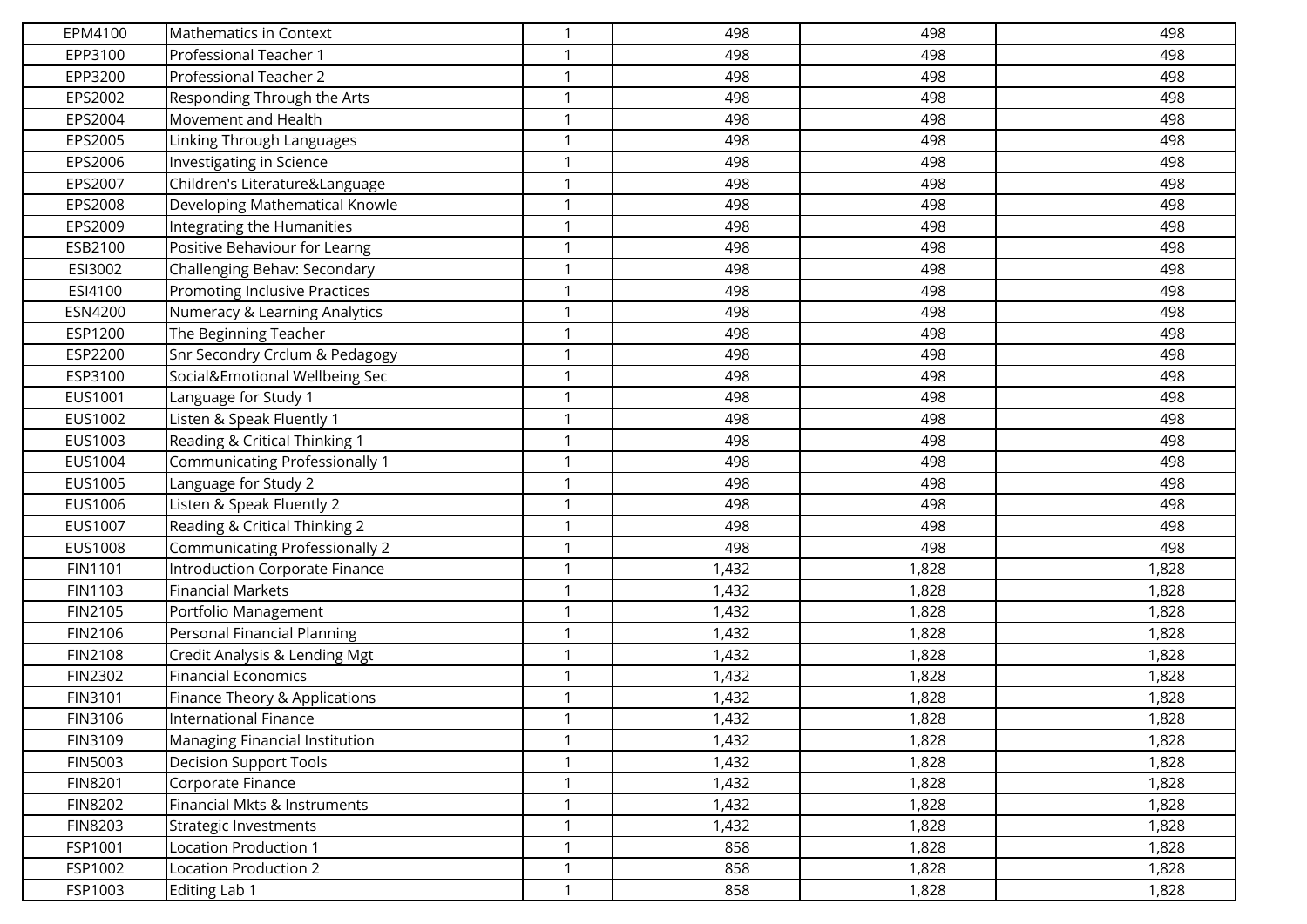| | | | | | |
|---|---|---|---|---|---|
| EPM4100 | Mathematics in Context | 1 | 498 | 498 | 498 |
| EPP3100 | Professional Teacher 1 | 1 | 498 | 498 | 498 |
| EPP3200 | Professional Teacher 2 | 1 | 498 | 498 | 498 |
| EPS2002 | Responding Through the Arts | 1 | 498 | 498 | 498 |
| EPS2004 | Movement and Health | 1 | 498 | 498 | 498 |
| EPS2005 | Linking Through Languages | 1 | 498 | 498 | 498 |
| EPS2006 | Investigating in Science | 1 | 498 | 498 | 498 |
| EPS2007 | Children's Literature&Language | 1 | 498 | 498 | 498 |
| EPS2008 | Developing Mathematical Knowle | 1 | 498 | 498 | 498 |
| EPS2009 | Integrating the Humanities | 1 | 498 | 498 | 498 |
| ESB2100 | Positive Behaviour for Learng | 1 | 498 | 498 | 498 |
| ESI3002 | Challenging Behav: Secondary | 1 | 498 | 498 | 498 |
| ESI4100 | Promoting Inclusive Practices | 1 | 498 | 498 | 498 |
| ESN4200 | Numeracy & Learning Analytics | 1 | 498 | 498 | 498 |
| ESP1200 | The Beginning Teacher | 1 | 498 | 498 | 498 |
| ESP2200 | Snr Secondry Crclum & Pedagogy | 1 | 498 | 498 | 498 |
| ESP3100 | Social&Emotional Wellbeing Sec | 1 | 498 | 498 | 498 |
| EUS1001 | Language for Study 1 | 1 | 498 | 498 | 498 |
| EUS1002 | Listen & Speak Fluently 1 | 1 | 498 | 498 | 498 |
| EUS1003 | Reading & Critical Thinking 1 | 1 | 498 | 498 | 498 |
| EUS1004 | Communicating Professionally 1 | 1 | 498 | 498 | 498 |
| EUS1005 | Language for Study 2 | 1 | 498 | 498 | 498 |
| EUS1006 | Listen & Speak Fluently 2 | 1 | 498 | 498 | 498 |
| EUS1007 | Reading & Critical Thinking 2 | 1 | 498 | 498 | 498 |
| EUS1008 | Communicating Professionally 2 | 1 | 498 | 498 | 498 |
| FIN1101 | Introduction Corporate Finance | 1 | 1,432 | 1,828 | 1,828 |
| FIN1103 | Financial Markets | 1 | 1,432 | 1,828 | 1,828 |
| FIN2105 | Portfolio Management | 1 | 1,432 | 1,828 | 1,828 |
| FIN2106 | Personal Financial Planning | 1 | 1,432 | 1,828 | 1,828 |
| FIN2108 | Credit Analysis & Lending Mgt | 1 | 1,432 | 1,828 | 1,828 |
| FIN2302 | Financial Economics | 1 | 1,432 | 1,828 | 1,828 |
| FIN3101 | Finance Theory & Applications | 1 | 1,432 | 1,828 | 1,828 |
| FIN3106 | International Finance | 1 | 1,432 | 1,828 | 1,828 |
| FIN3109 | Managing Financial Institution | 1 | 1,432 | 1,828 | 1,828 |
| FIN5003 | Decision Support Tools | 1 | 1,432 | 1,828 | 1,828 |
| FIN8201 | Corporate Finance | 1 | 1,432 | 1,828 | 1,828 |
| FIN8202 | Financial Mkts & Instruments | 1 | 1,432 | 1,828 | 1,828 |
| FIN8203 | Strategic Investments | 1 | 1,432 | 1,828 | 1,828 |
| FSP1001 | Location Production 1 | 1 | 858 | 1,828 | 1,828 |
| FSP1002 | Location Production 2 | 1 | 858 | 1,828 | 1,828 |
| FSP1003 | Editing Lab 1 | 1 | 858 | 1,828 | 1,828 |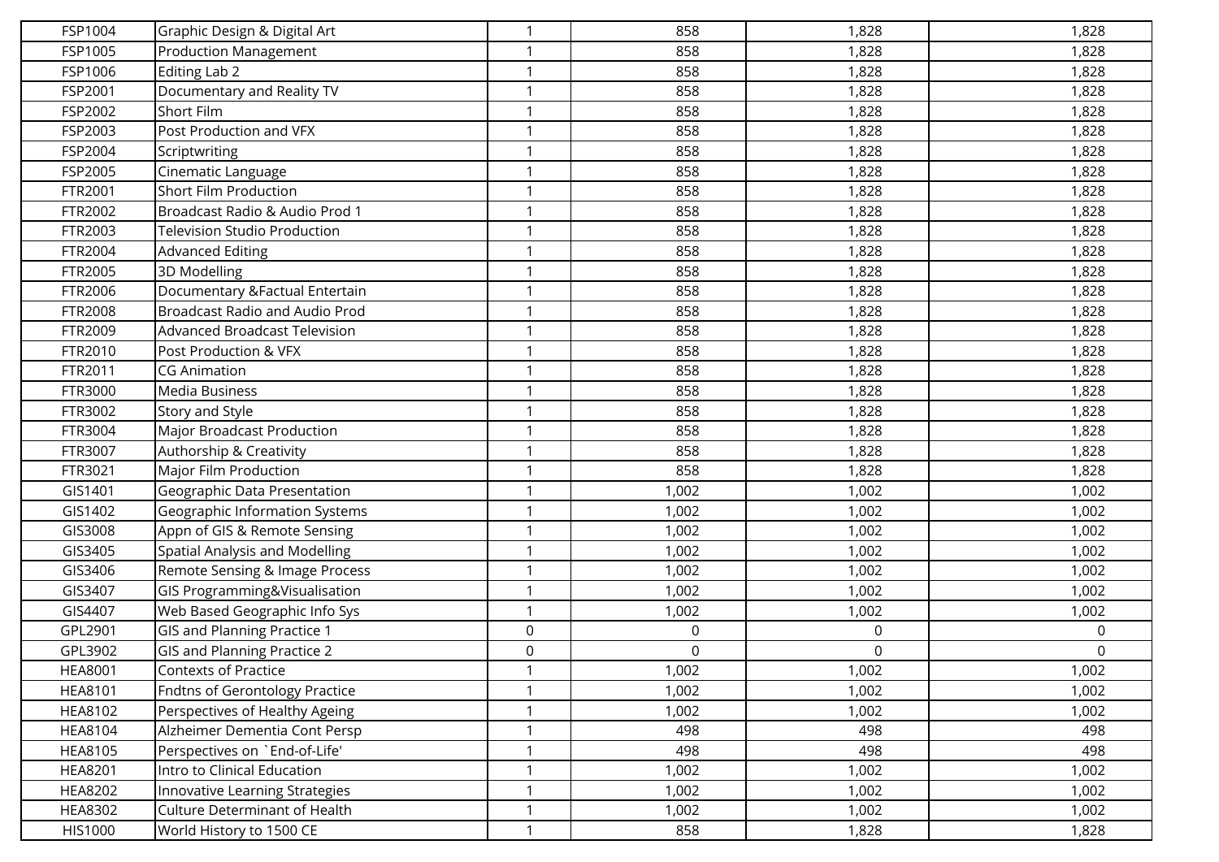| | | | | | |
|---|---|---|---|---|---|
| FSP1004 | Graphic Design & Digital Art | 1 | 858 | 1,828 | 1,828 |
| FSP1005 | Production Management | 1 | 858 | 1,828 | 1,828 |
| FSP1006 | Editing Lab 2 | 1 | 858 | 1,828 | 1,828 |
| FSP2001 | Documentary and Reality TV | 1 | 858 | 1,828 | 1,828 |
| FSP2002 | Short Film | 1 | 858 | 1,828 | 1,828 |
| FSP2003 | Post Production and VFX | 1 | 858 | 1,828 | 1,828 |
| FSP2004 | Scriptwriting | 1 | 858 | 1,828 | 1,828 |
| FSP2005 | Cinematic Language | 1 | 858 | 1,828 | 1,828 |
| FTR2001 | Short Film Production | 1 | 858 | 1,828 | 1,828 |
| FTR2002 | Broadcast Radio & Audio Prod 1 | 1 | 858 | 1,828 | 1,828 |
| FTR2003 | Television Studio Production | 1 | 858 | 1,828 | 1,828 |
| FTR2004 | Advanced Editing | 1 | 858 | 1,828 | 1,828 |
| FTR2005 | 3D Modelling | 1 | 858 | 1,828 | 1,828 |
| FTR2006 | Documentary &Factual Entertain | 1 | 858 | 1,828 | 1,828 |
| FTR2008 | Broadcast Radio and Audio Prod | 1 | 858 | 1,828 | 1,828 |
| FTR2009 | Advanced Broadcast Television | 1 | 858 | 1,828 | 1,828 |
| FTR2010 | Post Production & VFX | 1 | 858 | 1,828 | 1,828 |
| FTR2011 | CG Animation | 1 | 858 | 1,828 | 1,828 |
| FTR3000 | Media Business | 1 | 858 | 1,828 | 1,828 |
| FTR3002 | Story and Style | 1 | 858 | 1,828 | 1,828 |
| FTR3004 | Major Broadcast Production | 1 | 858 | 1,828 | 1,828 |
| FTR3007 | Authorship & Creativity | 1 | 858 | 1,828 | 1,828 |
| FTR3021 | Major Film Production | 1 | 858 | 1,828 | 1,828 |
| GIS1401 | Geographic Data Presentation | 1 | 1,002 | 1,002 | 1,002 |
| GIS1402 | Geographic Information Systems | 1 | 1,002 | 1,002 | 1,002 |
| GIS3008 | Appn of GIS & Remote Sensing | 1 | 1,002 | 1,002 | 1,002 |
| GIS3405 | Spatial Analysis and Modelling | 1 | 1,002 | 1,002 | 1,002 |
| GIS3406 | Remote Sensing & Image Process | 1 | 1,002 | 1,002 | 1,002 |
| GIS3407 | GIS Programming&Visualisation | 1 | 1,002 | 1,002 | 1,002 |
| GIS4407 | Web Based Geographic Info Sys | 1 | 1,002 | 1,002 | 1,002 |
| GPL2901 | GIS and Planning Practice 1 | 0 | 0 | 0 | 0 |
| GPL3902 | GIS and Planning Practice 2 | 0 | 0 | 0 | 0 |
| HEA8001 | Contexts of Practice | 1 | 1,002 | 1,002 | 1,002 |
| HEA8101 | Fndtns of Gerontology Practice | 1 | 1,002 | 1,002 | 1,002 |
| HEA8102 | Perspectives of Healthy Ageing | 1 | 1,002 | 1,002 | 1,002 |
| HEA8104 | Alzheimer Dementia Cont Persp | 1 | 498 | 498 | 498 |
| HEA8105 | Perspectives on `End-of-Life' | 1 | 498 | 498 | 498 |
| HEA8201 | Intro to Clinical Education | 1 | 1,002 | 1,002 | 1,002 |
| HEA8202 | Innovative Learning Strategies | 1 | 1,002 | 1,002 | 1,002 |
| HEA8302 | Culture Determinant of Health | 1 | 1,002 | 1,002 | 1,002 |
| HIS1000 | World History to 1500 CE | 1 | 858 | 1,828 | 1,828 |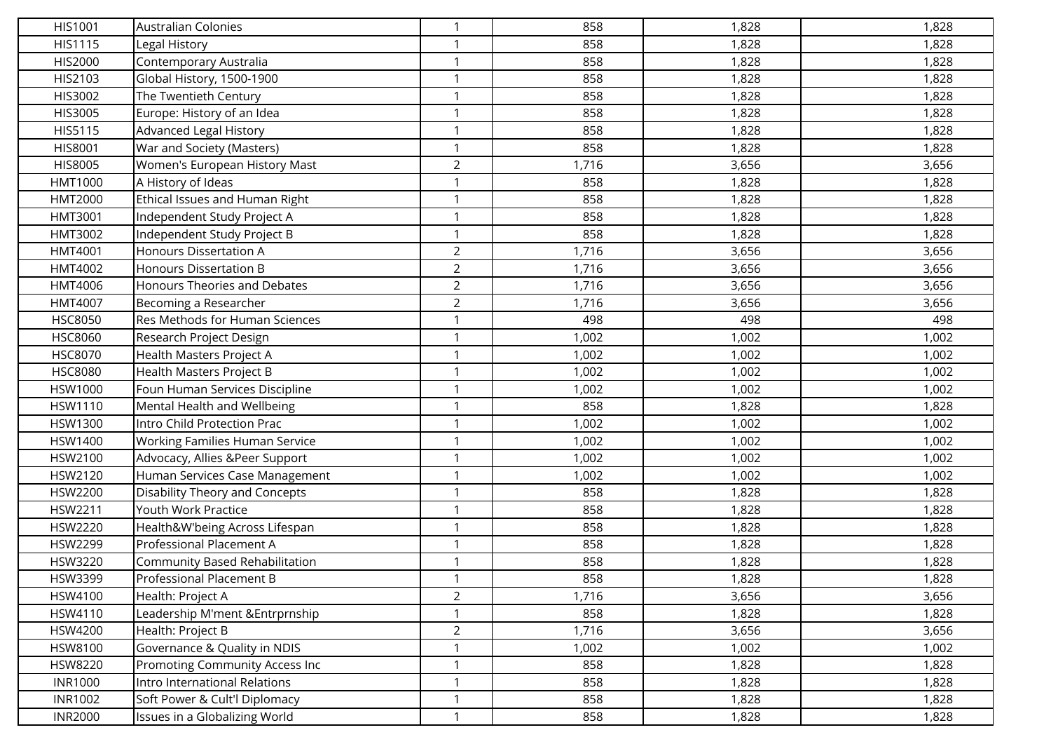| | | | | | |
|---|---|---|---|---|---|
| HIS1001 | Australian Colonies | 1 | 858 | 1,828 | 1,828 |
| HIS1115 | Legal History | 1 | 858 | 1,828 | 1,828 |
| HIS2000 | Contemporary Australia | 1 | 858 | 1,828 | 1,828 |
| HIS2103 | Global History, 1500-1900 | 1 | 858 | 1,828 | 1,828 |
| HIS3002 | The Twentieth Century | 1 | 858 | 1,828 | 1,828 |
| HIS3005 | Europe: History of an Idea | 1 | 858 | 1,828 | 1,828 |
| HIS5115 | Advanced Legal History | 1 | 858 | 1,828 | 1,828 |
| HIS8001 | War and Society (Masters) | 1 | 858 | 1,828 | 1,828 |
| HIS8005 | Women's European History Mast | 2 | 1,716 | 3,656 | 3,656 |
| HMT1000 | A History of Ideas | 1 | 858 | 1,828 | 1,828 |
| HMT2000 | Ethical Issues and Human Right | 1 | 858 | 1,828 | 1,828 |
| HMT3001 | Independent Study Project A | 1 | 858 | 1,828 | 1,828 |
| HMT3002 | Independent Study Project B | 1 | 858 | 1,828 | 1,828 |
| HMT4001 | Honours Dissertation A | 2 | 1,716 | 3,656 | 3,656 |
| HMT4002 | Honours Dissertation B | 2 | 1,716 | 3,656 | 3,656 |
| HMT4006 | Honours Theories and Debates | 2 | 1,716 | 3,656 | 3,656 |
| HMT4007 | Becoming a Researcher | 2 | 1,716 | 3,656 | 3,656 |
| HSC8050 | Res Methods for Human Sciences | 1 | 498 | 498 | 498 |
| HSC8060 | Research Project Design | 1 | 1,002 | 1,002 | 1,002 |
| HSC8070 | Health Masters Project A | 1 | 1,002 | 1,002 | 1,002 |
| HSC8080 | Health Masters Project B | 1 | 1,002 | 1,002 | 1,002 |
| HSW1000 | Foun Human Services Discipline | 1 | 1,002 | 1,002 | 1,002 |
| HSW1110 | Mental Health and Wellbeing | 1 | 858 | 1,828 | 1,828 |
| HSW1300 | Intro Child Protection Prac | 1 | 1,002 | 1,002 | 1,002 |
| HSW1400 | Working Families Human Service | 1 | 1,002 | 1,002 | 1,002 |
| HSW2100 | Advocacy, Allies &Peer Support | 1 | 1,002 | 1,002 | 1,002 |
| HSW2120 | Human Services Case Management | 1 | 1,002 | 1,002 | 1,002 |
| HSW2200 | Disability Theory and Concepts | 1 | 858 | 1,828 | 1,828 |
| HSW2211 | Youth Work Practice | 1 | 858 | 1,828 | 1,828 |
| HSW2220 | Health&W'being Across Lifespan | 1 | 858 | 1,828 | 1,828 |
| HSW2299 | Professional Placement A | 1 | 858 | 1,828 | 1,828 |
| HSW3220 | Community Based Rehabilitation | 1 | 858 | 1,828 | 1,828 |
| HSW3399 | Professional Placement B | 1 | 858 | 1,828 | 1,828 |
| HSW4100 | Health: Project A | 2 | 1,716 | 3,656 | 3,656 |
| HSW4110 | Leadership M'ment &Entrprnship | 1 | 858 | 1,828 | 1,828 |
| HSW4200 | Health: Project B | 2 | 1,716 | 3,656 | 3,656 |
| HSW8100 | Governance & Quality in NDIS | 1 | 1,002 | 1,002 | 1,002 |
| HSW8220 | Promoting Community Access Inc | 1 | 858 | 1,828 | 1,828 |
| INR1000 | Intro International Relations | 1 | 858 | 1,828 | 1,828 |
| INR1002 | Soft Power & Cult'l Diplomacy | 1 | 858 | 1,828 | 1,828 |
| INR2000 | Issues in a Globalizing World | 1 | 858 | 1,828 | 1,828 |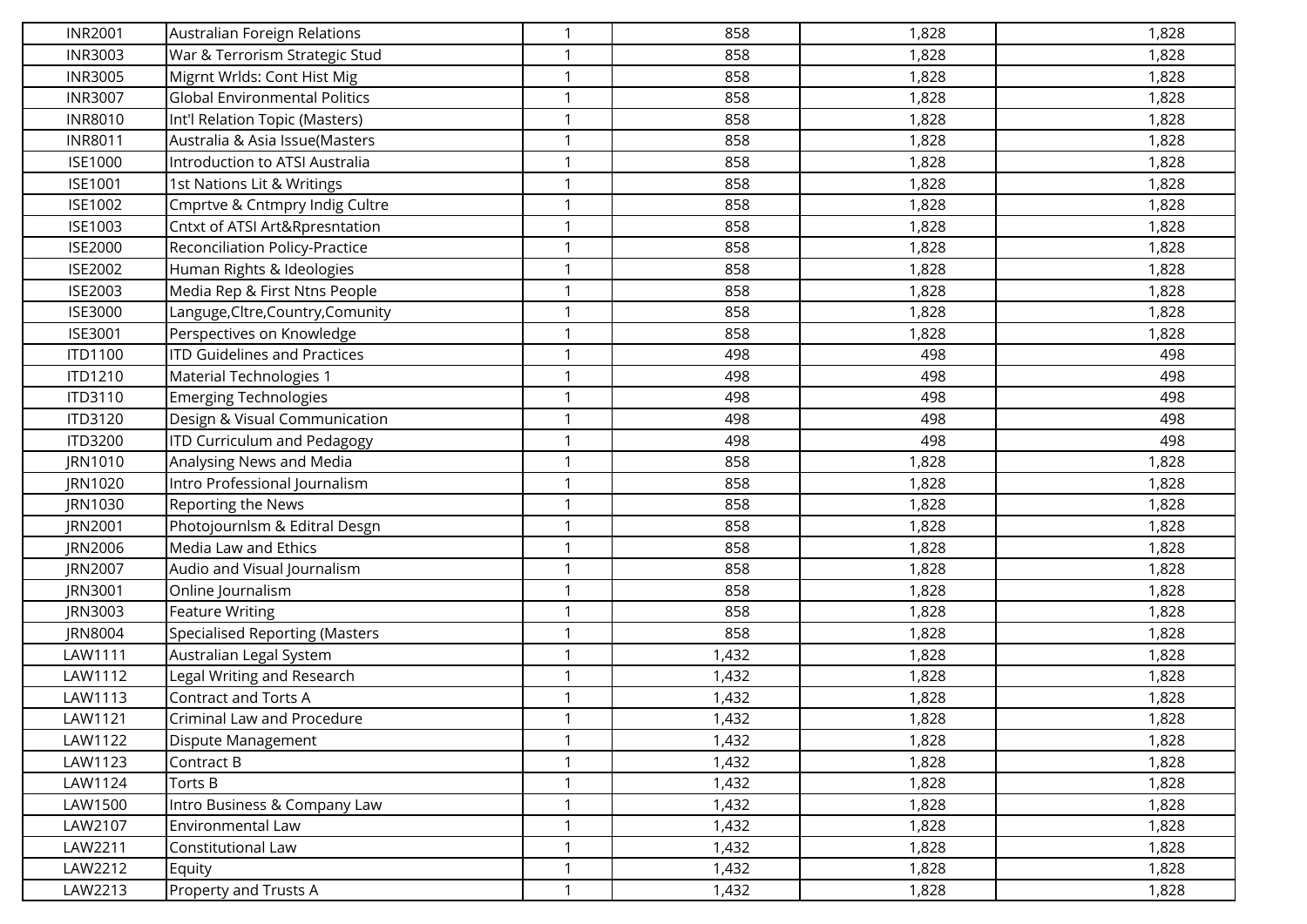| | | | | | |
|---|---|---|---|---|---|
| INR2001 | Australian Foreign Relations | 1 | 858 | 1,828 | 1,828 |
| INR3003 | War & Terrorism Strategic Stud | 1 | 858 | 1,828 | 1,828 |
| INR3005 | Migrnt Wrlds: Cont Hist Mig | 1 | 858 | 1,828 | 1,828 |
| INR3007 | Global Environmental Politics | 1 | 858 | 1,828 | 1,828 |
| INR8010 | Int'l Relation Topic (Masters) | 1 | 858 | 1,828 | 1,828 |
| INR8011 | Australia & Asia Issue(Masters | 1 | 858 | 1,828 | 1,828 |
| ISE1000 | Introduction to ATSI Australia | 1 | 858 | 1,828 | 1,828 |
| ISE1001 | 1st Nations Lit & Writings | 1 | 858 | 1,828 | 1,828 |
| ISE1002 | Cmprtve & Cntmpry Indig Cultre | 1 | 858 | 1,828 | 1,828 |
| ISE1003 | Cntxt of ATSI Art&Rpresntation | 1 | 858 | 1,828 | 1,828 |
| ISE2000 | Reconciliation Policy-Practice | 1 | 858 | 1,828 | 1,828 |
| ISE2002 | Human Rights & Ideologies | 1 | 858 | 1,828 | 1,828 |
| ISE2003 | Media Rep & First Ntns People | 1 | 858 | 1,828 | 1,828 |
| ISE3000 | Languge,Cltre,Country,Comunity | 1 | 858 | 1,828 | 1,828 |
| ISE3001 | Perspectives on Knowledge | 1 | 858 | 1,828 | 1,828 |
| ITD1100 | ITD Guidelines and Practices | 1 | 498 | 498 | 498 |
| ITD1210 | Material Technologies 1 | 1 | 498 | 498 | 498 |
| ITD3110 | Emerging Technologies | 1 | 498 | 498 | 498 |
| ITD3120 | Design & Visual Communication | 1 | 498 | 498 | 498 |
| ITD3200 | ITD Curriculum and Pedagogy | 1 | 498 | 498 | 498 |
| JRN1010 | Analysing News and Media | 1 | 858 | 1,828 | 1,828 |
| JRN1020 | Intro Professional Journalism | 1 | 858 | 1,828 | 1,828 |
| JRN1030 | Reporting the News | 1 | 858 | 1,828 | 1,828 |
| JRN2001 | Photojournlsm & Editral Desgn | 1 | 858 | 1,828 | 1,828 |
| JRN2006 | Media Law and Ethics | 1 | 858 | 1,828 | 1,828 |
| JRN2007 | Audio and Visual Journalism | 1 | 858 | 1,828 | 1,828 |
| JRN3001 | Online Journalism | 1 | 858 | 1,828 | 1,828 |
| JRN3003 | Feature Writing | 1 | 858 | 1,828 | 1,828 |
| JRN8004 | Specialised Reporting (Masters | 1 | 858 | 1,828 | 1,828 |
| LAW1111 | Australian Legal System | 1 | 1,432 | 1,828 | 1,828 |
| LAW1112 | Legal Writing and Research | 1 | 1,432 | 1,828 | 1,828 |
| LAW1113 | Contract and Torts A | 1 | 1,432 | 1,828 | 1,828 |
| LAW1121 | Criminal Law and Procedure | 1 | 1,432 | 1,828 | 1,828 |
| LAW1122 | Dispute Management | 1 | 1,432 | 1,828 | 1,828 |
| LAW1123 | Contract B | 1 | 1,432 | 1,828 | 1,828 |
| LAW1124 | Torts B | 1 | 1,432 | 1,828 | 1,828 |
| LAW1500 | Intro Business & Company Law | 1 | 1,432 | 1,828 | 1,828 |
| LAW2107 | Environmental Law | 1 | 1,432 | 1,828 | 1,828 |
| LAW2211 | Constitutional Law | 1 | 1,432 | 1,828 | 1,828 |
| LAW2212 | Equity | 1 | 1,432 | 1,828 | 1,828 |
| LAW2213 | Property and Trusts A | 1 | 1,432 | 1,828 | 1,828 |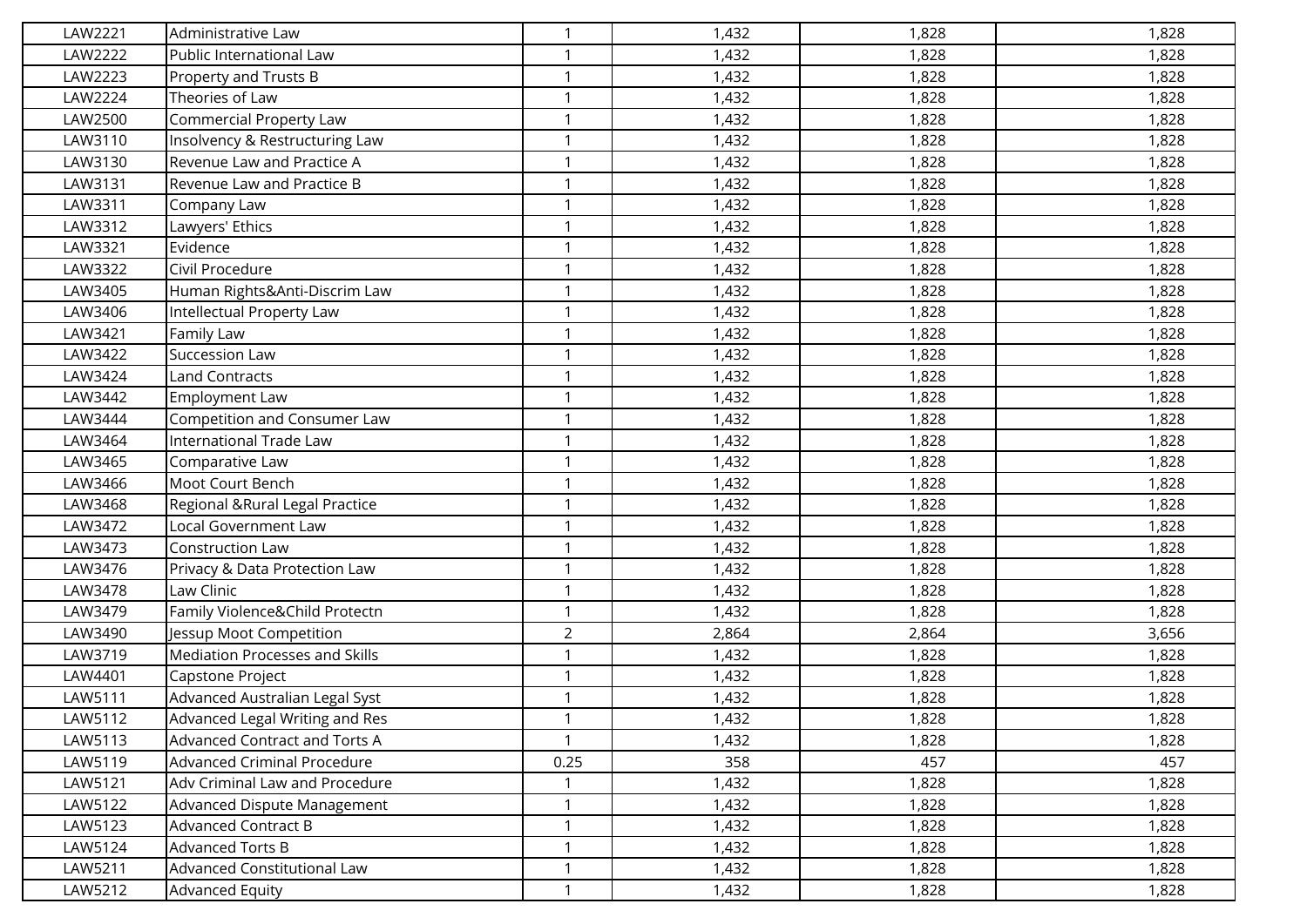| | | | | | |
|---|---|---|---|---|---|
| LAW2221 | Administrative Law | 1 | 1,432 | 1,828 | 1,828 |
| LAW2222 | Public International Law | 1 | 1,432 | 1,828 | 1,828 |
| LAW2223 | Property and Trusts B | 1 | 1,432 | 1,828 | 1,828 |
| LAW2224 | Theories of Law | 1 | 1,432 | 1,828 | 1,828 |
| LAW2500 | Commercial Property Law | 1 | 1,432 | 1,828 | 1,828 |
| LAW3110 | Insolvency & Restructuring Law | 1 | 1,432 | 1,828 | 1,828 |
| LAW3130 | Revenue Law and Practice A | 1 | 1,432 | 1,828 | 1,828 |
| LAW3131 | Revenue Law and Practice B | 1 | 1,432 | 1,828 | 1,828 |
| LAW3311 | Company Law | 1 | 1,432 | 1,828 | 1,828 |
| LAW3312 | Lawyers' Ethics | 1 | 1,432 | 1,828 | 1,828 |
| LAW3321 | Evidence | 1 | 1,432 | 1,828 | 1,828 |
| LAW3322 | Civil Procedure | 1 | 1,432 | 1,828 | 1,828 |
| LAW3405 | Human Rights&Anti-Discrim Law | 1 | 1,432 | 1,828 | 1,828 |
| LAW3406 | Intellectual Property Law | 1 | 1,432 | 1,828 | 1,828 |
| LAW3421 | Family Law | 1 | 1,432 | 1,828 | 1,828 |
| LAW3422 | Succession Law | 1 | 1,432 | 1,828 | 1,828 |
| LAW3424 | Land Contracts | 1 | 1,432 | 1,828 | 1,828 |
| LAW3442 | Employment Law | 1 | 1,432 | 1,828 | 1,828 |
| LAW3444 | Competition and Consumer Law | 1 | 1,432 | 1,828 | 1,828 |
| LAW3464 | International Trade Law | 1 | 1,432 | 1,828 | 1,828 |
| LAW3465 | Comparative Law | 1 | 1,432 | 1,828 | 1,828 |
| LAW3466 | Moot Court Bench | 1 | 1,432 | 1,828 | 1,828 |
| LAW3468 | Regional &Rural Legal Practice | 1 | 1,432 | 1,828 | 1,828 |
| LAW3472 | Local Government Law | 1 | 1,432 | 1,828 | 1,828 |
| LAW3473 | Construction Law | 1 | 1,432 | 1,828 | 1,828 |
| LAW3476 | Privacy & Data Protection Law | 1 | 1,432 | 1,828 | 1,828 |
| LAW3478 | Law Clinic | 1 | 1,432 | 1,828 | 1,828 |
| LAW3479 | Family Violence&Child Protectn | 1 | 1,432 | 1,828 | 1,828 |
| LAW3490 | Jessup Moot Competition | 2 | 2,864 | 2,864 | 3,656 |
| LAW3719 | Mediation Processes and Skills | 1 | 1,432 | 1,828 | 1,828 |
| LAW4401 | Capstone Project | 1 | 1,432 | 1,828 | 1,828 |
| LAW5111 | Advanced Australian Legal Syst | 1 | 1,432 | 1,828 | 1,828 |
| LAW5112 | Advanced Legal Writing and Res | 1 | 1,432 | 1,828 | 1,828 |
| LAW5113 | Advanced Contract and Torts A | 1 | 1,432 | 1,828 | 1,828 |
| LAW5119 | Advanced Criminal Procedure | 0.25 | 358 | 457 | 457 |
| LAW5121 | Adv Criminal Law and Procedure | 1 | 1,432 | 1,828 | 1,828 |
| LAW5122 | Advanced Dispute Management | 1 | 1,432 | 1,828 | 1,828 |
| LAW5123 | Advanced Contract B | 1 | 1,432 | 1,828 | 1,828 |
| LAW5124 | Advanced Torts B | 1 | 1,432 | 1,828 | 1,828 |
| LAW5211 | Advanced Constitutional Law | 1 | 1,432 | 1,828 | 1,828 |
| LAW5212 | Advanced Equity | 1 | 1,432 | 1,828 | 1,828 |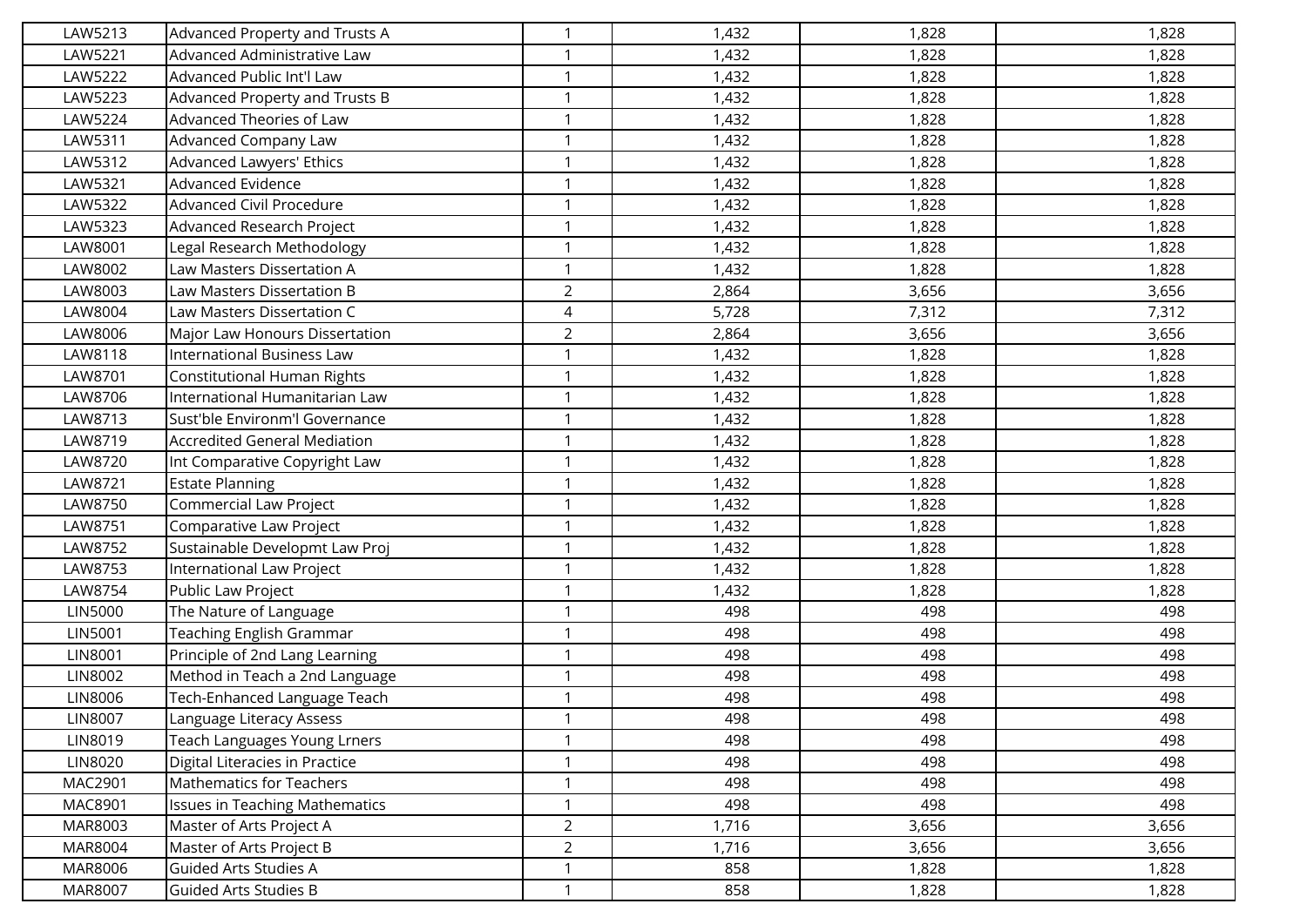| LAW5213 | Advanced Property and Trusts A | 1 | 1,432 | 1,828 | 1,828 |
|---|---|---|---|---|---|
| LAW5221 | Advanced Administrative Law | 1 | 1,432 | 1,828 | 1,828 |
| LAW5222 | Advanced Public Int'l Law | 1 | 1,432 | 1,828 | 1,828 |
| LAW5223 | Advanced Property and Trusts B | 1 | 1,432 | 1,828 | 1,828 |
| LAW5224 | Advanced Theories of Law | 1 | 1,432 | 1,828 | 1,828 |
| LAW5311 | Advanced Company Law | 1 | 1,432 | 1,828 | 1,828 |
| LAW5312 | Advanced Lawyers' Ethics | 1 | 1,432 | 1,828 | 1,828 |
| LAW5321 | Advanced Evidence | 1 | 1,432 | 1,828 | 1,828 |
| LAW5322 | Advanced Civil Procedure | 1 | 1,432 | 1,828 | 1,828 |
| LAW5323 | Advanced Research Project | 1 | 1,432 | 1,828 | 1,828 |
| LAW8001 | Legal Research Methodology | 1 | 1,432 | 1,828 | 1,828 |
| LAW8002 | Law Masters Dissertation A | 1 | 1,432 | 1,828 | 1,828 |
| LAW8003 | Law Masters Dissertation B | 2 | 2,864 | 3,656 | 3,656 |
| LAW8004 | Law Masters Dissertation C | 4 | 5,728 | 7,312 | 7,312 |
| LAW8006 | Major Law Honours Dissertation | 2 | 2,864 | 3,656 | 3,656 |
| LAW8118 | International Business Law | 1 | 1,432 | 1,828 | 1,828 |
| LAW8701 | Constitutional Human Rights | 1 | 1,432 | 1,828 | 1,828 |
| LAW8706 | International Humanitarian Law | 1 | 1,432 | 1,828 | 1,828 |
| LAW8713 | Sust'ble Environm'l Governance | 1 | 1,432 | 1,828 | 1,828 |
| LAW8719 | Accredited General Mediation | 1 | 1,432 | 1,828 | 1,828 |
| LAW8720 | Int Comparative Copyright Law | 1 | 1,432 | 1,828 | 1,828 |
| LAW8721 | Estate Planning | 1 | 1,432 | 1,828 | 1,828 |
| LAW8750 | Commercial Law Project | 1 | 1,432 | 1,828 | 1,828 |
| LAW8751 | Comparative Law Project | 1 | 1,432 | 1,828 | 1,828 |
| LAW8752 | Sustainable Developmt Law Proj | 1 | 1,432 | 1,828 | 1,828 |
| LAW8753 | International Law Project | 1 | 1,432 | 1,828 | 1,828 |
| LAW8754 | Public Law Project | 1 | 1,432 | 1,828 | 1,828 |
| LIN5000 | The Nature of Language | 1 | 498 | 498 | 498 |
| LIN5001 | Teaching English Grammar | 1 | 498 | 498 | 498 |
| LIN8001 | Principle of 2nd Lang Learning | 1 | 498 | 498 | 498 |
| LIN8002 | Method in Teach a 2nd Language | 1 | 498 | 498 | 498 |
| LIN8006 | Tech-Enhanced Language Teach | 1 | 498 | 498 | 498 |
| LIN8007 | Language Literacy Assess | 1 | 498 | 498 | 498 |
| LIN8019 | Teach Languages Young Lrners | 1 | 498 | 498 | 498 |
| LIN8020 | Digital Literacies in Practice | 1 | 498 | 498 | 498 |
| MAC2901 | Mathematics for Teachers | 1 | 498 | 498 | 498 |
| MAC8901 | Issues in Teaching Mathematics | 1 | 498 | 498 | 498 |
| MAR8003 | Master of Arts Project A | 2 | 1,716 | 3,656 | 3,656 |
| MAR8004 | Master of Arts Project B | 2 | 1,716 | 3,656 | 3,656 |
| MAR8006 | Guided Arts Studies A | 1 | 858 | 1,828 | 1,828 |
| MAR8007 | Guided Arts Studies B | 1 | 858 | 1,828 | 1,828 |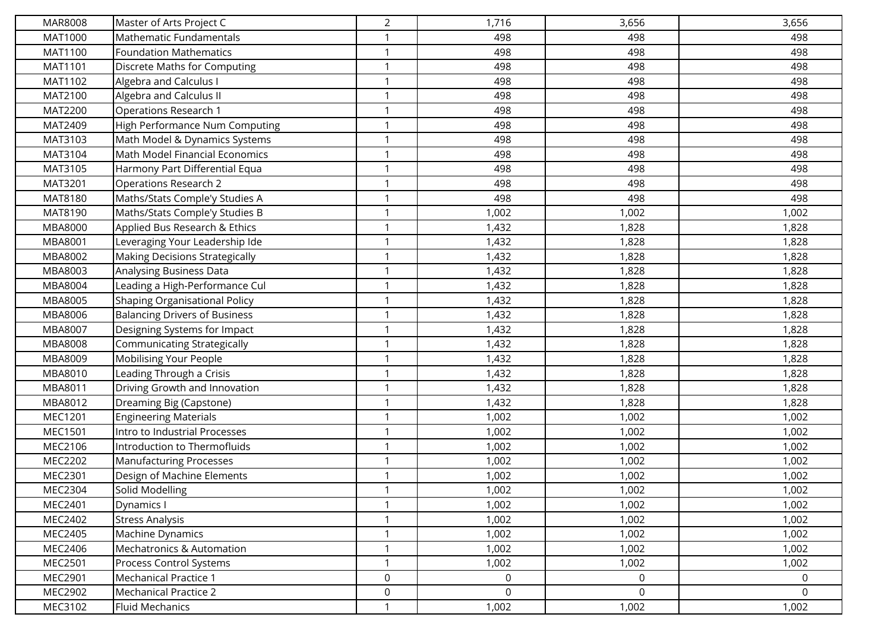| | | | | | |
|---|---|---|---|---|---|
| MAR8008 | Master of Arts Project C | 2 | 1,716 | 3,656 | 3,656 |
| MAT1000 | Mathematic Fundamentals | 1 | 498 | 498 | 498 |
| MAT1100 | Foundation Mathematics | 1 | 498 | 498 | 498 |
| MAT1101 | Discrete Maths for Computing | 1 | 498 | 498 | 498 |
| MAT1102 | Algebra and Calculus I | 1 | 498 | 498 | 498 |
| MAT2100 | Algebra and Calculus II | 1 | 498 | 498 | 498 |
| MAT2200 | Operations Research 1 | 1 | 498 | 498 | 498 |
| MAT2409 | High Performance Num Computing | 1 | 498 | 498 | 498 |
| MAT3103 | Math Model & Dynamics Systems | 1 | 498 | 498 | 498 |
| MAT3104 | Math Model Financial Economics | 1 | 498 | 498 | 498 |
| MAT3105 | Harmony Part Differential Equa | 1 | 498 | 498 | 498 |
| MAT3201 | Operations Research 2 | 1 | 498 | 498 | 498 |
| MAT8180 | Maths/Stats Comple'y Studies A | 1 | 498 | 498 | 498 |
| MAT8190 | Maths/Stats Comple'y Studies B | 1 | 1,002 | 1,002 | 1,002 |
| MBA8000 | Applied Bus Research & Ethics | 1 | 1,432 | 1,828 | 1,828 |
| MBA8001 | Leveraging Your Leadership Ide | 1 | 1,432 | 1,828 | 1,828 |
| MBA8002 | Making Decisions Strategically | 1 | 1,432 | 1,828 | 1,828 |
| MBA8003 | Analysing Business Data | 1 | 1,432 | 1,828 | 1,828 |
| MBA8004 | Leading a High-Performance Cul | 1 | 1,432 | 1,828 | 1,828 |
| MBA8005 | Shaping Organisational Policy | 1 | 1,432 | 1,828 | 1,828 |
| MBA8006 | Balancing Drivers of Business | 1 | 1,432 | 1,828 | 1,828 |
| MBA8007 | Designing Systems for Impact | 1 | 1,432 | 1,828 | 1,828 |
| MBA8008 | Communicating Strategically | 1 | 1,432 | 1,828 | 1,828 |
| MBA8009 | Mobilising Your People | 1 | 1,432 | 1,828 | 1,828 |
| MBA8010 | Leading Through a Crisis | 1 | 1,432 | 1,828 | 1,828 |
| MBA8011 | Driving Growth and Innovation | 1 | 1,432 | 1,828 | 1,828 |
| MBA8012 | Dreaming Big (Capstone) | 1 | 1,432 | 1,828 | 1,828 |
| MEC1201 | Engineering Materials | 1 | 1,002 | 1,002 | 1,002 |
| MEC1501 | Intro to Industrial Processes | 1 | 1,002 | 1,002 | 1,002 |
| MEC2106 | Introduction to Thermofluids | 1 | 1,002 | 1,002 | 1,002 |
| MEC2202 | Manufacturing Processes | 1 | 1,002 | 1,002 | 1,002 |
| MEC2301 | Design of Machine Elements | 1 | 1,002 | 1,002 | 1,002 |
| MEC2304 | Solid Modelling | 1 | 1,002 | 1,002 | 1,002 |
| MEC2401 | Dynamics I | 1 | 1,002 | 1,002 | 1,002 |
| MEC2402 | Stress Analysis | 1 | 1,002 | 1,002 | 1,002 |
| MEC2405 | Machine Dynamics | 1 | 1,002 | 1,002 | 1,002 |
| MEC2406 | Mechatronics & Automation | 1 | 1,002 | 1,002 | 1,002 |
| MEC2501 | Process Control Systems | 1 | 1,002 | 1,002 | 1,002 |
| MEC2901 | Mechanical Practice 1 | 0 | 0 | 0 | 0 |
| MEC2902 | Mechanical Practice 2 | 0 | 0 | 0 | 0 |
| MEC3102 | Fluid Mechanics | 1 | 1,002 | 1,002 | 1,002 |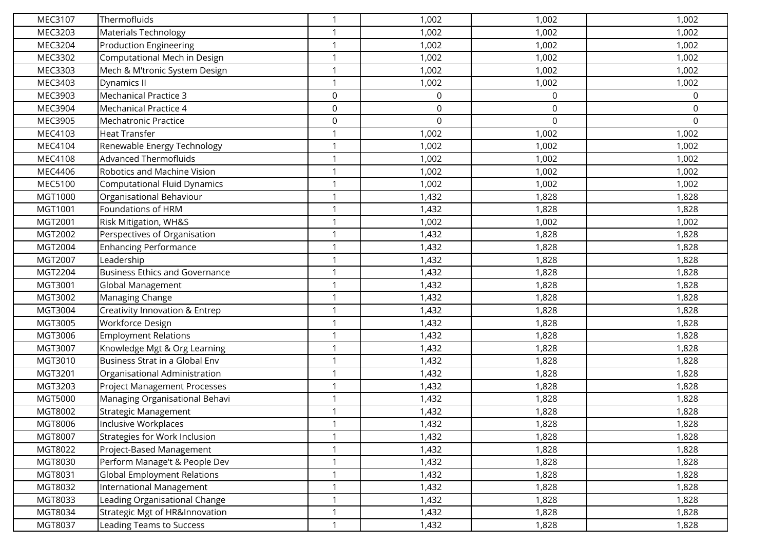| | | | | | |
|---|---|---|---|---|---|
| MEC3107 | Thermofluids | 1 | 1,002 | 1,002 | 1,002 |
| MEC3203 | Materials Technology | 1 | 1,002 | 1,002 | 1,002 |
| MEC3204 | Production Engineering | 1 | 1,002 | 1,002 | 1,002 |
| MEC3302 | Computational Mech in Design | 1 | 1,002 | 1,002 | 1,002 |
| MEC3303 | Mech & M'tronic System Design | 1 | 1,002 | 1,002 | 1,002 |
| MEC3403 | Dynamics II | 1 | 1,002 | 1,002 | 1,002 |
| MEC3903 | Mechanical Practice 3 | 0 | 0 | 0 | 0 |
| MEC3904 | Mechanical Practice 4 | 0 | 0 | 0 | 0 |
| MEC3905 | Mechatronic Practice | 0 | 0 | 0 | 0 |
| MEC4103 | Heat Transfer | 1 | 1,002 | 1,002 | 1,002 |
| MEC4104 | Renewable Energy Technology | 1 | 1,002 | 1,002 | 1,002 |
| MEC4108 | Advanced Thermofluids | 1 | 1,002 | 1,002 | 1,002 |
| MEC4406 | Robotics and Machine Vision | 1 | 1,002 | 1,002 | 1,002 |
| MEC5100 | Computational Fluid Dynamics | 1 | 1,002 | 1,002 | 1,002 |
| MGT1000 | Organisational Behaviour | 1 | 1,432 | 1,828 | 1,828 |
| MGT1001 | Foundations of HRM | 1 | 1,432 | 1,828 | 1,828 |
| MGT2001 | Risk Mitigation, WH&S | 1 | 1,002 | 1,002 | 1,002 |
| MGT2002 | Perspectives of Organisation | 1 | 1,432 | 1,828 | 1,828 |
| MGT2004 | Enhancing Performance | 1 | 1,432 | 1,828 | 1,828 |
| MGT2007 | Leadership | 1 | 1,432 | 1,828 | 1,828 |
| MGT2204 | Business Ethics and Governance | 1 | 1,432 | 1,828 | 1,828 |
| MGT3001 | Global Management | 1 | 1,432 | 1,828 | 1,828 |
| MGT3002 | Managing Change | 1 | 1,432 | 1,828 | 1,828 |
| MGT3004 | Creativity Innovation & Entrep | 1 | 1,432 | 1,828 | 1,828 |
| MGT3005 | Workforce Design | 1 | 1,432 | 1,828 | 1,828 |
| MGT3006 | Employment Relations | 1 | 1,432 | 1,828 | 1,828 |
| MGT3007 | Knowledge Mgt & Org Learning | 1 | 1,432 | 1,828 | 1,828 |
| MGT3010 | Business Strat in a Global Env | 1 | 1,432 | 1,828 | 1,828 |
| MGT3201 | Organisational Administration | 1 | 1,432 | 1,828 | 1,828 |
| MGT3203 | Project Management Processes | 1 | 1,432 | 1,828 | 1,828 |
| MGT5000 | Managing Organisational Behavi | 1 | 1,432 | 1,828 | 1,828 |
| MGT8002 | Strategic Management | 1 | 1,432 | 1,828 | 1,828 |
| MGT8006 | Inclusive Workplaces | 1 | 1,432 | 1,828 | 1,828 |
| MGT8007 | Strategies for Work Inclusion | 1 | 1,432 | 1,828 | 1,828 |
| MGT8022 | Project-Based Management | 1 | 1,432 | 1,828 | 1,828 |
| MGT8030 | Perform Manage't & People Dev | 1 | 1,432 | 1,828 | 1,828 |
| MGT8031 | Global Employment Relations | 1 | 1,432 | 1,828 | 1,828 |
| MGT8032 | International Management | 1 | 1,432 | 1,828 | 1,828 |
| MGT8033 | Leading Organisational Change | 1 | 1,432 | 1,828 | 1,828 |
| MGT8034 | Strategic Mgt of HR&Innovation | 1 | 1,432 | 1,828 | 1,828 |
| MGT8037 | Leading Teams to Success | 1 | 1,432 | 1,828 | 1,828 |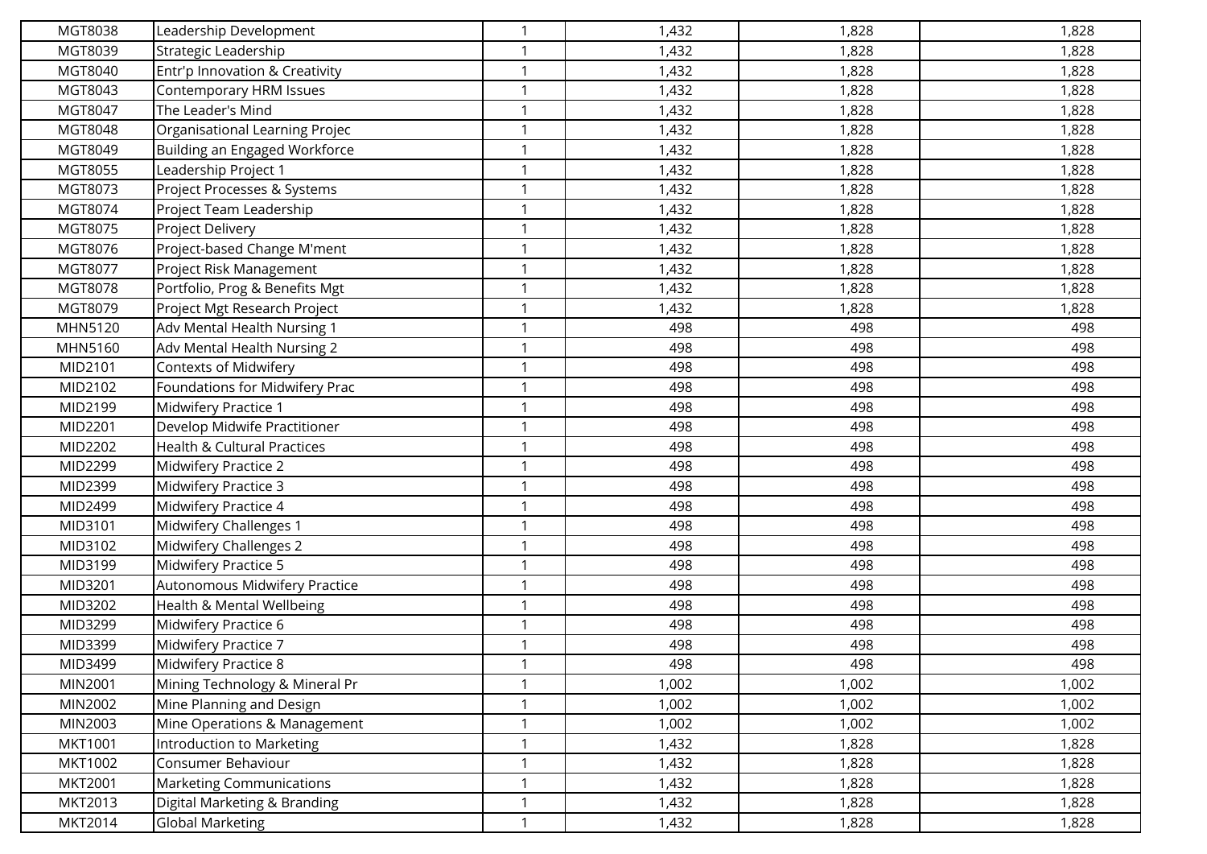| MGT8038 | Leadership Development | 1 | 1,432 | 1,828 | 1,828 |
|---|---|---|---|---|---|
| MGT8039 | Strategic Leadership | 1 | 1,432 | 1,828 | 1,828 |
| MGT8040 | Entr'p Innovation & Creativity | 1 | 1,432 | 1,828 | 1,828 |
| MGT8043 | Contemporary HRM Issues | 1 | 1,432 | 1,828 | 1,828 |
| MGT8047 | The Leader's Mind | 1 | 1,432 | 1,828 | 1,828 |
| MGT8048 | Organisational Learning Projec | 1 | 1,432 | 1,828 | 1,828 |
| MGT8049 | Building an Engaged Workforce | 1 | 1,432 | 1,828 | 1,828 |
| MGT8055 | Leadership Project 1 | 1 | 1,432 | 1,828 | 1,828 |
| MGT8073 | Project Processes & Systems | 1 | 1,432 | 1,828 | 1,828 |
| MGT8074 | Project Team Leadership | 1 | 1,432 | 1,828 | 1,828 |
| MGT8075 | Project Delivery | 1 | 1,432 | 1,828 | 1,828 |
| MGT8076 | Project-based Change M'ment | 1 | 1,432 | 1,828 | 1,828 |
| MGT8077 | Project Risk Management | 1 | 1,432 | 1,828 | 1,828 |
| MGT8078 | Portfolio, Prog & Benefits Mgt | 1 | 1,432 | 1,828 | 1,828 |
| MGT8079 | Project Mgt Research Project | 1 | 1,432 | 1,828 | 1,828 |
| MHN5120 | Adv Mental Health Nursing 1 | 1 | 498 | 498 | 498 |
| MHN5160 | Adv Mental Health Nursing 2 | 1 | 498 | 498 | 498 |
| MID2101 | Contexts of Midwifery | 1 | 498 | 498 | 498 |
| MID2102 | Foundations for Midwifery Prac | 1 | 498 | 498 | 498 |
| MID2199 | Midwifery Practice 1 | 1 | 498 | 498 | 498 |
| MID2201 | Develop Midwife Practitioner | 1 | 498 | 498 | 498 |
| MID2202 | Health & Cultural Practices | 1 | 498 | 498 | 498 |
| MID2299 | Midwifery Practice 2 | 1 | 498 | 498 | 498 |
| MID2399 | Midwifery Practice 3 | 1 | 498 | 498 | 498 |
| MID2499 | Midwifery Practice 4 | 1 | 498 | 498 | 498 |
| MID3101 | Midwifery Challenges 1 | 1 | 498 | 498 | 498 |
| MID3102 | Midwifery Challenges 2 | 1 | 498 | 498 | 498 |
| MID3199 | Midwifery Practice 5 | 1 | 498 | 498 | 498 |
| MID3201 | Autonomous Midwifery Practice | 1 | 498 | 498 | 498 |
| MID3202 | Health & Mental Wellbeing | 1 | 498 | 498 | 498 |
| MID3299 | Midwifery Practice 6 | 1 | 498 | 498 | 498 |
| MID3399 | Midwifery Practice 7 | 1 | 498 | 498 | 498 |
| MID3499 | Midwifery Practice 8 | 1 | 498 | 498 | 498 |
| MIN2001 | Mining Technology & Mineral Pr | 1 | 1,002 | 1,002 | 1,002 |
| MIN2002 | Mine Planning and Design | 1 | 1,002 | 1,002 | 1,002 |
| MIN2003 | Mine Operations & Management | 1 | 1,002 | 1,002 | 1,002 |
| MKT1001 | Introduction to Marketing | 1 | 1,432 | 1,828 | 1,828 |
| MKT1002 | Consumer Behaviour | 1 | 1,432 | 1,828 | 1,828 |
| MKT2001 | Marketing Communications | 1 | 1,432 | 1,828 | 1,828 |
| MKT2013 | Digital Marketing & Branding | 1 | 1,432 | 1,828 | 1,828 |
| MKT2014 | Global Marketing | 1 | 1,432 | 1,828 | 1,828 |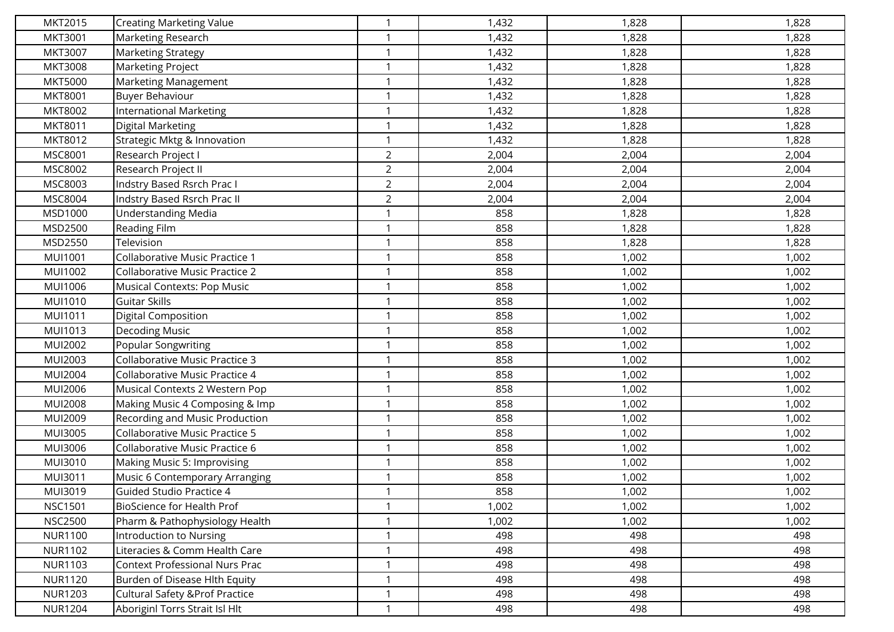| | | | | | |
|---|---|---|---|---|---|
| MKT2015 | Creating Marketing Value | 1 | 1,432 | 1,828 | 1,828 |
| MKT3001 | Marketing Research | 1 | 1,432 | 1,828 | 1,828 |
| MKT3007 | Marketing Strategy | 1 | 1,432 | 1,828 | 1,828 |
| MKT3008 | Marketing Project | 1 | 1,432 | 1,828 | 1,828 |
| MKT5000 | Marketing Management | 1 | 1,432 | 1,828 | 1,828 |
| MKT8001 | Buyer Behaviour | 1 | 1,432 | 1,828 | 1,828 |
| MKT8002 | International Marketing | 1 | 1,432 | 1,828 | 1,828 |
| MKT8011 | Digital Marketing | 1 | 1,432 | 1,828 | 1,828 |
| MKT8012 | Strategic Mktg & Innovation | 1 | 1,432 | 1,828 | 1,828 |
| MSC8001 | Research Project I | 2 | 2,004 | 2,004 | 2,004 |
| MSC8002 | Research Project II | 2 | 2,004 | 2,004 | 2,004 |
| MSC8003 | Indstry Based Rsrch Prac I | 2 | 2,004 | 2,004 | 2,004 |
| MSC8004 | Indstry Based Rsrch Prac II | 2 | 2,004 | 2,004 | 2,004 |
| MSD1000 | Understanding Media | 1 | 858 | 1,828 | 1,828 |
| MSD2500 | Reading Film | 1 | 858 | 1,828 | 1,828 |
| MSD2550 | Television | 1 | 858 | 1,828 | 1,828 |
| MUI1001 | Collaborative Music Practice 1 | 1 | 858 | 1,002 | 1,002 |
| MUI1002 | Collaborative Music Practice 2 | 1 | 858 | 1,002 | 1,002 |
| MUI1006 | Musical Contexts: Pop Music | 1 | 858 | 1,002 | 1,002 |
| MUI1010 | Guitar Skills | 1 | 858 | 1,002 | 1,002 |
| MUI1011 | Digital Composition | 1 | 858 | 1,002 | 1,002 |
| MUI1013 | Decoding Music | 1 | 858 | 1,002 | 1,002 |
| MUI2002 | Popular Songwriting | 1 | 858 | 1,002 | 1,002 |
| MUI2003 | Collaborative Music Practice 3 | 1 | 858 | 1,002 | 1,002 |
| MUI2004 | Collaborative Music Practice 4 | 1 | 858 | 1,002 | 1,002 |
| MUI2006 | Musical Contexts 2 Western Pop | 1 | 858 | 1,002 | 1,002 |
| MUI2008 | Making Music 4 Composing & Imp | 1 | 858 | 1,002 | 1,002 |
| MUI2009 | Recording and Music Production | 1 | 858 | 1,002 | 1,002 |
| MUI3005 | Collaborative Music Practice 5 | 1 | 858 | 1,002 | 1,002 |
| MUI3006 | Collaborative Music Practice 6 | 1 | 858 | 1,002 | 1,002 |
| MUI3010 | Making Music 5: Improvising | 1 | 858 | 1,002 | 1,002 |
| MUI3011 | Music 6 Contemporary Arranging | 1 | 858 | 1,002 | 1,002 |
| MUI3019 | Guided Studio Practice 4 | 1 | 858 | 1,002 | 1,002 |
| NSC1501 | BioScience for Health Prof | 1 | 1,002 | 1,002 | 1,002 |
| NSC2500 | Pharm & Pathophysiology Health | 1 | 1,002 | 1,002 | 1,002 |
| NUR1100 | Introduction to Nursing | 1 | 498 | 498 | 498 |
| NUR1102 | Literacies & Comm Health Care | 1 | 498 | 498 | 498 |
| NUR1103 | Context Professional Nurs Prac | 1 | 498 | 498 | 498 |
| NUR1120 | Burden of Disease Hlth Equity | 1 | 498 | 498 | 498 |
| NUR1203 | Cultural Safety &Prof Practice | 1 | 498 | 498 | 498 |
| NUR1204 | Aboriginl Torrs Strait Isl Hlt | 1 | 498 | 498 | 498 |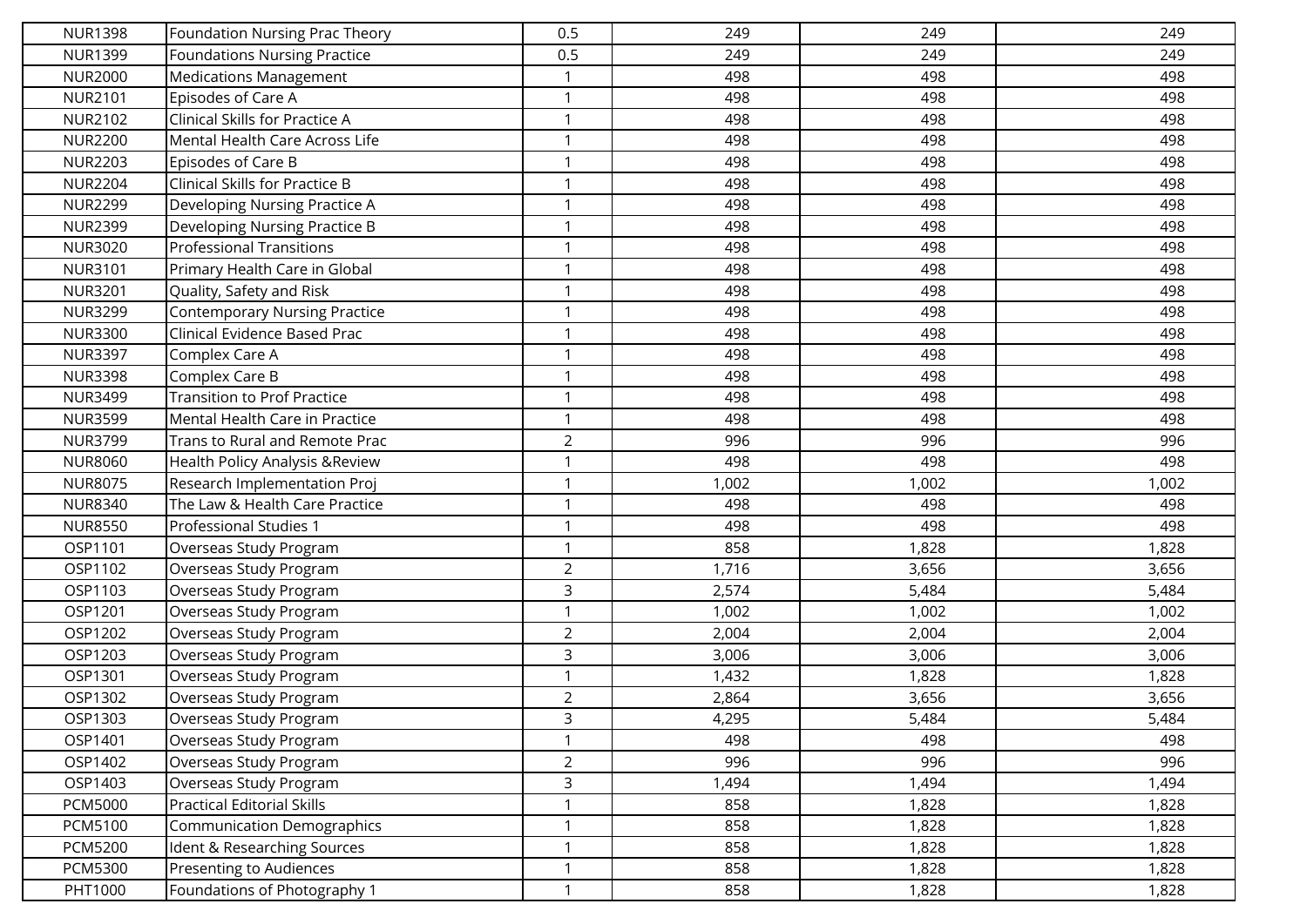| | | | | | |
|---|---|---|---|---|---|
| NUR1398 | Foundation Nursing Prac Theory | 0.5 | 249 | 249 | 249 |
| NUR1399 | Foundations Nursing Practice | 0.5 | 249 | 249 | 249 |
| NUR2000 | Medications Management | 1 | 498 | 498 | 498 |
| NUR2101 | Episodes of Care A | 1 | 498 | 498 | 498 |
| NUR2102 | Clinical Skills for Practice A | 1 | 498 | 498 | 498 |
| NUR2200 | Mental Health Care Across Life | 1 | 498 | 498 | 498 |
| NUR2203 | Episodes of Care B | 1 | 498 | 498 | 498 |
| NUR2204 | Clinical Skills for Practice B | 1 | 498 | 498 | 498 |
| NUR2299 | Developing Nursing Practice A | 1 | 498 | 498 | 498 |
| NUR2399 | Developing Nursing Practice B | 1 | 498 | 498 | 498 |
| NUR3020 | Professional Transitions | 1 | 498 | 498 | 498 |
| NUR3101 | Primary Health Care in Global | 1 | 498 | 498 | 498 |
| NUR3201 | Quality, Safety and Risk | 1 | 498 | 498 | 498 |
| NUR3299 | Contemporary Nursing Practice | 1 | 498 | 498 | 498 |
| NUR3300 | Clinical Evidence Based Prac | 1 | 498 | 498 | 498 |
| NUR3397 | Complex Care A | 1 | 498 | 498 | 498 |
| NUR3398 | Complex Care B | 1 | 498 | 498 | 498 |
| NUR3499 | Transition to Prof Practice | 1 | 498 | 498 | 498 |
| NUR3599 | Mental Health Care in Practice | 1 | 498 | 498 | 498 |
| NUR3799 | Trans to Rural and Remote Prac | 2 | 996 | 996 | 996 |
| NUR8060 | Health Policy Analysis &Review | 1 | 498 | 498 | 498 |
| NUR8075 | Research Implementation Proj | 1 | 1,002 | 1,002 | 1,002 |
| NUR8340 | The Law & Health Care Practice | 1 | 498 | 498 | 498 |
| NUR8550 | Professional Studies 1 | 1 | 498 | 498 | 498 |
| OSP1101 | Overseas Study Program | 1 | 858 | 1,828 | 1,828 |
| OSP1102 | Overseas Study Program | 2 | 1,716 | 3,656 | 3,656 |
| OSP1103 | Overseas Study Program | 3 | 2,574 | 5,484 | 5,484 |
| OSP1201 | Overseas Study Program | 1 | 1,002 | 1,002 | 1,002 |
| OSP1202 | Overseas Study Program | 2 | 2,004 | 2,004 | 2,004 |
| OSP1203 | Overseas Study Program | 3 | 3,006 | 3,006 | 3,006 |
| OSP1301 | Overseas Study Program | 1 | 1,432 | 1,828 | 1,828 |
| OSP1302 | Overseas Study Program | 2 | 2,864 | 3,656 | 3,656 |
| OSP1303 | Overseas Study Program | 3 | 4,295 | 5,484 | 5,484 |
| OSP1401 | Overseas Study Program | 1 | 498 | 498 | 498 |
| OSP1402 | Overseas Study Program | 2 | 996 | 996 | 996 |
| OSP1403 | Overseas Study Program | 3 | 1,494 | 1,494 | 1,494 |
| PCM5000 | Practical Editorial Skills | 1 | 858 | 1,828 | 1,828 |
| PCM5100 | Communication Demographics | 1 | 858 | 1,828 | 1,828 |
| PCM5200 | Ident & Researching Sources | 1 | 858 | 1,828 | 1,828 |
| PCM5300 | Presenting to Audiences | 1 | 858 | 1,828 | 1,828 |
| PHT1000 | Foundations of Photography 1 | 1 | 858 | 1,828 | 1,828 |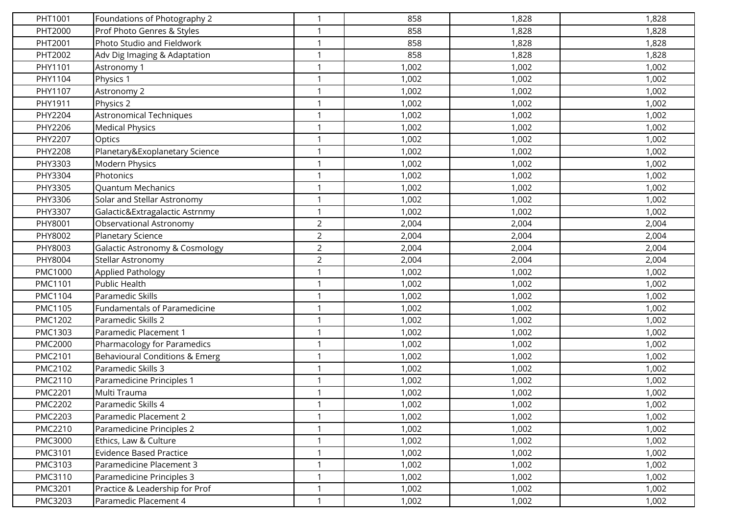| | | | | | |
|---|---|---|---|---|---|
| PHT1001 | Foundations of Photography 2 | 1 | 858 | 1,828 | 1,828 |
| PHT2000 | Prof Photo Genres & Styles | 1 | 858 | 1,828 | 1,828 |
| PHT2001 | Photo Studio and Fieldwork | 1 | 858 | 1,828 | 1,828 |
| PHT2002 | Adv Dig Imaging & Adaptation | 1 | 858 | 1,828 | 1,828 |
| PHY1101 | Astronomy 1 | 1 | 1,002 | 1,002 | 1,002 |
| PHY1104 | Physics 1 | 1 | 1,002 | 1,002 | 1,002 |
| PHY1107 | Astronomy 2 | 1 | 1,002 | 1,002 | 1,002 |
| PHY1911 | Physics 2 | 1 | 1,002 | 1,002 | 1,002 |
| PHY2204 | Astronomical Techniques | 1 | 1,002 | 1,002 | 1,002 |
| PHY2206 | Medical Physics | 1 | 1,002 | 1,002 | 1,002 |
| PHY2207 | Optics | 1 | 1,002 | 1,002 | 1,002 |
| PHY2208 | Planetary&Exoplanetary Science | 1 | 1,002 | 1,002 | 1,002 |
| PHY3303 | Modern Physics | 1 | 1,002 | 1,002 | 1,002 |
| PHY3304 | Photonics | 1 | 1,002 | 1,002 | 1,002 |
| PHY3305 | Quantum Mechanics | 1 | 1,002 | 1,002 | 1,002 |
| PHY3306 | Solar and Stellar Astronomy | 1 | 1,002 | 1,002 | 1,002 |
| PHY3307 | Galactic&Extragalactic Astrnmy | 1 | 1,002 | 1,002 | 1,002 |
| PHY8001 | Observational Astronomy | 2 | 2,004 | 2,004 | 2,004 |
| PHY8002 | Planetary Science | 2 | 2,004 | 2,004 | 2,004 |
| PHY8003 | Galactic Astronomy & Cosmology | 2 | 2,004 | 2,004 | 2,004 |
| PHY8004 | Stellar Astronomy | 2 | 2,004 | 2,004 | 2,004 |
| PMC1000 | Applied Pathology | 1 | 1,002 | 1,002 | 1,002 |
| PMC1101 | Public Health | 1 | 1,002 | 1,002 | 1,002 |
| PMC1104 | Paramedic Skills | 1 | 1,002 | 1,002 | 1,002 |
| PMC1105 | Fundamentals of Paramedicine | 1 | 1,002 | 1,002 | 1,002 |
| PMC1202 | Paramedic Skills 2 | 1 | 1,002 | 1,002 | 1,002 |
| PMC1303 | Paramedic Placement 1 | 1 | 1,002 | 1,002 | 1,002 |
| PMC2000 | Pharmacology for Paramedics | 1 | 1,002 | 1,002 | 1,002 |
| PMC2101 | Behavioural Conditions & Emerg | 1 | 1,002 | 1,002 | 1,002 |
| PMC2102 | Paramedic Skills 3 | 1 | 1,002 | 1,002 | 1,002 |
| PMC2110 | Paramedicine Principles 1 | 1 | 1,002 | 1,002 | 1,002 |
| PMC2201 | Multi Trauma | 1 | 1,002 | 1,002 | 1,002 |
| PMC2202 | Paramedic Skills 4 | 1 | 1,002 | 1,002 | 1,002 |
| PMC2203 | Paramedic Placement 2 | 1 | 1,002 | 1,002 | 1,002 |
| PMC2210 | Paramedicine Principles 2 | 1 | 1,002 | 1,002 | 1,002 |
| PMC3000 | Ethics, Law & Culture | 1 | 1,002 | 1,002 | 1,002 |
| PMC3101 | Evidence Based Practice | 1 | 1,002 | 1,002 | 1,002 |
| PMC3103 | Paramedicine Placement 3 | 1 | 1,002 | 1,002 | 1,002 |
| PMC3110 | Paramedicine Principles 3 | 1 | 1,002 | 1,002 | 1,002 |
| PMC3201 | Practice & Leadership for Prof | 1 | 1,002 | 1,002 | 1,002 |
| PMC3203 | Paramedic Placement 4 | 1 | 1,002 | 1,002 | 1,002 |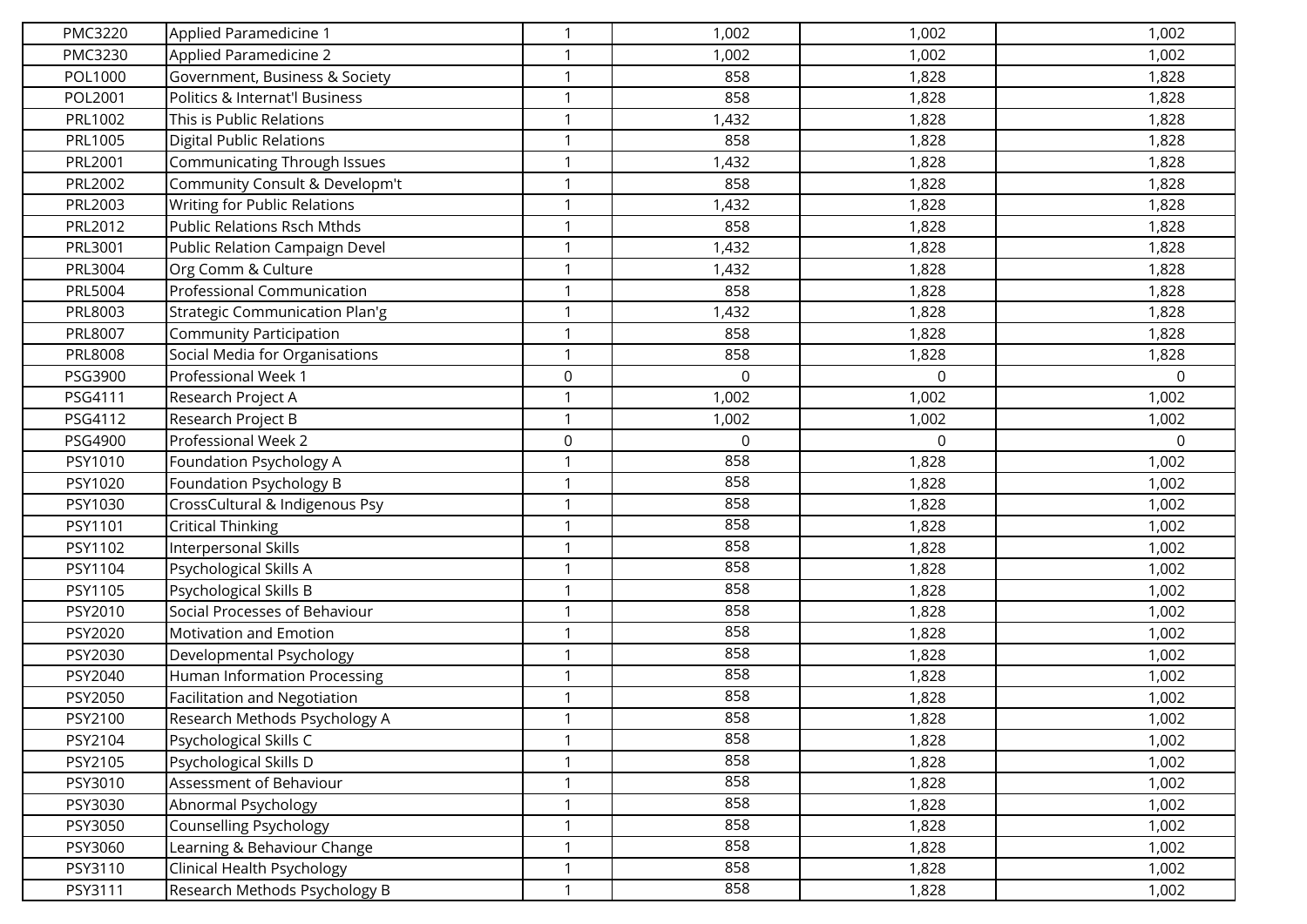| | | | | | |
|---|---|---|---|---|---|
| PMC3220 | Applied Paramedicine 1 | 1 | 1,002 | 1,002 | 1,002 |
| PMC3230 | Applied Paramedicine 2 | 1 | 1,002 | 1,002 | 1,002 |
| POL1000 | Government, Business & Society | 1 | 858 | 1,828 | 1,828 |
| POL2001 | Politics & Internat'l Business | 1 | 858 | 1,828 | 1,828 |
| PRL1002 | This is Public Relations | 1 | 1,432 | 1,828 | 1,828 |
| PRL1005 | Digital Public Relations | 1 | 858 | 1,828 | 1,828 |
| PRL2001 | Communicating Through Issues | 1 | 1,432 | 1,828 | 1,828 |
| PRL2002 | Community Consult & Developm't | 1 | 858 | 1,828 | 1,828 |
| PRL2003 | Writing for Public Relations | 1 | 1,432 | 1,828 | 1,828 |
| PRL2012 | Public Relations Rsch Mthds | 1 | 858 | 1,828 | 1,828 |
| PRL3001 | Public Relation Campaign Devel | 1 | 1,432 | 1,828 | 1,828 |
| PRL3004 | Org Comm & Culture | 1 | 1,432 | 1,828 | 1,828 |
| PRL5004 | Professional Communication | 1 | 858 | 1,828 | 1,828 |
| PRL8003 | Strategic Communication Plan'g | 1 | 1,432 | 1,828 | 1,828 |
| PRL8007 | Community Participation | 1 | 858 | 1,828 | 1,828 |
| PRL8008 | Social Media for Organisations | 1 | 858 | 1,828 | 1,828 |
| PSG3900 | Professional Week 1 | 0 | 0 | 0 | 0 |
| PSG4111 | Research Project A | 1 | 1,002 | 1,002 | 1,002 |
| PSG4112 | Research Project B | 1 | 1,002 | 1,002 | 1,002 |
| PSG4900 | Professional Week 2 | 0 | 0 | 0 | 0 |
| PSY1010 | Foundation Psychology A | 1 | 858 | 1,828 | 1,002 |
| PSY1020 | Foundation Psychology B | 1 | 858 | 1,828 | 1,002 |
| PSY1030 | CrossCultural & Indigenous Psy | 1 | 858 | 1,828 | 1,002 |
| PSY1101 | Critical Thinking | 1 | 858 | 1,828 | 1,002 |
| PSY1102 | Interpersonal Skills | 1 | 858 | 1,828 | 1,002 |
| PSY1104 | Psychological Skills A | 1 | 858 | 1,828 | 1,002 |
| PSY1105 | Psychological Skills B | 1 | 858 | 1,828 | 1,002 |
| PSY2010 | Social Processes of Behaviour | 1 | 858 | 1,828 | 1,002 |
| PSY2020 | Motivation and Emotion | 1 | 858 | 1,828 | 1,002 |
| PSY2030 | Developmental Psychology | 1 | 858 | 1,828 | 1,002 |
| PSY2040 | Human Information Processing | 1 | 858 | 1,828 | 1,002 |
| PSY2050 | Facilitation and Negotiation | 1 | 858 | 1,828 | 1,002 |
| PSY2100 | Research Methods Psychology A | 1 | 858 | 1,828 | 1,002 |
| PSY2104 | Psychological Skills C | 1 | 858 | 1,828 | 1,002 |
| PSY2105 | Psychological Skills D | 1 | 858 | 1,828 | 1,002 |
| PSY3010 | Assessment of Behaviour | 1 | 858 | 1,828 | 1,002 |
| PSY3030 | Abnormal Psychology | 1 | 858 | 1,828 | 1,002 |
| PSY3050 | Counselling Psychology | 1 | 858 | 1,828 | 1,002 |
| PSY3060 | Learning & Behaviour Change | 1 | 858 | 1,828 | 1,002 |
| PSY3110 | Clinical Health Psychology | 1 | 858 | 1,828 | 1,002 |
| PSY3111 | Research Methods Psychology B | 1 | 858 | 1,828 | 1,002 |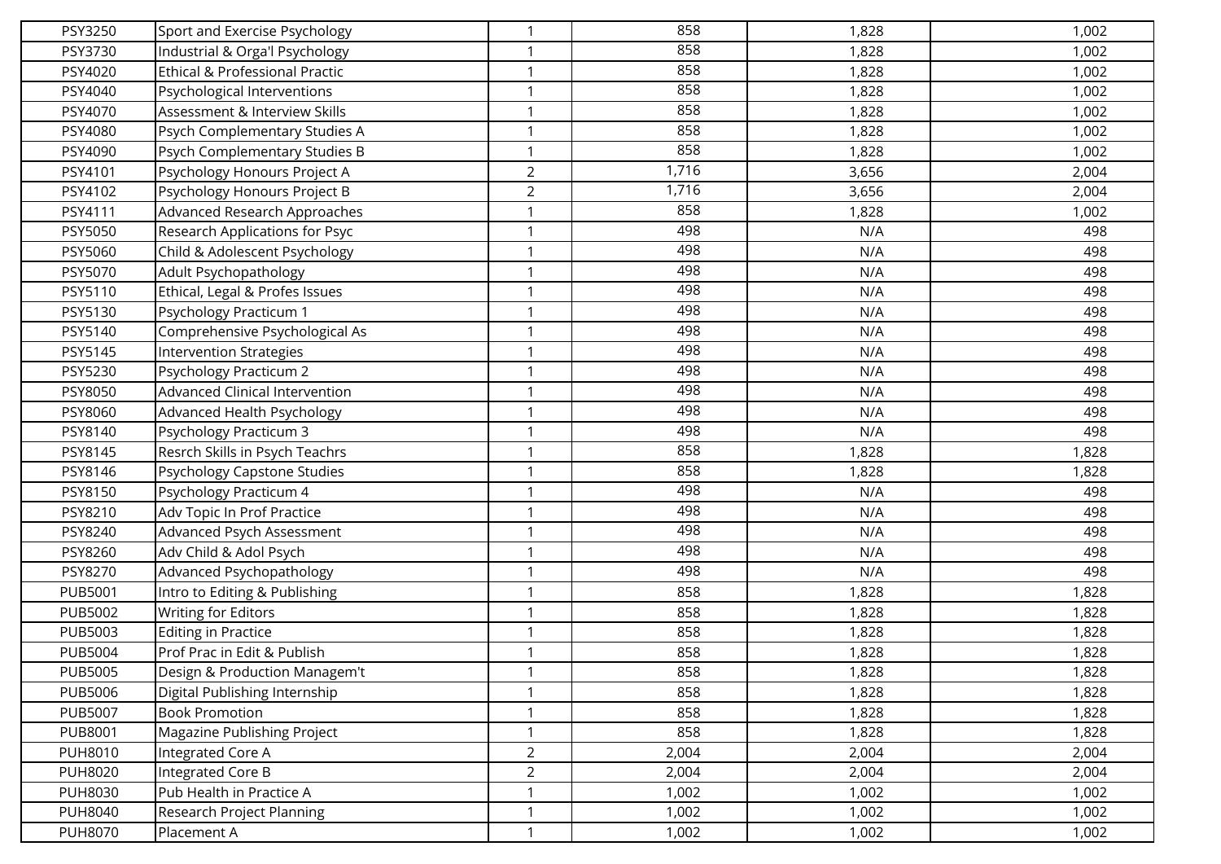| | | | | | |
|---|---|---|---|---|---|
| PSY3250 | Sport and Exercise Psychology | 1 | 858 | 1,828 | 1,002 |
| PSY3730 | Industrial & Orga'l Psychology | 1 | 858 | 1,828 | 1,002 |
| PSY4020 | Ethical & Professional Practic | 1 | 858 | 1,828 | 1,002 |
| PSY4040 | Psychological Interventions | 1 | 858 | 1,828 | 1,002 |
| PSY4070 | Assessment & Interview Skills | 1 | 858 | 1,828 | 1,002 |
| PSY4080 | Psych Complementary Studies A | 1 | 858 | 1,828 | 1,002 |
| PSY4090 | Psych Complementary Studies B | 1 | 858 | 1,828 | 1,002 |
| PSY4101 | Psychology Honours Project A | 2 | 1,716 | 3,656 | 2,004 |
| PSY4102 | Psychology Honours Project B | 2 | 1,716 | 3,656 | 2,004 |
| PSY4111 | Advanced Research Approaches | 1 | 858 | 1,828 | 1,002 |
| PSY5050 | Research Applications for Psyc | 1 | 498 | N/A | 498 |
| PSY5060 | Child & Adolescent Psychology | 1 | 498 | N/A | 498 |
| PSY5070 | Adult Psychopathology | 1 | 498 | N/A | 498 |
| PSY5110 | Ethical, Legal & Profes Issues | 1 | 498 | N/A | 498 |
| PSY5130 | Psychology Practicum 1 | 1 | 498 | N/A | 498 |
| PSY5140 | Comprehensive Psychological As | 1 | 498 | N/A | 498 |
| PSY5145 | Intervention Strategies | 1 | 498 | N/A | 498 |
| PSY5230 | Psychology Practicum 2 | 1 | 498 | N/A | 498 |
| PSY8050 | Advanced Clinical Intervention | 1 | 498 | N/A | 498 |
| PSY8060 | Advanced Health Psychology | 1 | 498 | N/A | 498 |
| PSY8140 | Psychology Practicum 3 | 1 | 498 | N/A | 498 |
| PSY8145 | Resrch Skills in Psych Teachrs | 1 | 858 | 1,828 | 1,828 |
| PSY8146 | Psychology Capstone Studies | 1 | 858 | 1,828 | 1,828 |
| PSY8150 | Psychology Practicum 4 | 1 | 498 | N/A | 498 |
| PSY8210 | Adv Topic In Prof Practice | 1 | 498 | N/A | 498 |
| PSY8240 | Advanced Psych Assessment | 1 | 498 | N/A | 498 |
| PSY8260 | Adv Child & Adol Psych | 1 | 498 | N/A | 498 |
| PSY8270 | Advanced Psychopathology | 1 | 498 | N/A | 498 |
| PUB5001 | Intro to Editing & Publishing | 1 | 858 | 1,828 | 1,828 |
| PUB5002 | Writing for Editors | 1 | 858 | 1,828 | 1,828 |
| PUB5003 | Editing in Practice | 1 | 858 | 1,828 | 1,828 |
| PUB5004 | Prof Prac in Edit & Publish | 1 | 858 | 1,828 | 1,828 |
| PUB5005 | Design & Production Managem't | 1 | 858 | 1,828 | 1,828 |
| PUB5006 | Digital Publishing Internship | 1 | 858 | 1,828 | 1,828 |
| PUB5007 | Book Promotion | 1 | 858 | 1,828 | 1,828 |
| PUB8001 | Magazine Publishing Project | 1 | 858 | 1,828 | 1,828 |
| PUH8010 | Integrated Core A | 2 | 2,004 | 2,004 | 2,004 |
| PUH8020 | Integrated Core B | 2 | 2,004 | 2,004 | 2,004 |
| PUH8030 | Pub Health in Practice A | 1 | 1,002 | 1,002 | 1,002 |
| PUH8040 | Research Project Planning | 1 | 1,002 | 1,002 | 1,002 |
| PUH8070 | Placement A | 1 | 1,002 | 1,002 | 1,002 |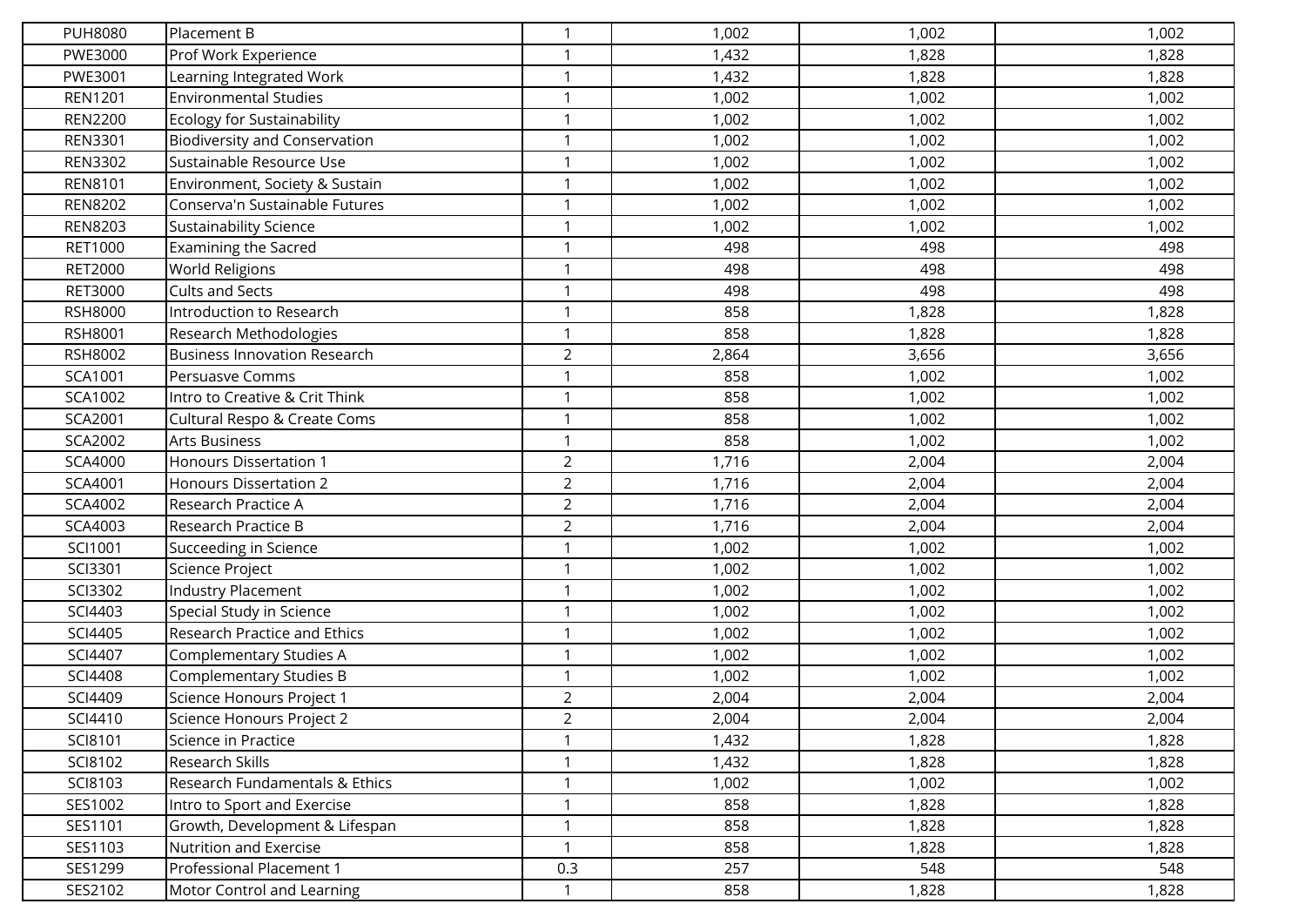| | | | | | |
|---|---|---|---|---|---|
| PUH8080 | Placement B | 1 | 1,002 | 1,002 | 1,002 |
| PWE3000 | Prof Work Experience | 1 | 1,432 | 1,828 | 1,828 |
| PWE3001 | Learning Integrated Work | 1 | 1,432 | 1,828 | 1,828 |
| REN1201 | Environmental Studies | 1 | 1,002 | 1,002 | 1,002 |
| REN2200 | Ecology for Sustainability | 1 | 1,002 | 1,002 | 1,002 |
| REN3301 | Biodiversity and Conservation | 1 | 1,002 | 1,002 | 1,002 |
| REN3302 | Sustainable Resource Use | 1 | 1,002 | 1,002 | 1,002 |
| REN8101 | Environment, Society & Sustain | 1 | 1,002 | 1,002 | 1,002 |
| REN8202 | Conserva'n Sustainable Futures | 1 | 1,002 | 1,002 | 1,002 |
| REN8203 | Sustainability Science | 1 | 1,002 | 1,002 | 1,002 |
| RET1000 | Examining the Sacred | 1 | 498 | 498 | 498 |
| RET2000 | World Religions | 1 | 498 | 498 | 498 |
| RET3000 | Cults and Sects | 1 | 498 | 498 | 498 |
| RSH8000 | Introduction to Research | 1 | 858 | 1,828 | 1,828 |
| RSH8001 | Research Methodologies | 1 | 858 | 1,828 | 1,828 |
| RSH8002 | Business Innovation Research | 2 | 2,864 | 3,656 | 3,656 |
| SCA1001 | Persuasve Comms | 1 | 858 | 1,002 | 1,002 |
| SCA1002 | Intro to Creative & Crit Think | 1 | 858 | 1,002 | 1,002 |
| SCA2001 | Cultural Respo & Create Coms | 1 | 858 | 1,002 | 1,002 |
| SCA2002 | Arts Business | 1 | 858 | 1,002 | 1,002 |
| SCA4000 | Honours Dissertation 1 | 2 | 1,716 | 2,004 | 2,004 |
| SCA4001 | Honours Dissertation 2 | 2 | 1,716 | 2,004 | 2,004 |
| SCA4002 | Research Practice A | 2 | 1,716 | 2,004 | 2,004 |
| SCA4003 | Research Practice B | 2 | 1,716 | 2,004 | 2,004 |
| SCI1001 | Succeeding in Science | 1 | 1,002 | 1,002 | 1,002 |
| SCI3301 | Science Project | 1 | 1,002 | 1,002 | 1,002 |
| SCI3302 | Industry Placement | 1 | 1,002 | 1,002 | 1,002 |
| SCI4403 | Special Study in Science | 1 | 1,002 | 1,002 | 1,002 |
| SCI4405 | Research Practice and Ethics | 1 | 1,002 | 1,002 | 1,002 |
| SCI4407 | Complementary Studies A | 1 | 1,002 | 1,002 | 1,002 |
| SCI4408 | Complementary Studies B | 1 | 1,002 | 1,002 | 1,002 |
| SCI4409 | Science Honours Project 1 | 2 | 2,004 | 2,004 | 2,004 |
| SCI4410 | Science Honours Project 2 | 2 | 2,004 | 2,004 | 2,004 |
| SCI8101 | Science in Practice | 1 | 1,432 | 1,828 | 1,828 |
| SCI8102 | Research Skills | 1 | 1,432 | 1,828 | 1,828 |
| SCI8103 | Research Fundamentals & Ethics | 1 | 1,002 | 1,002 | 1,002 |
| SES1002 | Intro to Sport and Exercise | 1 | 858 | 1,828 | 1,828 |
| SES1101 | Growth, Development & Lifespan | 1 | 858 | 1,828 | 1,828 |
| SES1103 | Nutrition and Exercise | 1 | 858 | 1,828 | 1,828 |
| SES1299 | Professional Placement 1 | 0.3 | 257 | 548 | 548 |
| SES2102 | Motor Control and Learning | 1 | 858 | 1,828 | 1,828 |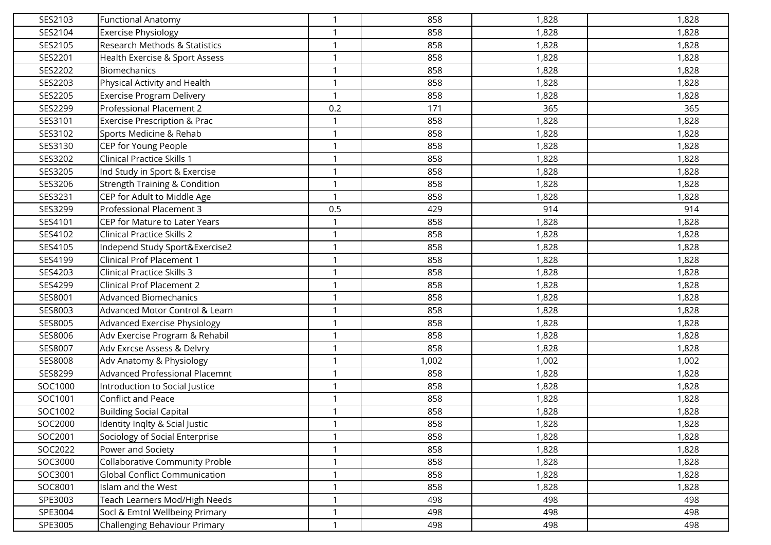| | | | | | |
|---|---|---|---|---|---|
| SES2103 | Functional Anatomy | 1 | 858 | 1,828 | 1,828 |
| SES2104 | Exercise Physiology | 1 | 858 | 1,828 | 1,828 |
| SES2105 | Research Methods & Statistics | 1 | 858 | 1,828 | 1,828 |
| SES2201 | Health Exercise & Sport Assess | 1 | 858 | 1,828 | 1,828 |
| SES2202 | Biomechanics | 1 | 858 | 1,828 | 1,828 |
| SES2203 | Physical Activity and Health | 1 | 858 | 1,828 | 1,828 |
| SES2205 | Exercise Program Delivery | 1 | 858 | 1,828 | 1,828 |
| SES2299 | Professional Placement 2 | 0.2 | 171 | 365 | 365 |
| SES3101 | Exercise Prescription & Prac | 1 | 858 | 1,828 | 1,828 |
| SES3102 | Sports Medicine & Rehab | 1 | 858 | 1,828 | 1,828 |
| SES3130 | CEP for Young People | 1 | 858 | 1,828 | 1,828 |
| SES3202 | Clinical Practice Skills 1 | 1 | 858 | 1,828 | 1,828 |
| SES3205 | Ind Study in Sport & Exercise | 1 | 858 | 1,828 | 1,828 |
| SES3206 | Strength Training & Condition | 1 | 858 | 1,828 | 1,828 |
| SES3231 | CEP for Adult to Middle Age | 1 | 858 | 1,828 | 1,828 |
| SES3299 | Professional Placement 3 | 0.5 | 429 | 914 | 914 |
| SES4101 | CEP for Mature to Later Years | 1 | 858 | 1,828 | 1,828 |
| SES4102 | Clinical Practice Skills 2 | 1 | 858 | 1,828 | 1,828 |
| SES4105 | Independ Study Sport&Exercise2 | 1 | 858 | 1,828 | 1,828 |
| SES4199 | Clinical Prof Placement 1 | 1 | 858 | 1,828 | 1,828 |
| SES4203 | Clinical Practice Skills 3 | 1 | 858 | 1,828 | 1,828 |
| SES4299 | Clinical Prof Placement 2 | 1 | 858 | 1,828 | 1,828 |
| SES8001 | Advanced Biomechanics | 1 | 858 | 1,828 | 1,828 |
| SES8003 | Advanced Motor Control & Learn | 1 | 858 | 1,828 | 1,828 |
| SES8005 | Advanced Exercise Physiology | 1 | 858 | 1,828 | 1,828 |
| SES8006 | Adv Exercise Program & Rehabil | 1 | 858 | 1,828 | 1,828 |
| SES8007 | Adv Exrcse Assess & Delvry | 1 | 858 | 1,828 | 1,828 |
| SES8008 | Adv Anatomy & Physiology | 1 | 1,002 | 1,002 | 1,002 |
| SES8299 | Advanced Professional Placemnt | 1 | 858 | 1,828 | 1,828 |
| SOC1000 | Introduction to Social Justice | 1 | 858 | 1,828 | 1,828 |
| SOC1001 | Conflict and Peace | 1 | 858 | 1,828 | 1,828 |
| SOC1002 | Building Social Capital | 1 | 858 | 1,828 | 1,828 |
| SOC2000 | Identity Inqlty & Scial Justic | 1 | 858 | 1,828 | 1,828 |
| SOC2001 | Sociology of Social Enterprise | 1 | 858 | 1,828 | 1,828 |
| SOC2022 | Power and Society | 1 | 858 | 1,828 | 1,828 |
| SOC3000 | Collaborative Community Proble | 1 | 858 | 1,828 | 1,828 |
| SOC3001 | Global Conflict Communication | 1 | 858 | 1,828 | 1,828 |
| SOC8001 | Islam and the West | 1 | 858 | 1,828 | 1,828 |
| SPE3003 | Teach Learners Mod/High Needs | 1 | 498 | 498 | 498 |
| SPE3004 | Socl & Emtnl Wellbeing Primary | 1 | 498 | 498 | 498 |
| SPE3005 | Challenging Behaviour Primary | 1 | 498 | 498 | 498 |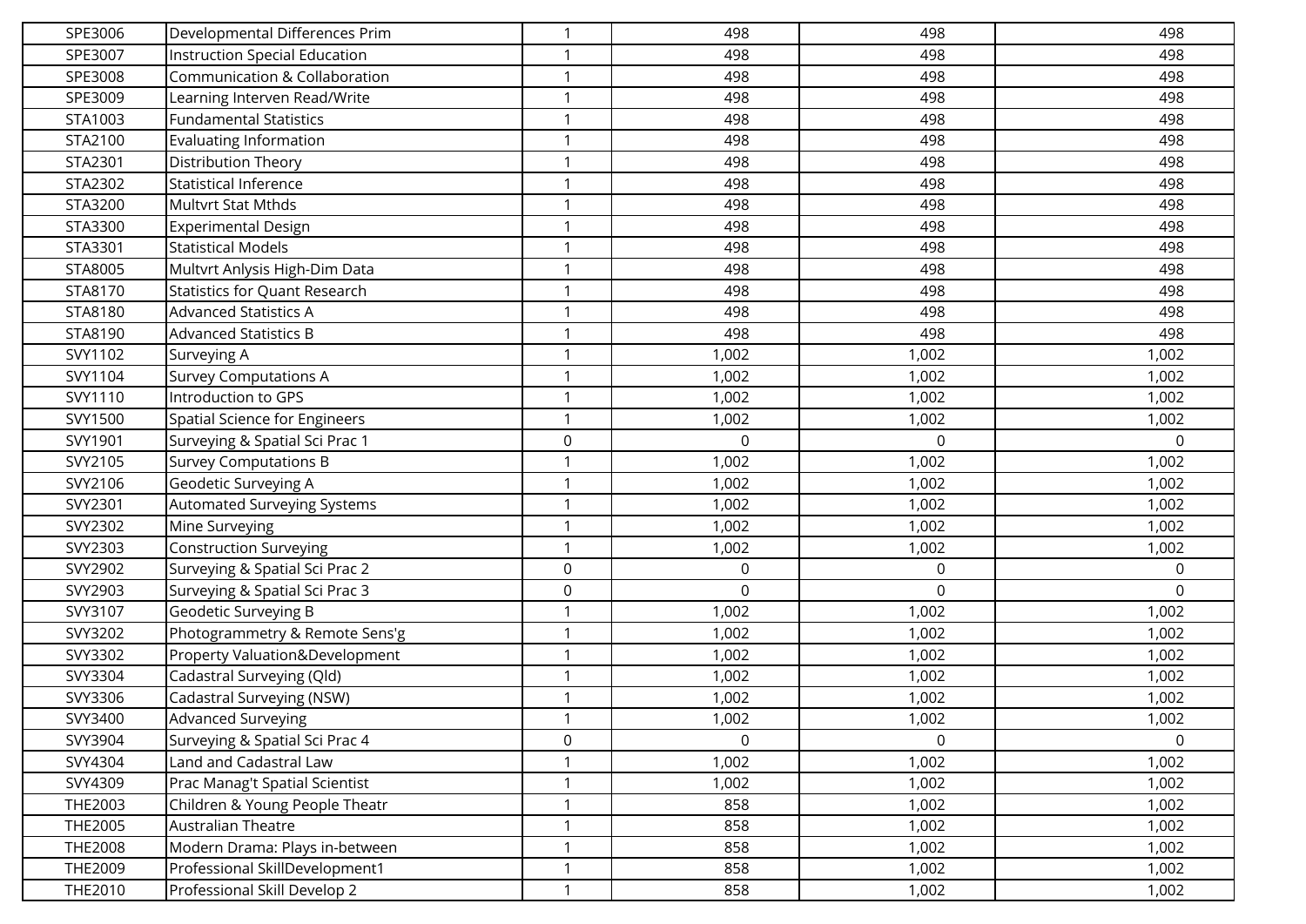| | | | | | |
|---|---|---|---|---|---|
| SPE3006 | Developmental Differences Prim | 1 | 498 | 498 | 498 |
| SPE3007 | Instruction Special Education | 1 | 498 | 498 | 498 |
| SPE3008 | Communication & Collaboration | 1 | 498 | 498 | 498 |
| SPE3009 | Learning Interven Read/Write | 1 | 498 | 498 | 498 |
| STA1003 | Fundamental Statistics | 1 | 498 | 498 | 498 |
| STA2100 | Evaluating Information | 1 | 498 | 498 | 498 |
| STA2301 | Distribution Theory | 1 | 498 | 498 | 498 |
| STA2302 | Statistical Inference | 1 | 498 | 498 | 498 |
| STA3200 | Multvrt Stat Mthds | 1 | 498 | 498 | 498 |
| STA3300 | Experimental Design | 1 | 498 | 498 | 498 |
| STA3301 | Statistical Models | 1 | 498 | 498 | 498 |
| STA8005 | Multvrt Anlysis High-Dim Data | 1 | 498 | 498 | 498 |
| STA8170 | Statistics for Quant Research | 1 | 498 | 498 | 498 |
| STA8180 | Advanced Statistics A | 1 | 498 | 498 | 498 |
| STA8190 | Advanced Statistics B | 1 | 498 | 498 | 498 |
| SVY1102 | Surveying A | 1 | 1,002 | 1,002 | 1,002 |
| SVY1104 | Survey Computations A | 1 | 1,002 | 1,002 | 1,002 |
| SVY1110 | Introduction to GPS | 1 | 1,002 | 1,002 | 1,002 |
| SVY1500 | Spatial Science for Engineers | 1 | 1,002 | 1,002 | 1,002 |
| SVY1901 | Surveying & Spatial Sci Prac 1 | 0 | 0 | 0 | 0 |
| SVY2105 | Survey Computations B | 1 | 1,002 | 1,002 | 1,002 |
| SVY2106 | Geodetic Surveying A | 1 | 1,002 | 1,002 | 1,002 |
| SVY2301 | Automated Surveying Systems | 1 | 1,002 | 1,002 | 1,002 |
| SVY2302 | Mine Surveying | 1 | 1,002 | 1,002 | 1,002 |
| SVY2303 | Construction Surveying | 1 | 1,002 | 1,002 | 1,002 |
| SVY2902 | Surveying & Spatial Sci Prac 2 | 0 | 0 | 0 | 0 |
| SVY2903 | Surveying & Spatial Sci Prac 3 | 0 | 0 | 0 | 0 |
| SVY3107 | Geodetic Surveying B | 1 | 1,002 | 1,002 | 1,002 |
| SVY3202 | Photogrammetry & Remote Sens'g | 1 | 1,002 | 1,002 | 1,002 |
| SVY3302 | Property Valuation&Development | 1 | 1,002 | 1,002 | 1,002 |
| SVY3304 | Cadastral Surveying (Qld) | 1 | 1,002 | 1,002 | 1,002 |
| SVY3306 | Cadastral Surveying (NSW) | 1 | 1,002 | 1,002 | 1,002 |
| SVY3400 | Advanced Surveying | 1 | 1,002 | 1,002 | 1,002 |
| SVY3904 | Surveying & Spatial Sci Prac 4 | 0 | 0 | 0 | 0 |
| SVY4304 | Land and Cadastral Law | 1 | 1,002 | 1,002 | 1,002 |
| SVY4309 | Prac Manag't Spatial Scientist | 1 | 1,002 | 1,002 | 1,002 |
| THE2003 | Children & Young People Theatr | 1 | 858 | 1,002 | 1,002 |
| THE2005 | Australian Theatre | 1 | 858 | 1,002 | 1,002 |
| THE2008 | Modern Drama: Plays in-between | 1 | 858 | 1,002 | 1,002 |
| THE2009 | Professional SkillDevelopment1 | 1 | 858 | 1,002 | 1,002 |
| THE2010 | Professional Skill Develop 2 | 1 | 858 | 1,002 | 1,002 |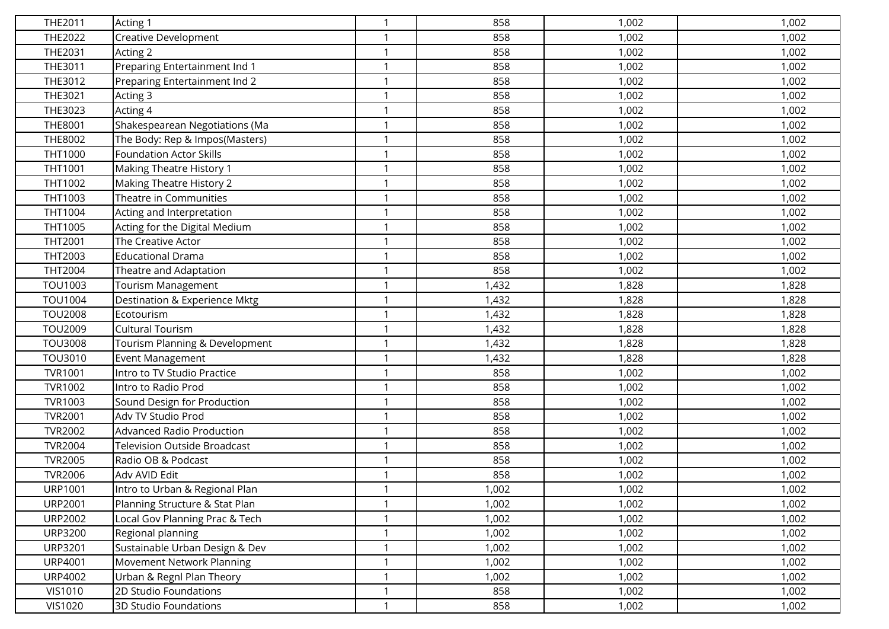| | | | | | |
|---|---|---|---|---|---|
| THE2011 | Acting 1 | 1 | 858 | 1,002 | 1,002 |
| THE2022 | Creative Development | 1 | 858 | 1,002 | 1,002 |
| THE2031 | Acting 2 | 1 | 858 | 1,002 | 1,002 |
| THE3011 | Preparing Entertainment Ind 1 | 1 | 858 | 1,002 | 1,002 |
| THE3012 | Preparing Entertainment Ind 2 | 1 | 858 | 1,002 | 1,002 |
| THE3021 | Acting 3 | 1 | 858 | 1,002 | 1,002 |
| THE3023 | Acting 4 | 1 | 858 | 1,002 | 1,002 |
| THE8001 | Shakespearean Negotiations (Ma | 1 | 858 | 1,002 | 1,002 |
| THE8002 | The Body: Rep & Impos(Masters) | 1 | 858 | 1,002 | 1,002 |
| THT1000 | Foundation Actor Skills | 1 | 858 | 1,002 | 1,002 |
| THT1001 | Making Theatre History 1 | 1 | 858 | 1,002 | 1,002 |
| THT1002 | Making Theatre History 2 | 1 | 858 | 1,002 | 1,002 |
| THT1003 | Theatre in Communities | 1 | 858 | 1,002 | 1,002 |
| THT1004 | Acting and Interpretation | 1 | 858 | 1,002 | 1,002 |
| THT1005 | Acting for the Digital Medium | 1 | 858 | 1,002 | 1,002 |
| THT2001 | The Creative Actor | 1 | 858 | 1,002 | 1,002 |
| THT2003 | Educational Drama | 1 | 858 | 1,002 | 1,002 |
| THT2004 | Theatre and Adaptation | 1 | 858 | 1,002 | 1,002 |
| TOU1003 | Tourism Management | 1 | 1,432 | 1,828 | 1,828 |
| TOU1004 | Destination & Experience Mktg | 1 | 1,432 | 1,828 | 1,828 |
| TOU2008 | Ecotourism | 1 | 1,432 | 1,828 | 1,828 |
| TOU2009 | Cultural Tourism | 1 | 1,432 | 1,828 | 1,828 |
| TOU3008 | Tourism Planning & Development | 1 | 1,432 | 1,828 | 1,828 |
| TOU3010 | Event Management | 1 | 1,432 | 1,828 | 1,828 |
| TVR1001 | Intro to TV Studio Practice | 1 | 858 | 1,002 | 1,002 |
| TVR1002 | Intro to Radio Prod | 1 | 858 | 1,002 | 1,002 |
| TVR1003 | Sound Design for Production | 1 | 858 | 1,002 | 1,002 |
| TVR2001 | Adv TV Studio Prod | 1 | 858 | 1,002 | 1,002 |
| TVR2002 | Advanced Radio Production | 1 | 858 | 1,002 | 1,002 |
| TVR2004 | Television Outside Broadcast | 1 | 858 | 1,002 | 1,002 |
| TVR2005 | Radio OB & Podcast | 1 | 858 | 1,002 | 1,002 |
| TVR2006 | Adv AVID Edit | 1 | 858 | 1,002 | 1,002 |
| URP1001 | Intro to Urban & Regional Plan | 1 | 1,002 | 1,002 | 1,002 |
| URP2001 | Planning Structure & Stat Plan | 1 | 1,002 | 1,002 | 1,002 |
| URP2002 | Local Gov Planning Prac & Tech | 1 | 1,002 | 1,002 | 1,002 |
| URP3200 | Regional planning | 1 | 1,002 | 1,002 | 1,002 |
| URP3201 | Sustainable Urban Design & Dev | 1 | 1,002 | 1,002 | 1,002 |
| URP4001 | Movement Network Planning | 1 | 1,002 | 1,002 | 1,002 |
| URP4002 | Urban & Regnl Plan Theory | 1 | 1,002 | 1,002 | 1,002 |
| VIS1010 | 2D Studio Foundations | 1 | 858 | 1,002 | 1,002 |
| VIS1020 | 3D Studio Foundations | 1 | 858 | 1,002 | 1,002 |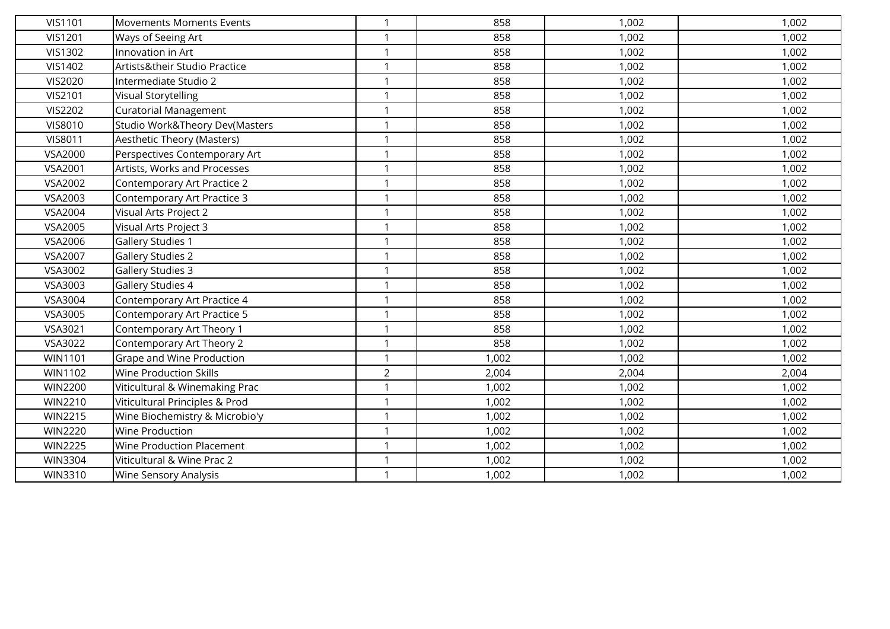| | | | | | |
|---|---|---|---|---|---|
| VIS1101 | Movements Moments Events | 1 | 858 | 1,002 | 1,002 |
| VIS1201 | Ways of Seeing Art | 1 | 858 | 1,002 | 1,002 |
| VIS1302 | Innovation in Art | 1 | 858 | 1,002 | 1,002 |
| VIS1402 | Artists&their Studio Practice | 1 | 858 | 1,002 | 1,002 |
| VIS2020 | Intermediate Studio 2 | 1 | 858 | 1,002 | 1,002 |
| VIS2101 | Visual Storytelling | 1 | 858 | 1,002 | 1,002 |
| VIS2202 | Curatorial Management | 1 | 858 | 1,002 | 1,002 |
| VIS8010 | Studio Work&Theory Dev(Masters | 1 | 858 | 1,002 | 1,002 |
| VIS8011 | Aesthetic Theory (Masters) | 1 | 858 | 1,002 | 1,002 |
| VSA2000 | Perspectives Contemporary Art | 1 | 858 | 1,002 | 1,002 |
| VSA2001 | Artists, Works and Processes | 1 | 858 | 1,002 | 1,002 |
| VSA2002 | Contemporary Art Practice 2 | 1 | 858 | 1,002 | 1,002 |
| VSA2003 | Contemporary Art Practice 3 | 1 | 858 | 1,002 | 1,002 |
| VSA2004 | Visual Arts Project 2 | 1 | 858 | 1,002 | 1,002 |
| VSA2005 | Visual Arts Project 3 | 1 | 858 | 1,002 | 1,002 |
| VSA2006 | Gallery Studies 1 | 1 | 858 | 1,002 | 1,002 |
| VSA2007 | Gallery Studies 2 | 1 | 858 | 1,002 | 1,002 |
| VSA3002 | Gallery Studies 3 | 1 | 858 | 1,002 | 1,002 |
| VSA3003 | Gallery Studies 4 | 1 | 858 | 1,002 | 1,002 |
| VSA3004 | Contemporary Art Practice 4 | 1 | 858 | 1,002 | 1,002 |
| VSA3005 | Contemporary Art Practice 5 | 1 | 858 | 1,002 | 1,002 |
| VSA3021 | Contemporary Art Theory 1 | 1 | 858 | 1,002 | 1,002 |
| VSA3022 | Contemporary Art Theory 2 | 1 | 858 | 1,002 | 1,002 |
| WIN1101 | Grape and Wine Production | 1 | 1,002 | 1,002 | 1,002 |
| WIN1102 | Wine Production Skills | 2 | 2,004 | 2,004 | 2,004 |
| WIN2200 | Viticultural & Winemaking Prac | 1 | 1,002 | 1,002 | 1,002 |
| WIN2210 | Viticultural Principles & Prod | 1 | 1,002 | 1,002 | 1,002 |
| WIN2215 | Wine Biochemistry & Microbio'y | 1 | 1,002 | 1,002 | 1,002 |
| WIN2220 | Wine Production | 1 | 1,002 | 1,002 | 1,002 |
| WIN2225 | Wine Production Placement | 1 | 1,002 | 1,002 | 1,002 |
| WIN3304 | Viticultural & Wine Prac 2 | 1 | 1,002 | 1,002 | 1,002 |
| WIN3310 | Wine Sensory Analysis | 1 | 1,002 | 1,002 | 1,002 |